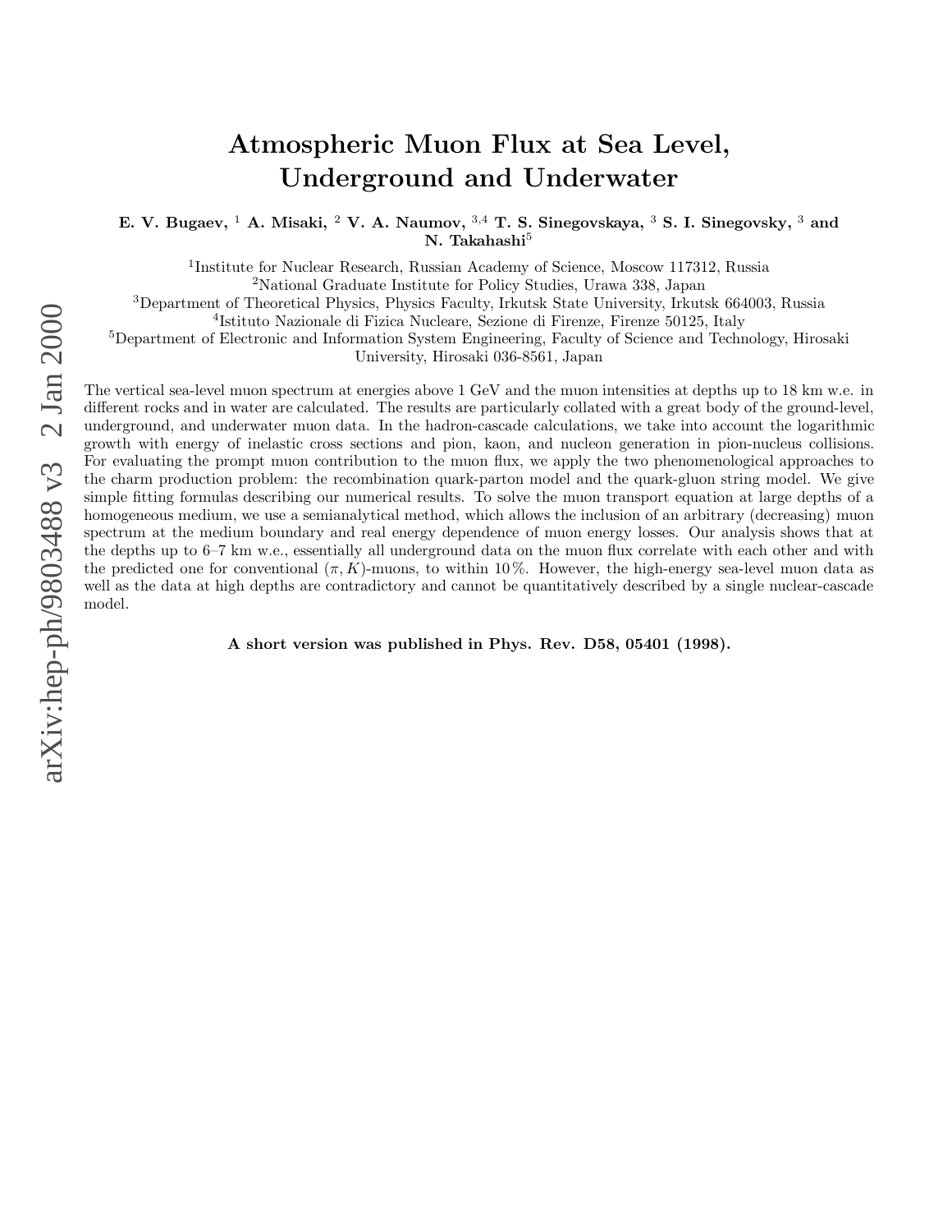# Atmospheric Muon Flux at Sea Level, Underground and Underwater

**E. V. Bugaev, [1] A. Misaki, [2] V. A. Naumov, [3,4] T. S. Sinegovskaya, [3] S. I. Sinegovsky, [3] and N. Takahashi[5]**

[1]Institute for Nuclear Research, Russian Academy of Science, Moscow 117312, Russia
[2]National Graduate Institute for Policy Studies, Urawa 338, Japan
[3]Department of Theoretical Physics, Physics Faculty, Irkutsk State University, Irkutsk 664003, Russia
[4]Istituto Nazionale di Fizica Nucleare, Sezione di Firenze, Firenze 50125, Italy
[5]Department of Electronic and Information System Engineering, Faculty of Science and Technology, Hirosaki University, Hirosaki 036-8561, Japan

The vertical sea-level muon spectrum at energies above 1 GeV and the muon intensities at depths up to 18 km w.e. in different rocks and in water are calculated. The results are particularly collated with a great body of the ground-level, underground, and underwater muon data. In the hadron-cascade calculations, we take into account the logarithmic growth with energy of inelastic cross sections and pion, kaon, and nucleon generation in pion-nucleus collisions. For evaluating the prompt muon contribution to the muon flux, we apply the two phenomenological approaches to the charm production problem: the recombination quark-parton model and the quark-gluon string model. We give simple fitting formulas describing our numerical results. To solve the muon transport equation at large depths of a homogeneous medium, we use a semianalytical method, which allows the inclusion of an arbitrary (decreasing) muon spectrum at the medium boundary and real energy dependence of muon energy losses. Our analysis shows that at the depths up to 6–7 km w.e., essentially all underground data on the muon flux correlate with each other and with the predicted one for conventional $(\pi, K)$-muons, to within 10 %. However, the high-energy sea-level muon data as well as the data at high depths are contradictory and cannot be quantitatively described by a single nuclear-cascade model.

**A short version was published in Phys. Rev. D58, 05401 (1998).**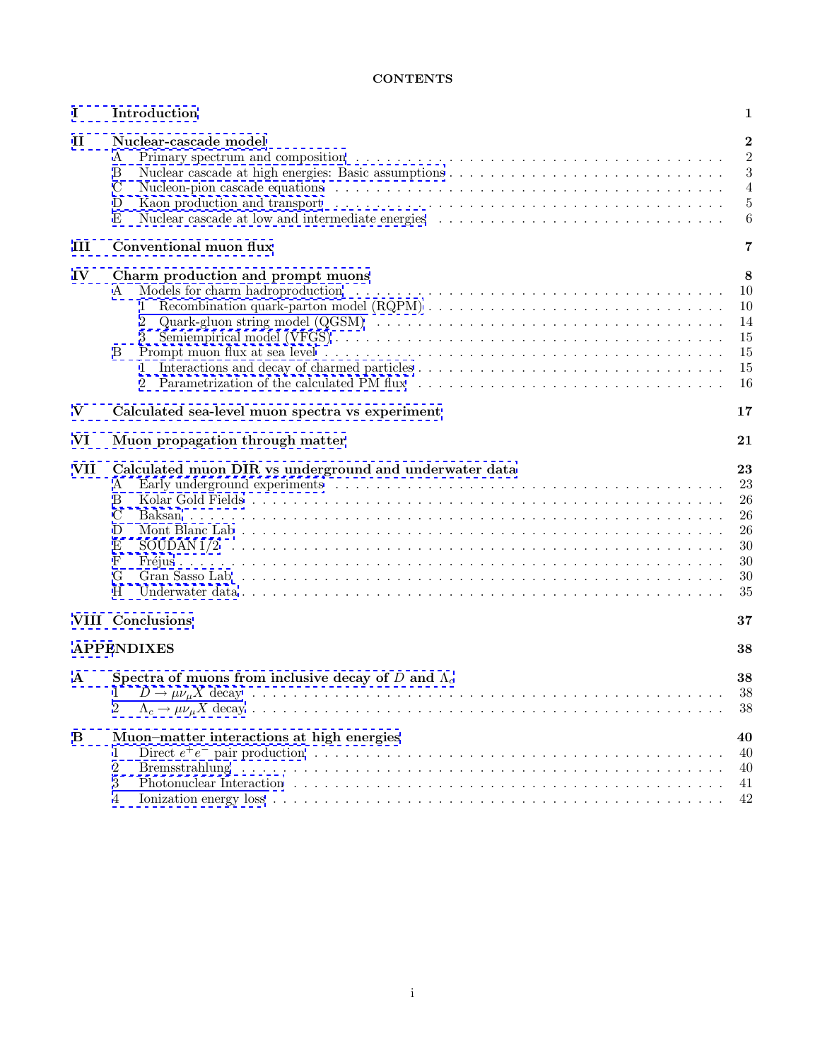# CONTENTS

| | | |
|---|---|---|
| **I** | **Introduction** | **1** |
| **II** | **Nuclear-cascade model** | **2** |
| | A Primary spectrum and composition | 2 |
| | B Nuclear cascade at high energies: Basic assumptions | 3 |
| | C Nucleon-pion cascade equations | 4 |
| | D Kaon production and transport | 5 |
| | E Nuclear cascade at low and intermediate energies | 6 |
| **III** | **Conventional muon flux** | **7** |
| **IV** | **Charm production and prompt muons** | **8** |
| | A Models for charm hadroproduction | 10 |
| | 1 Recombination quark-parton model (RQPM) | 10 |
| | 2 Quark-gluon string model (QGSM) | 14 |
| | 3 Semiempirical model (VFGS) | 15 |
| | B Prompt muon flux at sea level | 15 |
| | 1 Interactions and decay of charmed particles | 15 |
| | 2 Parametrization of the calculated PM flux | 16 |
| **V** | **Calculated sea-level muon spectra vs experiment** | **17** |
| **VI** | **Muon propagation through matter** | **21** |
| **VII** | **Calculated muon DIR vs underground and underwater data** | **23** |
| | A Early underground experiments | 23 |
| | B Kolar Gold Fields | 26 |
| | C Baksan | 26 |
| | D Mont Blanc Lab | 26 |
| | E SOUDAN 1/2 | 30 |
| | F Fréjus | 30 |
| | G Gran Sasso Lab | 30 |
| | H Underwater data | 35 |
| **VIII** | **Conclusions** | **37** |
| **APPENDIXES** | | **38** |
| **A** | **Spectra of muons from inclusive decay of $D$ and $\Lambda_c$** | **38** |
| | 1 $D \to \mu\nu_\mu X$ decay | 38 |
| | 2 $\Lambda_c \to \mu\nu_\mu X$ decay | 38 |
| **B** | **Muon–matter interactions at high energies** | **40** |
| | 1 Direct $e^+e^-$ pair production | 40 |
| | 2 Bremsstrahlung | 40 |
| | 3 Photonuclear Interaction | 41 |
| | 4 Ionization energy loss | 42 |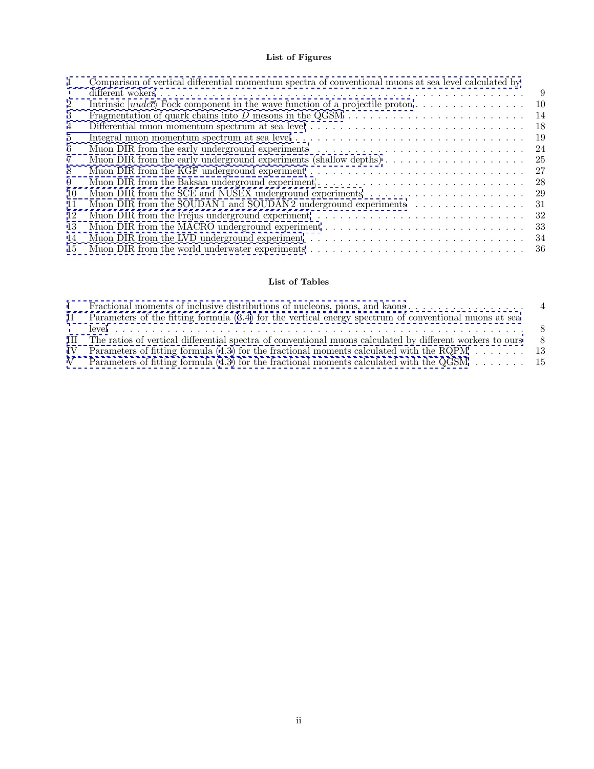## List of Figures

1 Comparison of vertical differential momentum spectra of conventional muons at sea level calculated by different wokers . . . 9
2 Intrinsic $|uudc\overline{c}\rangle$ Fock component in the wave function of a projectile proton . . . 10
3 Fragmentation of quark chains into $D$ mesons in the QGSM . . . 14
4 Differential muon momentum spectrum at sea level . . . 18
5 Integral muon momentum spectrum at sea level . . . 19
6 Muon DIR from the early underground experiments . . . 24
7 Muon DIR from the early underground experiments (shallow depths) . . . 25
8 Muon DIR from the KGF underground experiment . . . 27
9 Muon DIR from the Baksan underground experiment . . . 28
10 Muon DIR from the SCE and NUSEX underground experiments . . . 29
11 Muon DIR from the SOUDAN 1 and SOUDAN 2 underground experiments . . . 31
12 Muon DIR from the Fréjus underground experiment . . . 32
13 Muon DIR from the MACRO underground experiment . . . 33
14 Muon DIR from the LVD underground experiment . . . 34
15 Muon DIR from the world underwater experiments . . . 36

## List of Tables

I Fractional moments of inclusive distributions of nucleons, pions, and kaons . . . 4
II Parameters of the fitting formula (3.4) for the vertical energy spectrum of conventional muons at sea level . . . 8
III The ratios of vertical differential spectra of conventional muons calculated by different workers to ours . . . 8
IV Parameters of fitting formula (4.3) for the fractional moments calculated with the RQPM . . . 13
V Parameters of fitting formula (4.3) for the fractional moments calculated with the QGSM . . . 15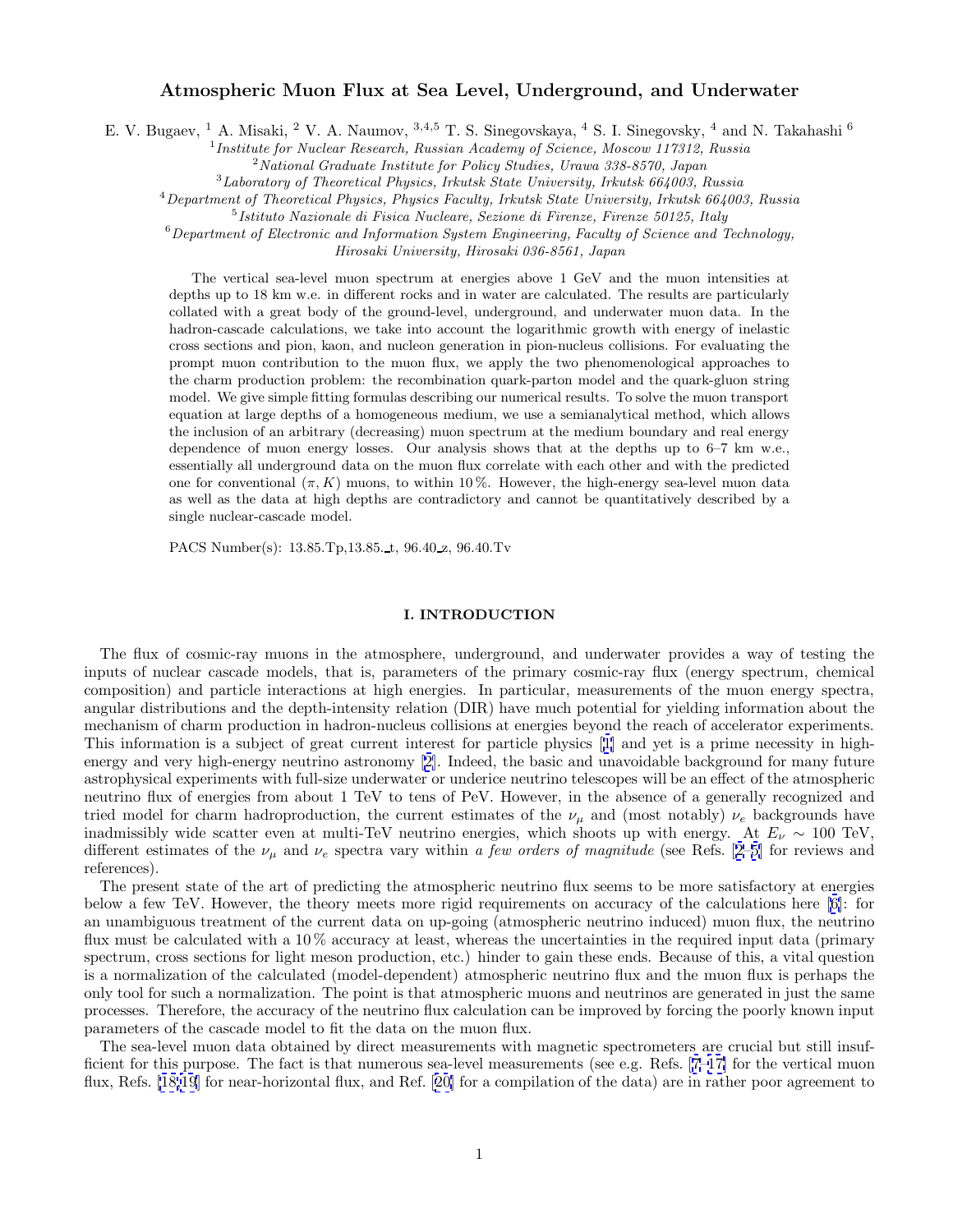# Atmospheric Muon Flux at Sea Level, Underground, and Underwater

E. V. Bugaev, [1] A. Misaki, [2] V. A. Naumov, [3,4,5] T. S. Sinegovskaya, [4] S. I. Sinegovsky, [4] and N. Takahashi [6]

[1] *Institute for Nuclear Research, Russian Academy of Science, Moscow 117312, Russia*

[2] *National Graduate Institute for Policy Studies, Urawa 338-8570, Japan*

[3] *Laboratory of Theoretical Physics, Irkutsk State University, Irkutsk 664003, Russia*

[4] *Department of Theoretical Physics, Physics Faculty, Irkutsk State University, Irkutsk 664003, Russia*

[5] *Istituto Nazionale di Fisica Nucleare, Sezione di Firenze, Firenze 50125, Italy*

[6] *Department of Electronic and Information System Engineering, Faculty of Science and Technology, Hirosaki University, Hirosaki 036-8561, Japan*

The vertical sea-level muon spectrum at energies above 1 GeV and the muon intensities at depths up to 18 km w.e. in different rocks and in water are calculated. The results are particularly collated with a great body of the ground-level, underground, and underwater muon data. In the hadron-cascade calculations, we take into account the logarithmic growth with energy of inelastic cross sections and pion, kaon, and nucleon generation in pion-nucleus collisions. For evaluating the prompt muon contribution to the muon flux, we apply the two phenomenological approaches to the charm production problem: the recombination quark-parton model and the quark-gluon string model. We give simple fitting formulas describing our numerical results. To solve the muon transport equation at large depths of a homogeneous medium, we use a semianalytical method, which allows the inclusion of an arbitrary (decreasing) muon spectrum at the medium boundary and real energy dependence of muon energy losses. Our analysis shows that at the depths up to 6–7 km w.e., essentially all underground data on the muon flux correlate with each other and with the predicted one for conventional $(\pi, K)$ muons, to within 10 %. However, the high-energy sea-level muon data as well as the data at high depths are contradictory and cannot be quantitatively described by a single nuclear-cascade model.

PACS Number(s): 13.85.Tp,13.85.-t, 96.40.-z, 96.40.Tv

## I. INTRODUCTION

The flux of cosmic-ray muons in the atmosphere, underground, and underwater provides a way of testing the inputs of nuclear cascade models, that is, parameters of the primary cosmic-ray flux (energy spectrum, chemical composition) and particle interactions at high energies. In particular, measurements of the muon energy spectra, angular distributions and the depth-intensity relation (DIR) have much potential for yielding information about the mechanism of charm production in hadron-nucleus collisions at energies beyond the reach of accelerator experiments. This information is a subject of great current interest for particle physics [1] and yet is a prime necessity in high-energy and very high-energy neutrino astronomy [2]. Indeed, the basic and unavoidable background for many future astrophysical experiments with full-size underwater or underice neutrino telescopes will be an effect of the atmospheric neutrino flux of energies from about 1 TeV to tens of PeV. However, in the absence of a generally recognized and tried model for charm hadroproduction, the current estimates of the $\nu_\mu$ and (most notably) $\nu_e$ backgrounds have inadmissibly wide scatter even at multi-TeV neutrino energies, which shoots up with energy. At $E_\nu \sim 100$ TeV, different estimates of the $\nu_\mu$ and $\nu_e$ spectra vary within *a few orders of magnitude* (see Refs. [2–5] for reviews and references).

The present state of the art of predicting the atmospheric neutrino flux seems to be more satisfactory at energies below a few TeV. However, the theory meets more rigid requirements on accuracy of the calculations here [6]: for an unambiguous treatment of the current data on up-going (atmospheric neutrino induced) muon flux, the neutrino flux must be calculated with a 10 % accuracy at least, whereas the uncertainties in the required input data (primary spectrum, cross sections for light meson production, etc.) hinder to gain these ends. Because of this, a vital question is a normalization of the calculated (model-dependent) atmospheric neutrino flux and the muon flux is perhaps the only tool for such a normalization. The point is that atmospheric muons and neutrinos are generated in just the same processes. Therefore, the accuracy of the neutrino flux calculation can be improved by forcing the poorly known input parameters of the cascade model to fit the data on the muon flux.

The sea-level muon data obtained by direct measurements with magnetic spectrometers are crucial but still insufficient for this purpose. The fact is that numerous sea-level measurements (see e.g. Refs. [7–17] for the vertical muon flux, Refs. [18,19] for near-horizontal flux, and Ref. [20] for a compilation of the data) are in rather poor agreement to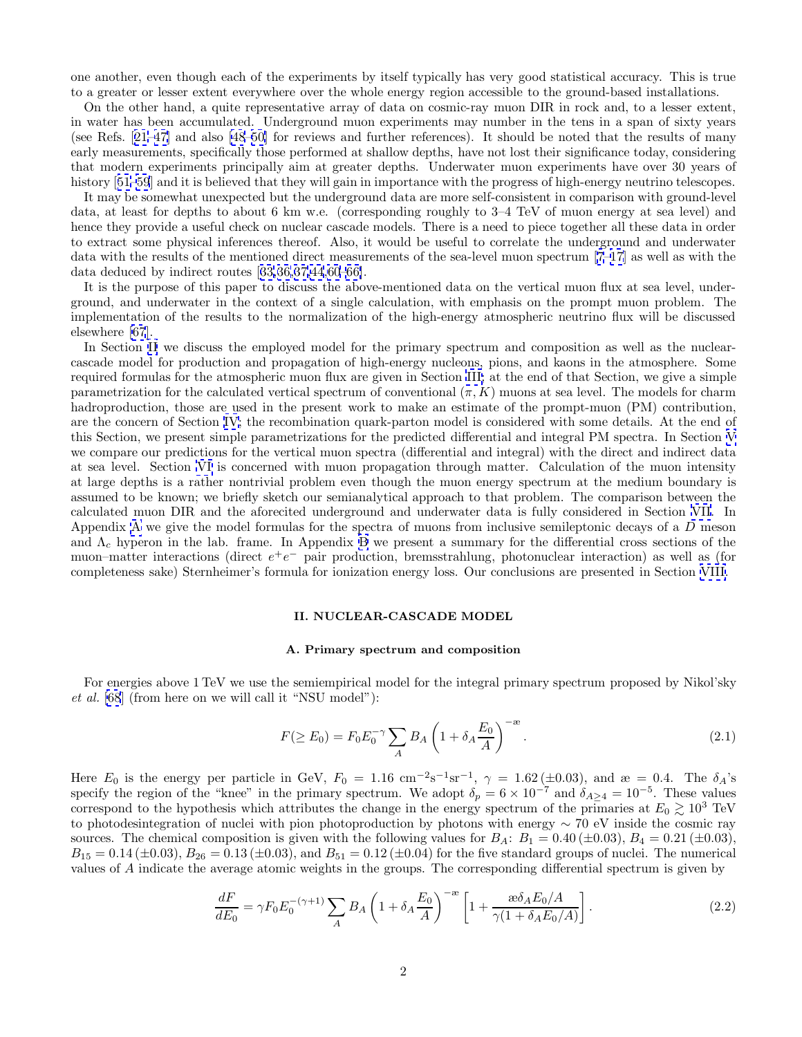one another, even though each of the experiments by itself typically has very good statistical accuracy. This is true to a greater or lesser extent everywhere over the whole energy region accessible to the ground-based installations.

On the other hand, a quite representative array of data on cosmic-ray muon DIR in rock and, to a lesser extent, in water has been accumulated. Underground muon experiments may number in the tens in a span of sixty years (see Refs. [21–47] and also [48–50] for reviews and further references). It should be noted that the results of many early measurements, specifically those performed at shallow depths, have not lost their significance today, considering that modern experiments principally aim at greater depths. Underwater muon experiments have over 30 years of history [51–59] and it is believed that they will gain in importance with the progress of high-energy neutrino telescopes.

It may be somewhat unexpected but the underground data are more self-consistent in comparison with ground-level data, at least for depths to about 6 km w.e. (corresponding roughly to 3–4 TeV of muon energy at sea level) and hence they provide a useful check on nuclear cascade models. There is a need to piece together all these data in order to extract some physical inferences thereof. Also, it would be useful to correlate the underground and underwater data with the results of the mentioned direct measurements of the sea-level muon spectrum [7–17] as well as with the data deduced by indirect routes [33,36,37,44,60–66].

It is the purpose of this paper to discuss the above-mentioned data on the vertical muon flux at sea level, underground, and underwater in the context of a single calculation, with emphasis on the prompt muon problem. The implementation of the results to the normalization of the high-energy atmospheric neutrino flux will be discussed elsewhere [67].

In Section II we discuss the employed model for the primary spectrum and composition as well as the nuclear-cascade model for production and propagation of high-energy nucleons, pions, and kaons in the atmosphere. Some required formulas for the atmospheric muon flux are given in Section III; at the end of that Section, we give a simple parametrization for the calculated vertical spectrum of conventional ($\pi, K$) muons at sea level. The models for charm hadroproduction, those are used in the present work to make an estimate of the prompt-muon (PM) contribution, are the concern of Section IV; the recombination quark-parton model is considered with some details. At the end of this Section, we present simple parametrizations for the predicted differential and integral PM spectra. In Section V we compare our predictions for the vertical muon spectra (differential and integral) with the direct and indirect data at sea level. Section VI is concerned with muon propagation through matter. Calculation of the muon intensity at large depths is a rather nontrivial problem even though the muon energy spectrum at the medium boundary is assumed to be known; we briefly sketch our semianalytical approach to that problem. The comparison between the calculated muon DIR and the aforecited underground and underwater data is fully considered in Section VII. In Appendix A we give the model formulas for the spectra of muons from inclusive semileptonic decays of a $D$ meson and $\Lambda_c$ hyperon in the lab. frame. In Appendix B we present a summary for the differential cross sections of the muon–matter interactions (direct $e^+e^-$ pair production, bremsstrahlung, photonuclear interaction) as well as (for completeness sake) Sternheimer's formula for ionization energy loss. Our conclusions are presented in Section VIII.

## II. NUCLEAR-CASCADE MODEL

### A. Primary spectrum and composition

For energies above 1 TeV we use the semiempirical model for the integral primary spectrum proposed by Nikol'sky *et al.* [68] (from here on we will call it "NSU model"):

$$F(\geq E_0) = F_0 E_0^{-\gamma} \sum_A B_A \left(1 + \delta_A \frac{E_0}{A}\right)^{-æ}. \tag{2.1}$$

Here $E_0$ is the energy per particle in GeV, $F_0 = 1.16$ cm$^{-2}$s$^{-1}$sr$^{-1}$, $\gamma = 1.62\,(\pm 0.03)$, and $æ = 0.4$. The $\delta_A$'s specify the region of the "knee" in the primary spectrum. We adopt $\delta_p = 6 \times 10^{-7}$ and $\delta_{A \geq 4} = 10^{-5}$. These values correspond to the hypothesis which attributes the change in the energy spectrum of the primaries at $E_0 \gtrsim 10^3$ TeV to photodesintegration of nuclei with pion photoproduction by photons with energy $\sim 70$ eV inside the cosmic ray sources. The chemical composition is given with the following values for $B_A$: $B_1 = 0.40\,(\pm 0.03)$, $B_4 = 0.21\,(\pm 0.03)$, $B_{15} = 0.14\,(\pm 0.03)$, $B_{26} = 0.13\,(\pm 0.03)$, and $B_{51} = 0.12\,(\pm 0.04)$ for the five standard groups of nuclei. The numerical values of $A$ indicate the average atomic weights in the groups. The corresponding differential spectrum is given by

$$\frac{dF}{dE_0} = \gamma F_0 E_0^{-(\gamma+1)} \sum_A B_A \left(1 + \delta_A \frac{E_0}{A}\right)^{-æ} \left[1 + \frac{æ \delta_A E_0/A}{\gamma(1 + \delta_A E_0/A)}\right]. \tag{2.2}$$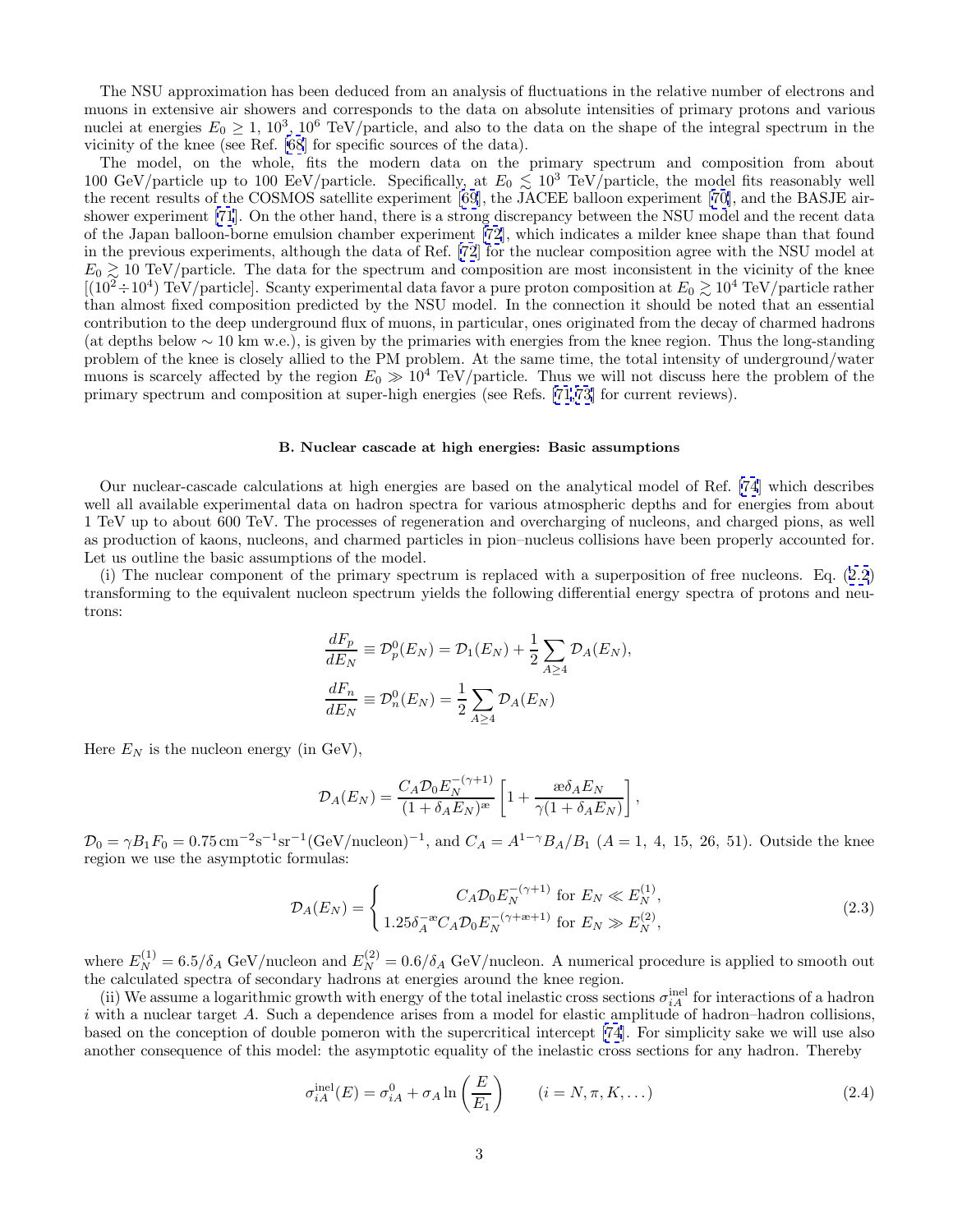The NSU approximation has been deduced from an analysis of fluctuations in the relative number of electrons and muons in extensive air showers and corresponds to the data on absolute intensities of primary protons and various nuclei at energies $E_0 \geq 1$, $10^3$, $10^6$ TeV/particle, and also to the data on the shape of the integral spectrum in the vicinity of the knee (see Ref. [68] for specific sources of the data).

The model, on the whole, fits the modern data on the primary spectrum and composition from about 100 GeV/particle up to 100 EeV/particle. Specifically, at $E_0 \lesssim 10^3$ TeV/particle, the model fits reasonably well the recent results of the COSMOS satellite experiment [69], the JACEE balloon experiment [70], and the BASJE air-shower experiment [71]. On the other hand, there is a strong discrepancy between the NSU model and the recent data of the Japan balloon-borne emulsion chamber experiment [72], which indicates a milder knee shape than that found in the previous experiments, although the data of Ref. [72] for the nuclear composition agree with the NSU model at $E_0 \gtrsim 10$ TeV/particle. The data for the spectrum and composition are most inconsistent in the vicinity of the knee [$(10^2 \div 10^4)$ TeV/particle]. Scanty experimental data favor a pure proton composition at $E_0 \gtrsim 10^4$ TeV/particle rather than almost fixed composition predicted by the NSU model. In the connection it should be noted that an essential contribution to the deep underground flux of muons, in particular, ones originated from the decay of charmed hadrons (at depths below $\sim 10$ km w.e.), is given by the primaries with energies from the knee region. Thus the long-standing problem of the knee is closely allied to the PM problem. At the same time, the total intensity of underground/water muons is scarcely affected by the region $E_0 \gg 10^4$ TeV/particle. Thus we will not discuss here the problem of the primary spectrum and composition at super-high energies (see Refs. [71,73] for current reviews).

### B. Nuclear cascade at high energies: Basic assumptions

Our nuclear-cascade calculations at high energies are based on the analytical model of Ref. [74] which describes well all available experimental data on hadron spectra for various atmospheric depths and for energies from about 1 TeV up to about 600 TeV. The processes of regeneration and overcharging of nucleons, and charged pions, as well as production of kaons, nucleons, and charmed particles in pion–nucleus collisions have been properly accounted for. Let us outline the basic assumptions of the model.

(i) The nuclear component of the primary spectrum is replaced with a superposition of free nucleons. Eq. (2.2) transforming to the equivalent nucleon spectrum yields the following differential energy spectra of protons and neutrons:

$$\frac{dF_p}{dE_N} \equiv \mathcal{D}_p^0(E_N) = \mathcal{D}_1(E_N) + \frac{1}{2}\sum_{A\geq 4}\mathcal{D}_A(E_N),$$

$$\frac{dF_n}{dE_N} \equiv \mathcal{D}_n^0(E_N) = \frac{1}{2}\sum_{A\geq 4}\mathcal{D}_A(E_N)$$

Here $E_N$ is the nucleon energy (in GeV),

$$\mathcal{D}_A(E_N) = \frac{C_A\mathcal{D}_0 E_N^{-(\gamma+1)}}{(1+\delta_A E_N)^{æ}}\left[1 + \frac{æ\delta_A E_N}{\gamma(1+\delta_A E_N)}\right],$$

$\mathcal{D}_0 = \gamma B_1 F_0 = 0.75\,\mathrm{cm}^{-2}\mathrm{s}^{-1}\mathrm{sr}^{-1}(\mathrm{GeV/nucleon})^{-1}$, and $C_A = A^{1-\gamma}B_A/B_1$ ($A = 1,\ 4,\ 15,\ 26,\ 51$). Outside the knee region we use the asymptotic formulas:

$$\mathcal{D}_A(E_N) = \begin{cases} C_A\mathcal{D}_0 E_N^{-(\gamma+1)} \text{ for } E_N \ll E_N^{(1)}, \\ 1.25\delta_A^{-æ}C_A\mathcal{D}_0 E_N^{-(\gamma+æ+1)} \text{ for } E_N \gg E_N^{(2)}, \end{cases} \tag{2.3}$$

where $E_N^{(1)} = 6.5/\delta_A$ GeV/nucleon and $E_N^{(2)} = 0.6/\delta_A$ GeV/nucleon. A numerical procedure is applied to smooth out the calculated spectra of secondary hadrons at energies around the knee region.

(ii) We assume a logarithmic growth with energy of the total inelastic cross sections $\sigma_{iA}^{\mathrm{inel}}$ for interactions of a hadron $i$ with a nuclear target $A$. Such a dependence arises from a model for elastic amplitude of hadron–hadron collisions, based on the conception of double pomeron with the supercritical intercept [74]. For simplicity sake we will use also another consequence of this model: the asymptotic equality of the inelastic cross sections for any hadron. Thereby

$$\sigma_{iA}^{\mathrm{inel}}(E) = \sigma_{iA}^0 + \sigma_A \ln\left(\frac{E}{E_1}\right) \qquad (i = N, \pi, K, \ldots) \tag{2.4}$$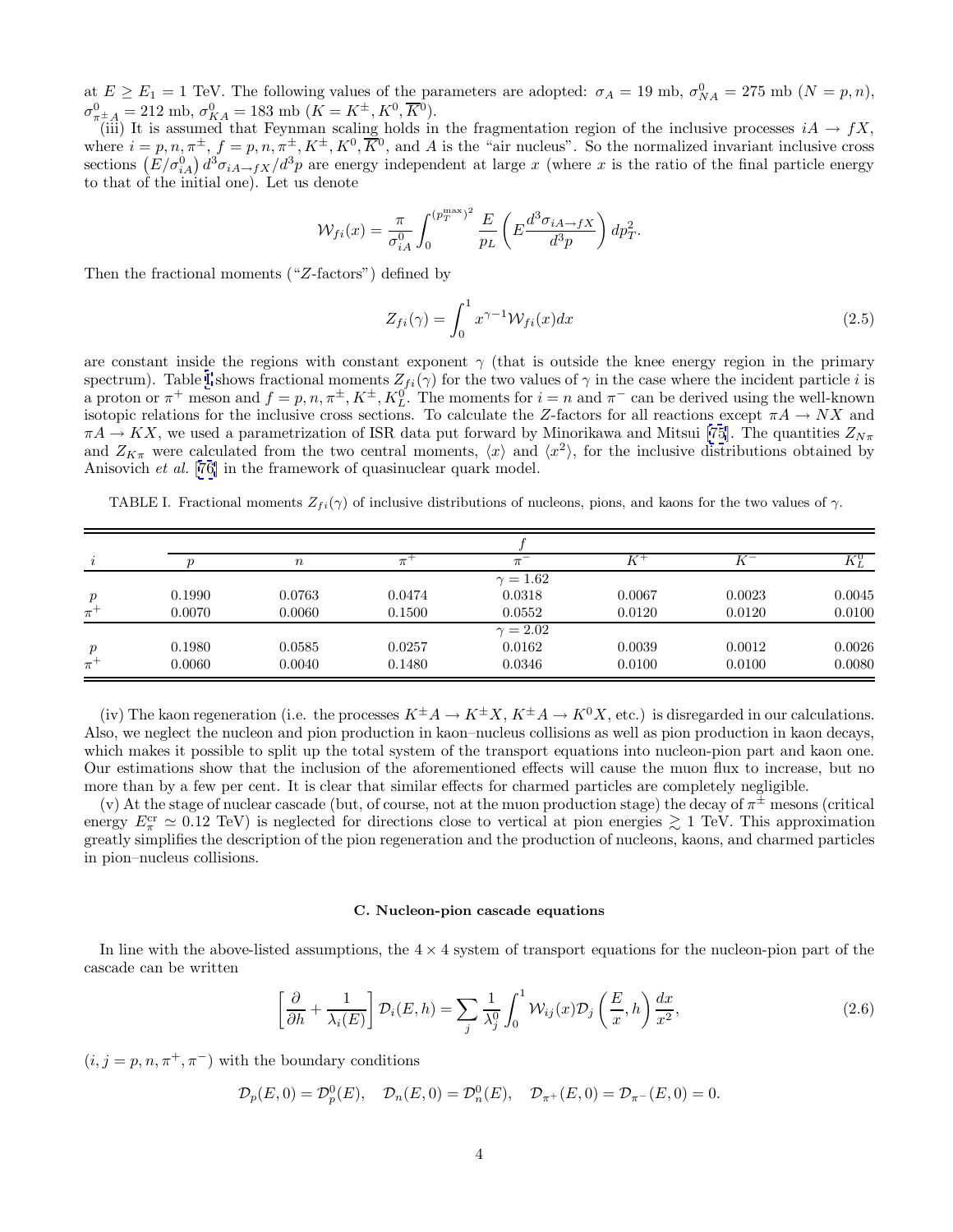at $E \geq E_1 = 1$ TeV. The following values of the parameters are adopted: $\sigma_A = 19$ mb, $\sigma^0_{NA} = 275$ mb ($N = p, n$), $\sigma^0_{\pi^\pm A} = 212$ mb, $\sigma^0_{KA} = 183$ mb ($K = K^\pm, K^0, \overline{K}^0$).

(iii) It is assumed that Feynman scaling holds in the fragmentation region of the inclusive processes $iA \to fX$, where $i = p, n, \pi^\pm$, $f = p, n, \pi^\pm, K^\pm, K^0, \overline{K}^0$, and $A$ is the "air nucleus". So the normalized invariant inclusive cross sections $\left(E/\sigma^0_{iA}\right) d^3\sigma_{iA\to fX}/d^3p$ are energy independent at large $x$ (where $x$ is the ratio of the final particle energy to that of the initial one). Let us denote

$$\mathcal{W}_{fi}(x) = \frac{\pi}{\sigma^0_{iA}} \int_0^{(p_T^{\max})^2} \frac{E}{p_L} \left( E \frac{d^3\sigma_{iA\to fX}}{d^3p} \right) dp_T^2.$$

Then the fractional moments ("$Z$-factors") defined by

$$Z_{fi}(\gamma) = \int_0^1 x^{\gamma-1} \mathcal{W}_{fi}(x) dx \tag{2.5}$$

are constant inside the regions with constant exponent $\gamma$ (that is outside the knee energy region in the primary spectrum). Table I shows fractional moments $Z_{fi}(\gamma)$ for the two values of $\gamma$ in the case where the incident particle $i$ is a proton or $\pi^+$ meson and $f = p, n, \pi^\pm, K^\pm, K^0_L$. The moments for $i = n$ and $\pi^-$ can be derived using the well-known isotopic relations for the inclusive cross sections. To calculate the $Z$-factors for all reactions except $\pi A \to NX$ and $\pi A \to KX$, we used a parametrization of ISR data put forward by Minorikawa and Mitsui [75]. The quantities $Z_{N\pi}$ and $Z_{K\pi}$ were calculated from the two central moments, $\langle x \rangle$ and $\langle x^2 \rangle$, for the inclusive distributions obtained by Anisovich *et al.* [76] in the framework of quasinuclear quark model.

TABLE I. Fractional moments $Z_{fi}(\gamma)$ of inclusive distributions of nucleons, pions, and kaons for the two values of $\gamma$.

| | $f$ | | | | | | |
|---|---|---|---|---|---|---|---|
| $i$ | $p$ | $n$ | $\pi^+$ | $\pi^-$ | $K^+$ | $K^-$ | $K^0_L$ |
| | | | | $\gamma = 1.62$ | | | |
| $p$ | 0.1990 | 0.0763 | 0.0474 | 0.0318 | 0.0067 | 0.0023 | 0.0045 |
| $\pi^+$ | 0.0070 | 0.0060 | 0.1500 | 0.0552 | 0.0120 | 0.0120 | 0.0100 |
| | | | | $\gamma = 2.02$ | | | |
| $p$ | 0.1980 | 0.0585 | 0.0257 | 0.0162 | 0.0039 | 0.0012 | 0.0026 |
| $\pi^+$ | 0.0060 | 0.0040 | 0.1480 | 0.0346 | 0.0100 | 0.0100 | 0.0080 |

(iv) The kaon regeneration (i.e. the processes $K^\pm A \to K^\pm X$, $K^\pm A \to K^0 X$, etc.) is disregarded in our calculations. Also, we neglect the nucleon and pion production in kaon–nucleus collisions as well as pion production in kaon decays, which makes it possible to split up the total system of the transport equations into nucleon-pion part and kaon one. Our estimations show that the inclusion of the aforementioned effects will cause the muon flux to increase, but no more than by a few per cent. It is clear that similar effects for charmed particles are completely negligible.

(v) At the stage of nuclear cascade (but, of course, not at the muon production stage) the decay of $\pi^\pm$ mesons (critical energy $E_\pi^{\rm cr} \simeq 0.12$ TeV) is neglected for directions close to vertical at pion energies $\gtrsim 1$ TeV. This approximation greatly simplifies the description of the pion regeneration and the production of nucleons, kaons, and charmed particles in pion–nucleus collisions.

### C. Nucleon-pion cascade equations

In line with the above-listed assumptions, the $4 \times 4$ system of transport equations for the nucleon-pion part of the cascade can be written

$$\left[ \frac{\partial}{\partial h} + \frac{1}{\lambda_i(E)} \right] \mathcal{D}_i(E, h) = \sum_j \frac{1}{\lambda^0_j} \int_0^1 \mathcal{W}_{ij}(x) \mathcal{D}_j\left( \frac{E}{x}, h \right) \frac{dx}{x^2}, \tag{2.6}$$

($i, j = p, n, \pi^+, \pi^-$) with the boundary conditions

$$\mathcal{D}_p(E, 0) = \mathcal{D}^0_p(E), \quad \mathcal{D}_n(E, 0) = \mathcal{D}^0_n(E), \quad \mathcal{D}_{\pi^+}(E, 0) = \mathcal{D}_{\pi^-}(E, 0) = 0.$$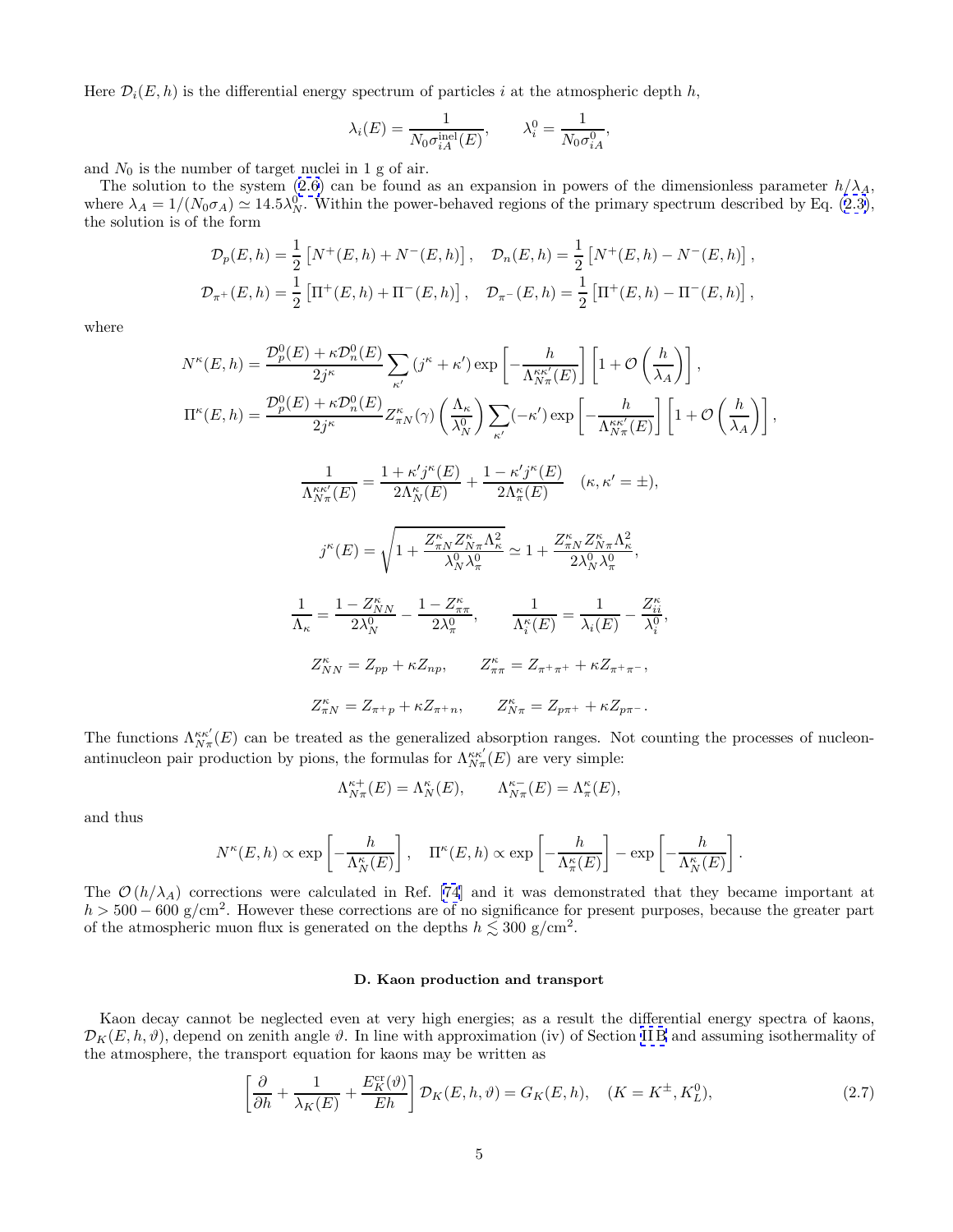Here $\mathcal{D}_i(E,h)$ is the differential energy spectrum of particles $i$ at the atmospheric depth $h$,

$$\lambda_i(E) = \frac{1}{N_0 \sigma_{iA}^{\text{inel}}(E)}, \qquad \lambda_i^0 = \frac{1}{N_0 \sigma_{iA}^0},$$

and $N_0$ is the number of target nuclei in 1 g of air.

The solution to the system (2.6) can be found as an expansion in powers of the dimensionless parameter $h/\lambda_A$, where $\lambda_A = 1/(N_0\sigma_A) \simeq 14.5\lambda_N^0$. Within the power-behaved regions of the primary spectrum described by Eq. (2.3), the solution is of the form

$$\mathcal{D}_p(E,h) = \frac{1}{2}\left[N^+(E,h) + N^-(E,h)\right], \quad \mathcal{D}_n(E,h) = \frac{1}{2}\left[N^+(E,h) - N^-(E,h)\right],$$
$$\mathcal{D}_{\pi^+}(E,h) = \frac{1}{2}\left[\Pi^+(E,h) + \Pi^-(E,h)\right], \quad \mathcal{D}_{\pi^-}(E,h) = \frac{1}{2}\left[\Pi^+(E,h) - \Pi^-(E,h)\right],$$

where

$$N^\kappa(E,h) = \frac{\mathcal{D}_p^0(E) + \kappa\mathcal{D}_n^0(E)}{2j^\kappa}\sum_{\kappa'}(j^\kappa + \kappa')\exp\left[-\frac{h}{\Lambda_{N\pi}^{\kappa\kappa'}(E)}\right]\left[1 + \mathcal{O}\left(\frac{h}{\lambda_A}\right)\right],$$
$$\Pi^\kappa(E,h) = \frac{\mathcal{D}_p^0(E) + \kappa\mathcal{D}_n^0(E)}{2j^\kappa} Z_{\pi N}^\kappa(\gamma)\left(\frac{\Lambda_\kappa}{\lambda_N^0}\right)\sum_{\kappa'}(-\kappa')\exp\left[-\frac{h}{\Lambda_{N\pi}^{\kappa\kappa'}(E)}\right]\left[1 + \mathcal{O}\left(\frac{h}{\lambda_A}\right)\right],$$

$$\frac{1}{\Lambda_{N\pi}^{\kappa\kappa'}(E)} = \frac{1 + \kappa' j^\kappa(E)}{2\Lambda_N^\kappa(E)} + \frac{1 - \kappa' j^\kappa(E)}{2\Lambda_\pi^\kappa(E)} \quad (\kappa, \kappa' = \pm),$$

$$j^\kappa(E) = \sqrt{1 + \frac{Z_{\pi N}^\kappa Z_{N\pi}^\kappa \Lambda_\kappa^2}{\lambda_N^0 \lambda_\pi^0}} \simeq 1 + \frac{Z_{\pi N}^\kappa Z_{N\pi}^\kappa \Lambda_\kappa^2}{2\lambda_N^0 \lambda_\pi^0},$$

$$\frac{1}{\Lambda_\kappa} = \frac{1 - Z_{NN}^\kappa}{2\lambda_N^0} - \frac{1 - Z_{\pi\pi}^\kappa}{2\lambda_\pi^0}, \qquad \frac{1}{\Lambda_i^\kappa(E)} = \frac{1}{\lambda_i(E)} - \frac{Z_{ii}^\kappa}{\lambda_i^0},$$

$$Z_{NN}^\kappa = Z_{pp} + \kappa Z_{np}, \qquad Z_{\pi\pi}^\kappa = Z_{\pi^+\pi^+} + \kappa Z_{\pi^+\pi^-},$$

$$Z_{\pi N}^\kappa = Z_{\pi^+ p} + \kappa Z_{\pi^+ n}, \qquad Z_{N\pi}^\kappa = Z_{p\pi^+} + \kappa Z_{p\pi^-}.$$

The functions $\Lambda_{N\pi}^{\kappa\kappa'}(E)$ can be treated as the generalized absorption ranges. Not counting the processes of nucleon-antinucleon pair production by pions, the formulas for $\Lambda_{N\pi}^{\kappa\kappa'}(E)$ are very simple:

$$\Lambda_{N\pi}^{\kappa+}(E) = \Lambda_N^\kappa(E), \qquad \Lambda_{N\pi}^{\kappa-}(E) = \Lambda_\pi^\kappa(E),$$

and thus

$$N^\kappa(E,h) \propto \exp\left[-\frac{h}{\Lambda_N^\kappa(E)}\right], \quad \Pi^\kappa(E,h) \propto \exp\left[-\frac{h}{\Lambda_\pi^\kappa(E)}\right] - \exp\left[-\frac{h}{\Lambda_N^\kappa(E)}\right].$$

The $\mathcal{O}(h/\lambda_A)$ corrections were calculated in Ref. [74] and it was demonstrated that they became important at $h > 500-600$ g/cm$^2$. However these corrections are of no significance for present purposes, because the greater part of the atmospheric muon flux is generated on the depths $h \lesssim 300$ g/cm$^2$.

### D. Kaon production and transport

Kaon decay cannot be neglected even at very high energies; as a result the differential energy spectra of kaons, $\mathcal{D}_K(E,h,\vartheta)$, depend on zenith angle $\vartheta$. In line with approximation (iv) of Section II B and assuming isothermality of the atmosphere, the transport equation for kaons may be written as

$$\left[\frac{\partial}{\partial h} + \frac{1}{\lambda_K(E)} + \frac{E_K^{\text{cr}}(\vartheta)}{Eh}\right]\mathcal{D}_K(E,h,\vartheta) = G_K(E,h), \quad (K = K^\pm, K_L^0), \tag{2.7}$$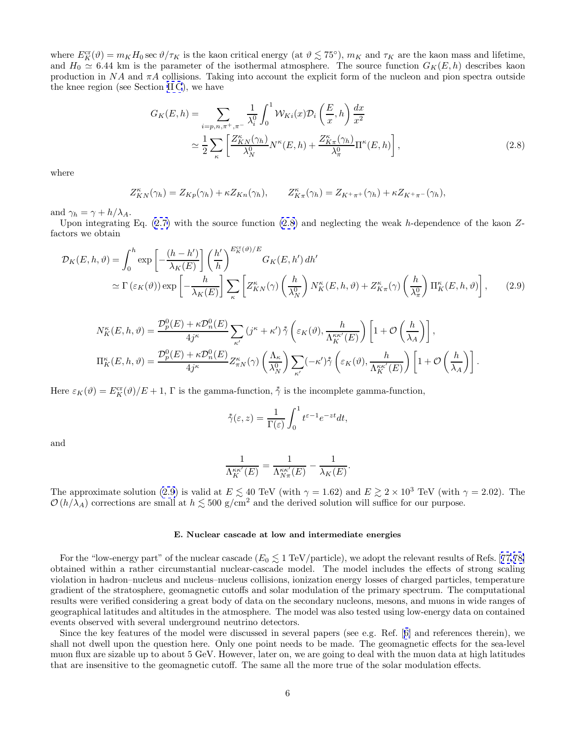where $E_K^{\rm cr}(\vartheta) = m_K H_0 \sec\vartheta/\tau_K$ is the kaon critical energy (at $\vartheta \lesssim 75^\circ$), $m_K$ and $\tau_K$ are the kaon mass and lifetime, and $H_0 \simeq 6.44$ km is the parameter of the isothermal atmosphere. The source function $G_K(E,h)$ describes kaon production in $NA$ and $\pi A$ collisions. Taking into account the explicit form of the nucleon and pion spectra outside the knee region (see Section II C), we have

$$
\begin{aligned}
G_K(E,h) &= \sum_{i=p,n,\pi^+,\pi^-} \frac{1}{\lambda_i^0} \int_0^1 \mathcal{W}_{Ki}(x)\mathcal{D}_i\left(\frac{E}{x},h\right)\frac{dx}{x^2} \\
&\simeq \frac{1}{2}\sum_{\kappa}\left[\frac{Z_{KN}^{\kappa}(\gamma_h)}{\lambda_N^0}N^{\kappa}(E,h) + \frac{Z_{K\pi}^{\kappa}(\gamma_h)}{\lambda_\pi^0}\Pi^{\kappa}(E,h)\right],
\end{aligned}
\tag{2.8}
$$

where

$$
Z_{KN}^{\kappa}(\gamma_h) = Z_{Kp}(\gamma_h) + \kappa Z_{Kn}(\gamma_h), \qquad Z_{K\pi}^{\kappa}(\gamma_h) = Z_{K^+\pi^+}(\gamma_h) + \kappa Z_{K^+\pi^-}(\gamma_h),
$$

and $\gamma_h = \gamma + h/\lambda_A$.

Upon integrating Eq. (2.7) with the source function (2.8) and neglecting the weak $h$-dependence of the kaon $Z$-factors we obtain

$$
\begin{aligned}
\mathcal{D}_K(E,h,\vartheta) &= \int_0^h \exp\left[-\frac{(h-h')}{\lambda_K(E)}\right]\left(\frac{h'}{h}\right)^{E_K^{\rm cr}(\vartheta)/E} G_K(E,h')\,dh' \\
&\simeq \Gamma\left(\varepsilon_K(\vartheta)\right)\exp\left[-\frac{h}{\lambda_K(E)}\right]\sum_{\kappa}\left[Z_{KN}^{\kappa}(\gamma)\left(\frac{h}{\lambda_N^0}\right)N_K^{\kappa}(E,h,\vartheta) + Z_{K\pi}^{\kappa}(\gamma)\left(\frac{h}{\lambda_\pi^0}\right)\Pi_K^{\kappa}(E,h,\vartheta)\right],
\end{aligned}
\tag{2.9}
$$

$$
\begin{aligned}
N_K^{\kappa}(E,h,\vartheta) &= \frac{\mathcal{D}_p^0(E) + \kappa\mathcal{D}_n^0(E)}{4j^{\kappa}}\sum_{\kappa'}\left(j^{\kappa} + \kappa'\right)\overset{*}{\gamma}\left(\varepsilon_K(\vartheta), \frac{h}{\Lambda_K^{\kappa\kappa'}(E)}\right)\left[1 + \mathcal{O}\left(\frac{h}{\lambda_A}\right)\right], \\
\Pi_K^{\kappa}(E,h,\vartheta) &= \frac{\mathcal{D}_p^0(E) + \kappa\mathcal{D}_n^0(E)}{4j^{\kappa}} Z_{\pi N}^{\kappa}(\gamma)\left(\frac{\Lambda_\kappa}{\lambda_N^0}\right)\sum_{\kappa'}(-\kappa')\overset{*}{\gamma}\left(\varepsilon_K(\vartheta), \frac{h}{\Lambda_K^{\kappa\kappa'}(E)}\right)\left[1 + \mathcal{O}\left(\frac{h}{\lambda_A}\right)\right].
\end{aligned}
$$

Here $\varepsilon_K(\vartheta) = E_K^{\rm cr}(\vartheta)/E + 1$, $\Gamma$ is the gamma-function, $\overset{*}{\gamma}$ is the incomplete gamma-function,

$$
\overset{*}{\gamma}(\varepsilon, z) = \frac{1}{\Gamma(\varepsilon)}\int_0^1 t^{\varepsilon-1}e^{-zt}dt,
$$

and

$$
\frac{1}{\Lambda_K^{\kappa\kappa'}(E)} = \frac{1}{\Lambda_{N\pi}^{\kappa\kappa'}(E)} - \frac{1}{\lambda_K(E)}.
$$

The approximate solution (2.9) is valid at $E \lesssim 40$ TeV (with $\gamma = 1.62$) and $E \gtrsim 2\times10^3$ TeV (with $\gamma = 2.02$). The $\mathcal{O}\left(h/\lambda_A\right)$ corrections are small at $h \lesssim 500$ g/cm$^2$ and the derived solution will suffice for our purpose.

### E. Nuclear cascade at low and intermediate energies

For the "low-energy part" of the nuclear cascade ($E_0 \lesssim 1$ TeV/particle), we adopt the relevant results of Refs. [77,78] obtained within a rather circumstantial nuclear-cascade model. The model includes the effects of strong scaling violation in hadron–nucleus and nucleus–nucleus collisions, ionization energy losses of charged particles, temperature gradient of the stratosphere, geomagnetic cutoffs and solar modulation of the primary spectrum. The computational results were verified considering a great body of data on the secondary nucleons, mesons, and muons in wide ranges of geographical latitudes and altitudes in the atmosphere. The model was also tested using low-energy data on contained events observed with several underground neutrino detectors.

Since the key features of the model were discussed in several papers (see e.g. Ref. [6] and references therein), we shall not dwell upon the question here. Only one point needs to be made. The geomagnetic effects for the sea-level muon flux are sizable up to about 5 GeV. However, later on, we are going to deal with the muon data at high latitudes that are insensitive to the geomagnetic cutoff. The same all the more true of the solar modulation effects.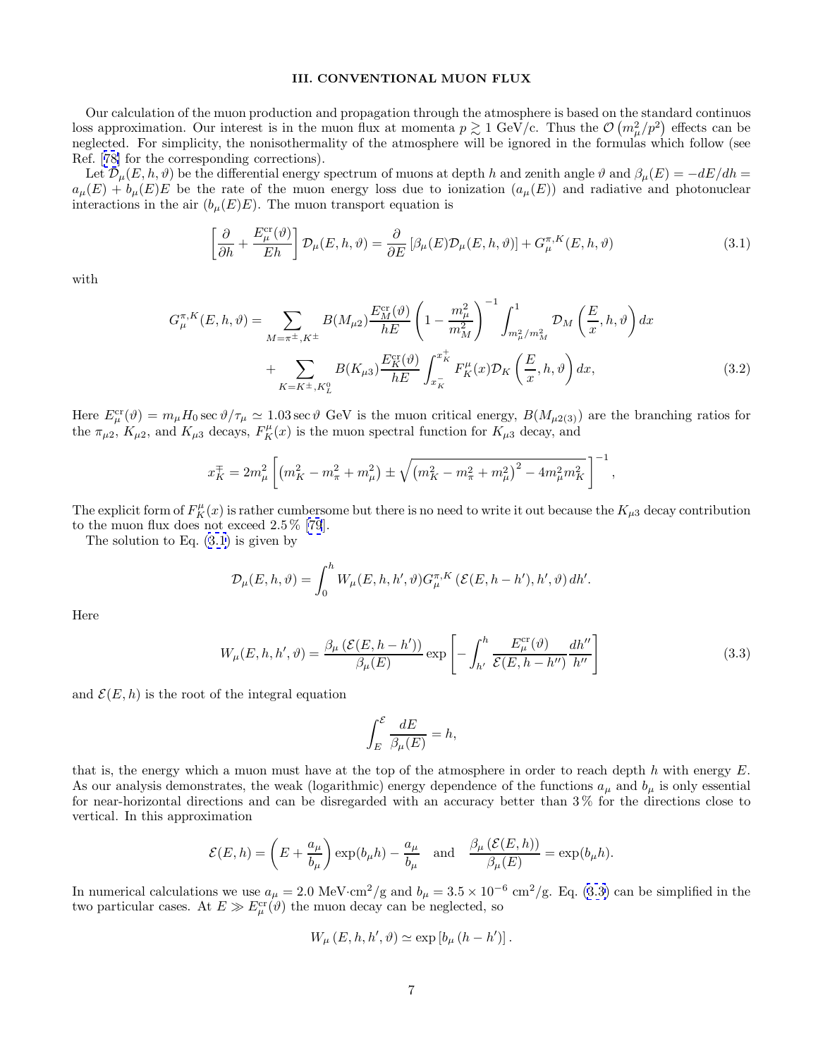### III. CONVENTIONAL MUON FLUX

Our calculation of the muon production and propagation through the atmosphere is based on the standard continuos loss approximation. Our interest is in the muon flux at momenta $p \gtrsim 1$ GeV/c. Thus the $\mathcal{O}\left(m_\mu^2/p^2\right)$ effects can be neglected. For simplicity, the nonisothermality of the atmosphere will be ignored in the formulas which follow (see Ref. [78] for the corresponding corrections).

Let $\mathcal{D}_\mu(E,h,\vartheta)$ be the differential energy spectrum of muons at depth $h$ and zenith angle $\vartheta$ and $\beta_\mu(E) = -dE/dh = a_\mu(E) + b_\mu(E)E$ be the rate of the muon energy loss due to ionization ($a_\mu(E)$) and radiative and photonuclear interactions in the air ($b_\mu(E)E$). The muon transport equation is

$$\left[\frac{\partial}{\partial h} + \frac{E_\mu^{\rm cr}(\vartheta)}{Eh}\right]\mathcal{D}_\mu(E,h,\vartheta) = \frac{\partial}{\partial E}\left[\beta_\mu(E)\mathcal{D}_\mu(E,h,\vartheta)\right] + G_\mu^{\pi,K}(E,h,\vartheta) \tag{3.1}$$

with

$$\begin{aligned} G_\mu^{\pi,K}(E,h,\vartheta) = & \sum_{M=\pi^\pm,K^\pm} B(M_{\mu2})\frac{E_M^{\rm cr}(\vartheta)}{hE}\left(1-\frac{m_\mu^2}{m_M^2}\right)^{-1}\int_{m_\mu^2/m_M^2}^1 \mathcal{D}_M\left(\frac{E}{x},h,\vartheta\right)dx \\ & + \sum_{K=K^\pm,K_L^0} B(K_{\mu3})\frac{E_K^{\rm cr}(\vartheta)}{hE}\int_{x_K^-}^{x_K^+} F_K^\mu(x)\mathcal{D}_K\left(\frac{E}{x},h,\vartheta\right)dx, \end{aligned} \tag{3.2}$$

Here $E_\mu^{\rm cr}(\vartheta) = m_\mu H_0 \sec\vartheta/\tau_\mu \simeq 1.03\sec\vartheta$ GeV is the muon critical energy, $B(M_{\mu2(3)})$ are the branching ratios for the $\pi_{\mu2}$, $K_{\mu2}$, and $K_{\mu3}$ decays, $F_K^\mu(x)$ is the muon spectral function for $K_{\mu3}$ decay, and

$$x_K^\mp = 2m_\mu^2\left[\left(m_K^2 - m_\pi^2 + m_\mu^2\right) \pm \sqrt{\left(m_K^2 - m_\pi^2 + m_\mu^2\right)^2 - 4m_\mu^2 m_K^2}\right]^{-1},$$

The explicit form of $F_K^\mu(x)$ is rather cumbersome but there is no need to write it out because the $K_{\mu3}$ decay contribution to the muon flux does not exceed 2.5 % [79].

The solution to Eq. (3.1) is given by

$$\mathcal{D}_\mu(E,h,\vartheta) = \int_0^h W_\mu(E,h,h',\vartheta)G_\mu^{\pi,K}\left(\mathcal{E}(E,h-h'),h',\vartheta\right)dh'.$$

Here

$$W_\mu(E,h,h',\vartheta) = \frac{\beta_\mu\left(\mathcal{E}(E,h-h')\right)}{\beta_\mu(E)}\exp\left[-\int_{h'}^h \frac{E_\mu^{\rm cr}(\vartheta)}{\mathcal{E}(E,h-h'')}\frac{dh''}{h''}\right] \tag{3.3}$$

and $\mathcal{E}(E,h)$ is the root of the integral equation

$$\int_E^{\mathcal{E}} \frac{dE}{\beta_\mu(E)} = h,$$

that is, the energy which a muon must have at the top of the atmosphere in order to reach depth $h$ with energy $E$. As our analysis demonstrates, the weak (logarithmic) energy dependence of the functions $a_\mu$ and $b_\mu$ is only essential for near-horizontal directions and can be disregarded with an accuracy better than 3 % for the directions close to vertical. In this approximation

$$\mathcal{E}(E,h) = \left(E + \frac{a_\mu}{b_\mu}\right)\exp(b_\mu h) - \frac{a_\mu}{b_\mu} \quad \text{and} \quad \frac{\beta_\mu\left(\mathcal{E}(E,h)\right)}{\beta_\mu(E)} = \exp(b_\mu h).$$

In numerical calculations we use $a_\mu = 2.0$ MeV$\cdot$cm$^2$/g and $b_\mu = 3.5\times10^{-6}$ cm$^2$/g. Eq. (3.3) can be simplified in the two particular cases. At $E \gg E_\mu^{\rm cr}(\vartheta)$ the muon decay can be neglected, so

$$W_\mu\left(E,h,h',\vartheta\right) \simeq \exp\left[b_\mu\left(h-h'\right)\right].$$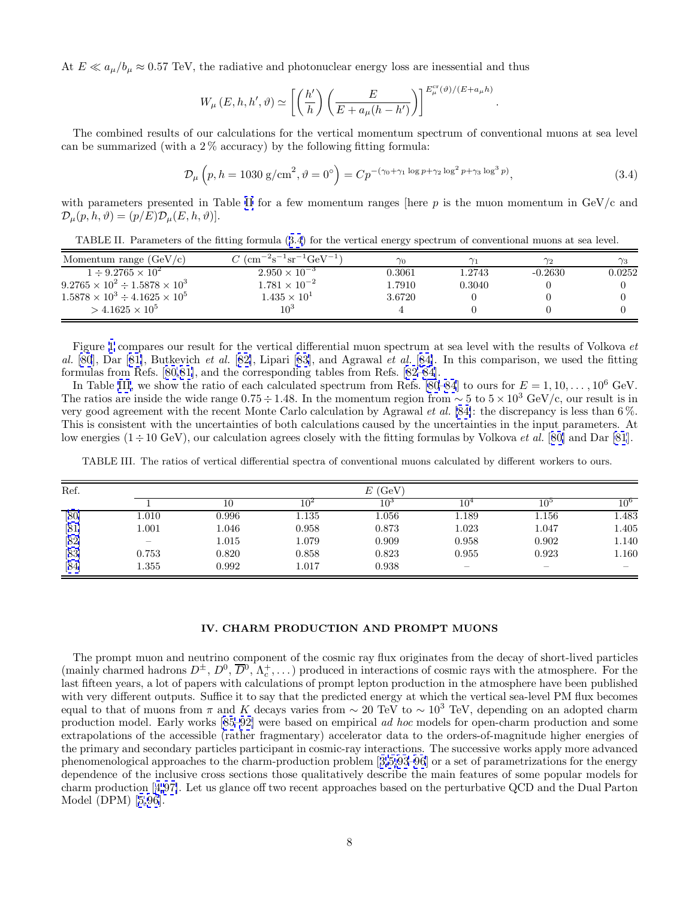At $E \ll a_\mu/b_\mu \approx 0.57$ TeV, the radiative and photonuclear energy loss are inessential and thus

$$W_\mu\left(E,h,h',\vartheta\right) \simeq \left[\left(\frac{h'}{h}\right)\left(\frac{E}{E+a_\mu(h-h')}\right)\right]^{E_\mu^{\rm cr}(\vartheta)/(E+a_\mu h)}.$$

The combined results of our calculations for the vertical momentum spectrum of conventional muons at sea level can be summarized (with a 2 % accuracy) by the following fitting formula:

$$\mathcal{D}_\mu\left(p, h=1030\ {\rm g/cm^2}, \vartheta=0^\circ\right) = Cp^{-(\gamma_0+\gamma_1\log p+\gamma_2\log^2 p+\gamma_3\log^3 p)}, \tag{3.4}$$

with parameters presented in Table II for a few momentum ranges [here $p$ is the muon momentum in GeV/c and $\mathcal{D}_\mu(p,h,\vartheta) = (p/E)\mathcal{D}_\mu(E,h,\vartheta)$].

TABLE II. Parameters of the fitting formula (3.4) for the vertical energy spectrum of conventional muons at sea level.

| Momentum range (GeV/c) | $C$ (cm$^{-2}$s$^{-1}$sr$^{-1}$GeV$^{-1}$) | $\gamma_0$ | $\gamma_1$ | $\gamma_2$ | $\gamma_3$ |
|---|---|---|---|---|---|
| $1 \div 9.2765\times10^2$ | $2.950\times10^{-3}$ | 0.3061 | 1.2743 | -0.2630 | 0.0252 |
| $9.2765\times10^2 \div 1.5878\times10^3$ | $1.781\times10^{-2}$ | 1.7910 | 0.3040 | 0 | 0 |
| $1.5878\times10^3 \div 4.1625\times10^5$ | $1.435\times10^{1}$ | 3.6720 | 0 | 0 | 0 |
| $> 4.1625\times10^5$ | $10^3$ | 4 | 0 | 0 | 0 |

Figure 1 compares our result for the vertical differential muon spectrum at sea level with the results of Volkova *et al.* [80], Dar [81], Butkevich *et al.* [82], Lipari [83], and Agrawal *et al.* [84]. In this comparison, we used the fitting formulas from Refs. [80,81], and the corresponding tables from Refs. [82–84].

In Table III, we show the ratio of each calculated spectrum from Refs. [80–84] to ours for $E = 1, 10, \ldots, 10^6$ GeV. The ratios are inside the wide range $0.75 \div 1.48$. In the momentum region from $\sim 5$ to $5\times10^3$ GeV/c, our result is in very good agreement with the recent Monte Carlo calculation by Agrawal *et al.* [84]: the discrepancy is less than 6 %. This is consistent with the uncertainties of both calculations caused by the uncertainties in the input parameters. At low energies ($1 \div 10$ GeV), our calculation agrees closely with the fitting formulas by Volkova *et al.* [80] and Dar [81].

TABLE III. The ratios of vertical differential spectra of conventional muons calculated by different workers to ours.

| Ref. | $E$ (GeV) | | | | | | |
|---|---|---|---|---|---|---|---|
| | 1 | 10 | $10^2$ | $10^3$ | $10^4$ | $10^5$ | $10^6$ |
| [80] | 1.010 | 0.996 | 1.135 | 1.056 | 1.189 | 1.156 | 1.483 |
| [81] | 1.001 | 1.046 | 0.958 | 0.873 | 1.023 | 1.047 | 1.405 |
| [82] | – | 1.015 | 1.079 | 0.909 | 0.958 | 0.902 | 1.140 |
| [83] | 0.753 | 0.820 | 0.858 | 0.823 | 0.955 | 0.923 | 1.160 |
| [84] | 1.355 | 0.992 | 1.017 | 0.938 | – | – | – |

## IV. CHARM PRODUCTION AND PROMPT MUONS

The prompt muon and neutrino component of the cosmic ray flux originates from the decay of short-lived particles (mainly charmed hadrons $D^\pm$, $D^0$, $\overline{D}^0$, $\Lambda_c^+, \ldots$) produced in interactions of cosmic rays with the atmosphere. For the last fifteen years, a lot of papers with calculations of prompt lepton production in the atmosphere have been published with very different outputs. Suffice it to say that the predicted energy at which the vertical sea-level PM flux becomes equal to that of muons from $\pi$ and $K$ decays varies from $\sim 20$ TeV to $\sim 10^3$ TeV, depending on an adopted charm production model. Early works [85–92] were based on empirical *ad hoc* models for open-charm production and some extrapolations of the accessible (rather fragmentary) accelerator data to the orders-of-magnitude higher energies of the primary and secondary particles participant in cosmic-ray interactions. The successive works apply more advanced phenomenological approaches to the charm-production problem [3,5,93–96] or a set of parametrizations for the energy dependence of the inclusive cross sections those qualitatively describe the main features of some popular models for charm production [4,97]. Let us glance off two recent approaches based on the perturbative QCD and the Dual Parton Model (DPM) [5,96].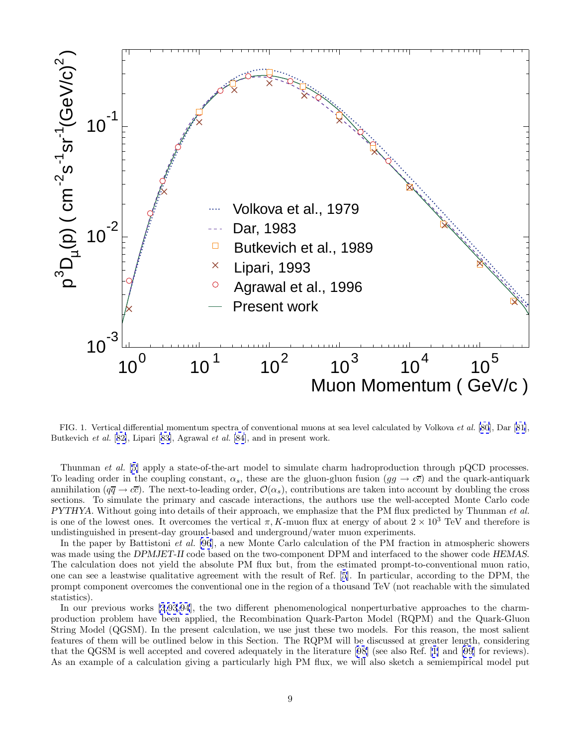FIG. 1. Vertical differential momentum spectra of conventional muons at sea level calculated by Volkova *et al.* [80], Dar [81], Butkevich *et al.* [82], Lipari [83], Agrawal *et al.* [84], and in present work.

Thunman *et al.* [5] apply a state-of-the-art model to simulate charm hadroproduction through pQCD processes. To leading order in the coupling constant, $\alpha_s$, these are the gluon-gluon fusion ($gg \to c\overline{c}$) and the quark-antiquark annihilation ($q\overline{q} \to c\overline{c}$). The next-to-leading order, $\mathcal{O}(\alpha_s)$, contributions are taken into account by doubling the cross sections. To simulate the primary and cascade interactions, the authors use the well-accepted Monte Carlo code *PYTHYA*. Without going into details of their approach, we emphasize that the PM flux predicted by Thunman *et al.* is one of the lowest ones. It overcomes the vertical $\pi, K$-muon flux at energy of about $2 \times 10^3$ TeV and therefore is undistinguished in present-day ground-based and underground/water muon experiments.

In the paper by Battistoni *et al.* [96], a new Monte Carlo calculation of the PM fraction in atmospheric showers was made using the *DPMJET-II* code based on the two-component DPM and interfaced to the shower code *HEMAS*. The calculation does not yield the absolute PM flux but, from the estimated prompt-to-conventional muon ratio, one can see a leastwise qualitative agreement with the result of Ref. [5]. In particular, according to the DPM, the prompt component overcomes the conventional one in the region of a thousand TeV (not reachable with the simulated statistics).

In our previous works [3,93,94], the two different phenomenological nonperturbative approaches to the charm-production problem have been applied, the Recombination Quark-Parton Model (RQPM) and the Quark-Gluon String Model (QGSM). In the present calculation, we use just these two models. For this reason, the most salient features of them will be outlined below in this Section. The RQPM will be discussed at greater length, considering that the QGSM is well accepted and covered adequately in the literature [98] (see also Ref. [1] and [99] for reviews). As an example of a calculation giving a particularly high PM flux, we will also sketch a semiempirical model put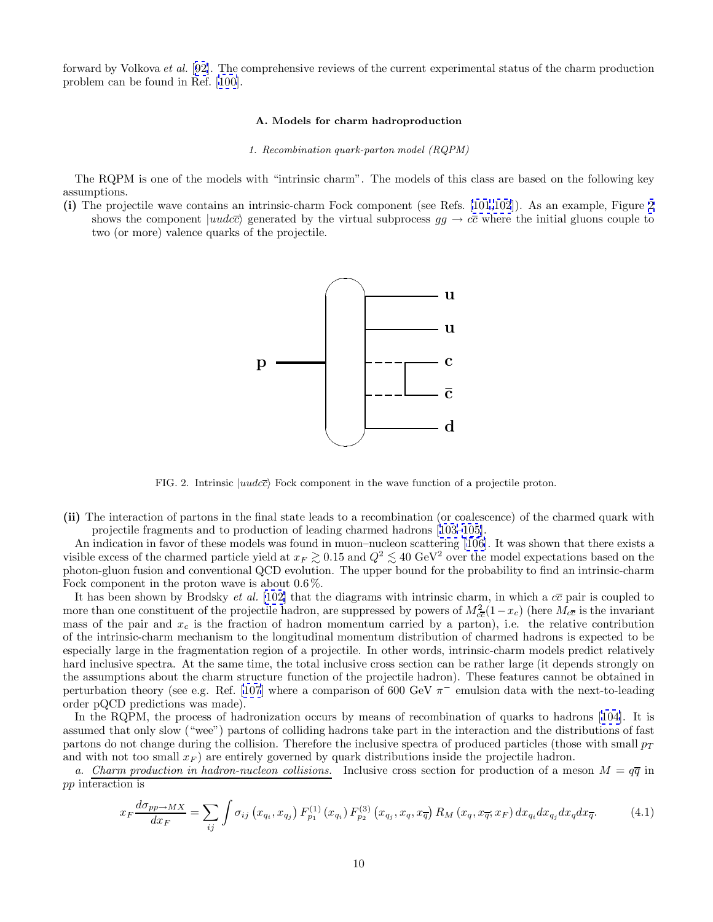forward by Volkova *et al.* [92]. The comprehensive reviews of the current experimental status of the charm production problem can be found in Ref. [100].

### A. Models for charm hadroproduction

#### 1. Recombination quark-parton model (RQPM)

The RQPM is one of the models with "intrinsic charm". The models of this class are based on the following key assumptions.

**(i)** The projectile wave contains an intrinsic-charm Fock component (see Refs. [101,102]). As an example, Figure 2 shows the component $|uudc\overline{c}\rangle$ generated by the virtual subprocess $gg \to c\overline{c}$ where the initial gluons couple to two (or more) valence quarks of the projectile.

FIG. 2. Intrinsic $|uudc\overline{c}\rangle$ Fock component in the wave function of a projectile proton.

**(ii)** The interaction of partons in the final state leads to a recombination (or coalescence) of the charmed quark with projectile fragments and to production of leading charmed hadrons [103–105].

An indication in favor of these models was found in muon–nucleon scattering [106]. It was shown that there exists a visible excess of the charmed particle yield at $x_F \gtrsim 0.15$ and $Q^2 \lesssim 40$ GeV$^2$ over the model expectations based on the photon-gluon fusion and conventional QCD evolution. The upper bound for the probability to find an intrinsic-charm Fock component in the proton wave is about 0.6%.

It has been shown by Brodsky *et al.* [102] that the diagrams with intrinsic charm, in which a $c\overline{c}$ pair is coupled to more than one constituent of the projectile hadron, are suppressed by powers of $M^2_{c\overline{c}}(1-x_c)$ (here $M_{c\overline{c}}$ is the invariant mass of the pair and $x_c$ is the fraction of hadron momentum carried by a parton), i.e. the relative contribution of the intrinsic-charm mechanism to the longitudinal momentum distribution of charmed hadrons is expected to be especially large in the fragmentation region of a projectile. In other words, intrinsic-charm models predict relatively hard inclusive spectra. At the same time, the total inclusive cross section can be rather large (it depends strongly on the assumptions about the charm structure function of the projectile hadron). These features cannot be obtained in perturbation theory (see e.g. Ref. [107] where a comparison of 600 GeV $\pi^-$ emulsion data with the next-to-leading order pQCD predictions was made).

In the RQPM, the process of hadronization occurs by means of recombination of quarks to hadrons [104]. It is assumed that only slow ("wee") partons of colliding hadrons take part in the interaction and the distributions of fast partons do not change during the collision. Therefore the inclusive spectra of produced particles (those with small $p_T$ and with not too small $x_F$) are entirely governed by quark distributions inside the projectile hadron.

*a.* <u>*Charm production in hadron-nucleon collisions.*</u> Inclusive cross section for production of a meson $M = q\overline{q}$ in $pp$ interaction is

$$x_F \frac{d\sigma_{pp\to MX}}{dx_F} = \sum_{ij} \int \sigma_{ij}\left(x_{q_i}, x_{q_j}\right) F^{(1)}_{p_1}\left(x_{q_i}\right) F^{(3)}_{p_2}\left(x_{q_j}, x_q, x_{\overline{q}}\right) R_M\left(x_q, x_{\overline{q}}; x_F\right) dx_{q_i} dx_{q_j} dx_q dx_{\overline{q}}. \tag{4.1}$$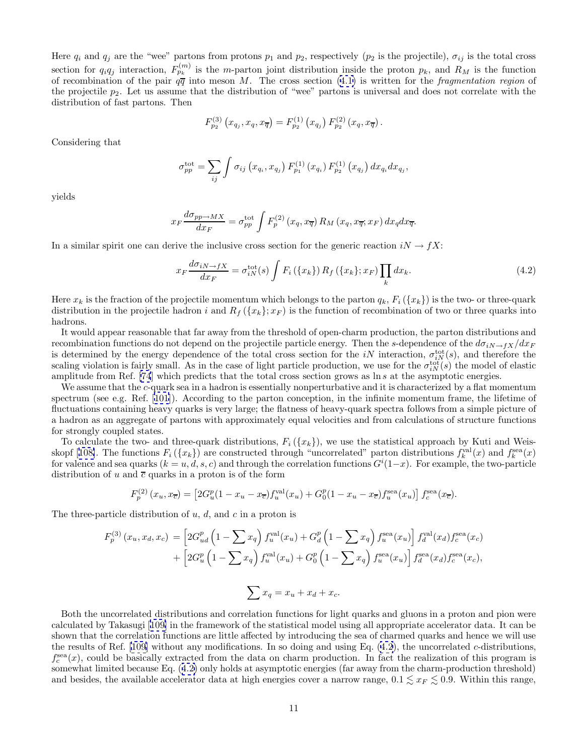Here $q_i$ and $q_j$ are the "wee" partons from protons $p_1$ and $p_2$, respectively ($p_2$ is the projectile), $\sigma_{ij}$ is the total cross section for $q_i q_j$ interaction, $F_{p_k}^{(m)}$ is the $m$-parton joint distribution inside the proton $p_k$, and $R_M$ is the function of recombination of the pair $q\overline{q}$ into meson $M$. The cross section (4.1) is written for the *fragmentation region* of the projectile $p_2$. Let us assume that the distribution of "wee" partons is universal and does not correlate with the distribution of fast partons. Then

$$F_{p_2}^{(3)}\left(x_{q_j}, x_q, x_{\overline{q}}\right) = F_{p_2}^{(1)}\left(x_{q_j}\right) F_{p_2}^{(2)}\left(x_q, x_{\overline{q}}\right).$$

Considering that

$$\sigma_{pp}^{\rm tot} = \sum_{ij} \int \sigma_{ij}\left(x_{q_i}, x_{q_j}\right) F_{p_1}^{(1)}\left(x_{q_i}\right) F_{p_2}^{(1)}\left(x_{q_j}\right) dx_{q_i} dx_{q_j},$$

yields

$$x_F \frac{d\sigma_{pp\to MX}}{dx_F} = \sigma_{pp}^{\rm tot} \int F_p^{(2)}\left(x_q, x_{\overline{q}}\right) R_M\left(x_q, x_{\overline{q}}; x_F\right) dx_q dx_{\overline{q}}.$$

In a similar spirit one can derive the inclusive cross section for the generic reaction $iN \to fX$:

$$x_F \frac{d\sigma_{iN\to fX}}{dx_F} = \sigma_{iN}^{\rm tot}(s) \int F_i\left(\{x_k\}\right) R_f\left(\{x_k\}; x_F\right) \prod_k dx_k. \tag{4.2}$$

Here $x_k$ is the fraction of the projectile momentum which belongs to the parton $q_k$, $F_i\left(\{x_k\}\right)$ is the two- or three-quark distribution in the projectile hadron $i$ and $R_f\left(\{x_k\}; x_F\right)$ is the function of recombination of two or three quarks into hadrons.

It would appear reasonable that far away from the threshold of open-charm production, the parton distributions and recombination functions do not depend on the projectile particle energy. Then the $s$-dependence of the $d\sigma_{iN\to fX}/dx_F$ is determined by the energy dependence of the total cross section for the $iN$ interaction, $\sigma_{iN}^{\rm tot}(s)$, and therefore the scaling violation is fairly small. As in the case of light particle production, we use for the $\sigma_{iN}^{\rm tot}(s)$ the model of elastic amplitude from Ref. [74] which predicts that the total cross section grows as $\ln s$ at the asymptotic energies.

We assume that the $c$-quark sea in a hadron is essentially nonperturbative and it is characterized by a flat momentum spectrum (see e.g. Ref. [101]). According to the parton conception, in the infinite momentum frame, the lifetime of fluctuations containing heavy quarks is very large; the flatness of heavy-quark spectra follows from a simple picture of a hadron as an aggregate of partons with approximately equal velocities and from calculations of structure functions for strongly coupled states.

To calculate the two- and three-quark distributions, $F_i\left(\{x_k\}\right)$, we use the statistical approach by Kuti and Weisskopf [108]. The functions $F_i\left(\{x_k\}\right)$ are constructed through "uncorrelated" parton distributions $f_k^{\rm val}(x)$ and $f_k^{\rm sea}(x)$ for valence and sea quarks ($k = u, d, s, c$) and through the correlation functions $G^i(1-x)$. For example, the two-particle distribution of $u$ and $\overline{c}$ quarks in a proton is of the form

$$F_p^{(2)}\left(x_u, x_{\overline{c}}\right) = \left[2G_u^p(1 - x_u - x_{\overline{c}}) f_u^{\rm val}(x_u) + G_0^p(1 - x_u - x_{\overline{c}}) f_u^{\rm sea}(x_u)\right] f_c^{\rm sea}(x_{\overline{c}}).$$

The three-particle distribution of $u$, $d$, and $c$ in a proton is

$$\begin{aligned} F_p^{(3)}\left(x_u, x_d, x_c\right) = &\left[2G_{ud}^p\left(1 - \sum x_q\right) f_u^{\rm val}(x_u) + G_d^p\left(1 - \sum x_q\right) f_u^{\rm sea}(x_u)\right] f_d^{\rm val}(x_d) f_c^{\rm sea}(x_c) \\ &+ \left[2G_u^p\left(1 - \sum x_q\right) f_u^{\rm val}(x_u) + G_0^p\left(1 - \sum x_q\right) f_u^{\rm sea}(x_u)\right] f_d^{\rm sea}(x_d) f_c^{\rm sea}(x_c), \end{aligned}$$

$$\sum x_q = x_u + x_d + x_c.$$

Both the uncorrelated distributions and correlation functions for light quarks and gluons in a proton and pion were calculated by Takasugi [109] in the framework of the statistical model using all appropriate accelerator data. It can be shown that the correlation functions are little affected by introducing the sea of charmed quarks and hence we will use the results of Ref. [109] without any modifications. In so doing and using Eq. (4.2), the uncorrelated $c$-distributions, $f_c^{\rm sea}(x)$, could be basically extracted from the data on charm production. In fact the realization of this program is somewhat limited because Eq. (4.2) only holds at asymptotic energies (far away from the charm-production threshold) and besides, the available accelerator data at high energies cover a narrow range, $0.1 \lesssim x_F \lesssim 0.9$. Within this range,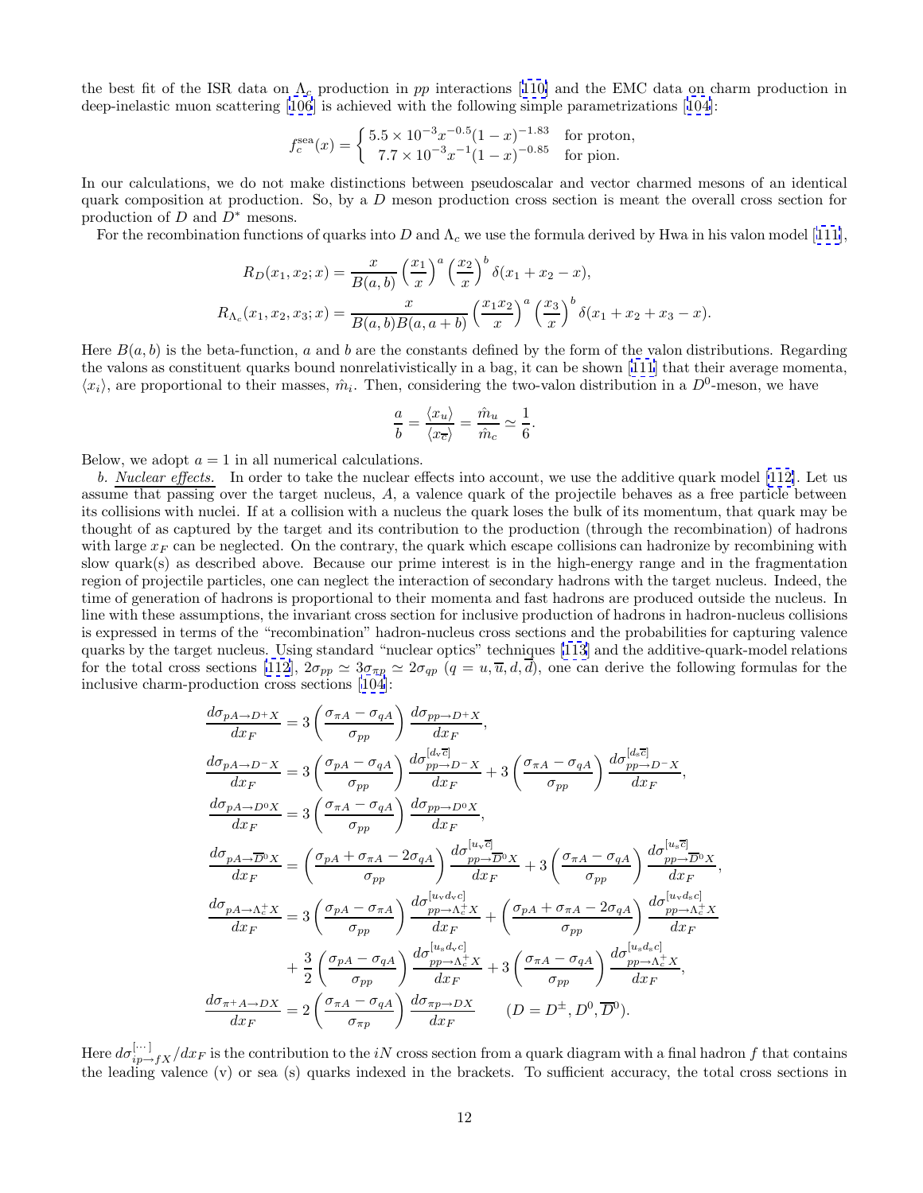the best fit of the ISR data on $\Lambda_c$ production in $pp$ interactions [110] and the EMC data on charm production in deep-inelastic muon scattering [106] is achieved with the following simple parametrizations [104]:

$$f_c^{\rm sea}(x) = \begin{cases} 5.5 \times 10^{-3} x^{-0.5}(1-x)^{-1.83} & \text{for proton,} \\ 7.7 \times 10^{-3} x^{-1}(1-x)^{-0.85} & \text{for pion.} \end{cases}$$

In our calculations, we do not make distinctions between pseudoscalar and vector charmed mesons of an identical quark composition at production. So, by a $D$ meson production cross section is meant the overall cross section for production of $D$ and $D^*$ mesons.

For the recombination functions of quarks into $D$ and $\Lambda_c$ we use the formula derived by Hwa in his valon model [111],

$$R_D(x_1, x_2; x) = \frac{x}{B(a,b)} \left(\frac{x_1}{x}\right)^a \left(\frac{x_2}{x}\right)^b \delta(x_1 + x_2 - x),$$

$$R_{\Lambda_c}(x_1, x_2, x_3; x) = \frac{x}{B(a,b)B(a, a+b)} \left(\frac{x_1 x_2}{x}\right)^a \left(\frac{x_3}{x}\right)^b \delta(x_1 + x_2 + x_3 - x).$$

Here $B(a,b)$ is the beta-function, $a$ and $b$ are the constants defined by the form of the valon distributions. Regarding the valons as constituent quarks bound nonrelativistically in a bag, it can be shown [111] that their average momenta, $\langle x_i \rangle$, are proportional to their masses, $\hat{m}_i$. Then, considering the two-valon distribution in a $D^0$-meson, we have

$$\frac{a}{b} = \frac{\langle x_u \rangle}{\langle x_{\overline{c}} \rangle} = \frac{\hat{m}_u}{\hat{m}_c} \simeq \frac{1}{6}.$$

Below, we adopt $a = 1$ in all numerical calculations.

*b. Nuclear effects.* In order to take the nuclear effects into account, we use the additive quark model [112]. Let us assume that passing over the target nucleus, $A$, a valence quark of the projectile behaves as a free particle between its collisions with nuclei. If at a collision with a nucleus the quark loses the bulk of its momentum, that quark may be thought of as captured by the target and its contribution to the production (through the recombination) of hadrons with large $x_F$ can be neglected. On the contrary, the quark which escape collisions can hadronize by recombining with slow quark(s) as described above. Because our prime interest is in the high-energy range and in the fragmentation region of projectile particles, one can neglect the interaction of secondary hadrons with the target nucleus. Indeed, the time of generation of hadrons is proportional to their momenta and fast hadrons are produced outside the nucleus. In line with these assumptions, the invariant cross section for inclusive production of hadrons in hadron-nucleus collisions is expressed in terms of the "recombination" hadron-nucleus cross sections and the probabilities for capturing valence quarks by the target nucleus. Using standard "nuclear optics" techniques [113] and the additive-quark-model relations for the total cross sections [112], $2\sigma_{pp} \simeq 3\sigma_{\pi p} \simeq 2\sigma_{qp}$ ($q = u, \overline{u}, d, \overline{d}$), one can derive the following formulas for the inclusive charm-production cross sections [104]:

$$\frac{d\sigma_{pA\to D^+X}}{dx_F} = 3\left(\frac{\sigma_{\pi A} - \sigma_{qA}}{\sigma_{pp}}\right)\frac{d\sigma_{pp\to D^+X}}{dx_F},$$

$$\frac{d\sigma_{pA\to D^-X}}{dx_F} = 3\left(\frac{\sigma_{pA} - \sigma_{qA}}{\sigma_{pp}}\right)\frac{d\sigma^{[d_{\rm v}\overline{c}]}_{pp\to D^-X}}{dx_F} + 3\left(\frac{\sigma_{\pi A} - \sigma_{qA}}{\sigma_{pp}}\right)\frac{d\sigma^{[d_{\rm s}\overline{c}]}_{pp\to D^-X}}{dx_F},$$

$$\frac{d\sigma_{pA\to D^0X}}{dx_F} = 3\left(\frac{\sigma_{\pi A} - \sigma_{qA}}{\sigma_{pp}}\right)\frac{d\sigma_{pp\to D^0X}}{dx_F},$$

$$\frac{d\sigma_{pA\to \overline{D}^0X}}{dx_F} = \left(\frac{\sigma_{pA} + \sigma_{\pi A} - 2\sigma_{qA}}{\sigma_{pp}}\right)\frac{d\sigma^{[u_{\rm v}\overline{c}]}_{pp\to \overline{D}^0X}}{dx_F} + 3\left(\frac{\sigma_{\pi A} - \sigma_{qA}}{\sigma_{pp}}\right)\frac{d\sigma^{[u_{\rm s}\overline{c}]}_{pp\to \overline{D}^0X}}{dx_F},$$

$$\frac{d\sigma_{pA\to \Lambda_c^+X}}{dx_F} = 3\left(\frac{\sigma_{pA} - \sigma_{\pi A}}{\sigma_{pp}}\right)\frac{d\sigma^{[u_{\rm v}d_{\rm v}c]}_{pp\to \Lambda_c^+X}}{dx_F} + \left(\frac{\sigma_{pA} + \sigma_{\pi A} - 2\sigma_{qA}}{\sigma_{pp}}\right)\frac{d\sigma^{[u_{\rm v}d_{\rm s}c]}_{pp\to \Lambda_c^+X}}{dx_F}$$
$$+ \frac{3}{2}\left(\frac{\sigma_{pA} - \sigma_{qA}}{\sigma_{pp}}\right)\frac{d\sigma^{[u_{\rm s}d_{\rm v}c]}_{pp\to \Lambda_c^+X}}{dx_F} + 3\left(\frac{\sigma_{\pi A} - \sigma_{qA}}{\sigma_{pp}}\right)\frac{d\sigma^{[u_{\rm s}d_{\rm s}c]}_{pp\to \Lambda_c^+X}}{dx_F},$$

$$\frac{d\sigma_{\pi^+A\to DX}}{dx_F} = 2\left(\frac{\sigma_{\pi A} - \sigma_{qA}}{\sigma_{\pi p}}\right)\frac{d\sigma_{\pi p\to DX}}{dx_F} \qquad (D = D^\pm, D^0, \overline{D}^0).$$

Here $d\sigma^{[\cdots]}_{ip\to fX}/dx_F$ is the contribution to the $iN$ cross section from a quark diagram with a final hadron $f$ that contains the leading valence (v) or sea (s) quarks indexed in the brackets. To sufficient accuracy, the total cross sections in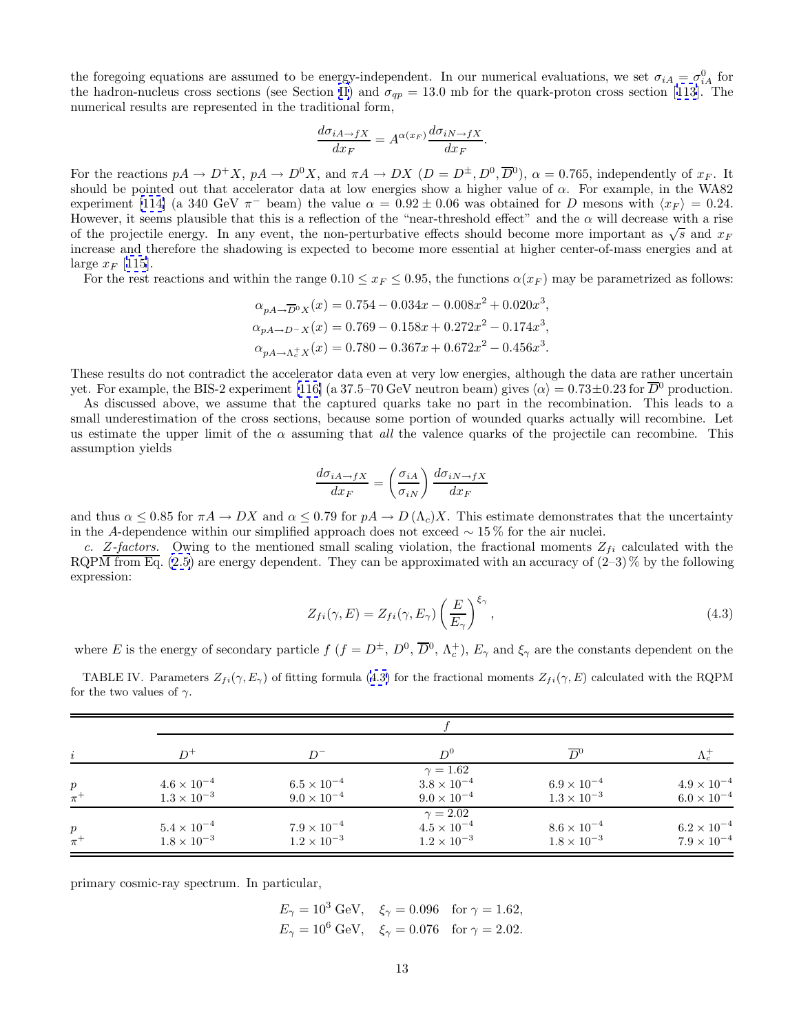the foregoing equations are assumed to be energy-independent. In our numerical evaluations, we set $\sigma_{iA} = \sigma^0_{iA}$ for the hadron-nucleus cross sections (see Section II) and $\sigma_{qp} = 13.0$ mb for the quark-proton cross section [113]. The numerical results are represented in the traditional form,

$$\frac{d\sigma_{iA\to fX}}{dx_F} = A^{\alpha(x_F)} \frac{d\sigma_{iN\to fX}}{dx_F}.$$

For the reactions $pA \to D^+X$, $pA \to D^0X$, and $\pi A \to DX$ ($D = D^\pm, D^0, \overline{D}{}^0$), $\alpha = 0.765$, independently of $x_F$. It should be pointed out that accelerator data at low energies show a higher value of $\alpha$. For example, in the WA82 experiment [114] (a 340 GeV $\pi^-$ beam) the value $\alpha = 0.92 \pm 0.06$ was obtained for $D$ mesons with $\langle x_F \rangle = 0.24$. However, it seems plausible that this is a reflection of the "near-threshold effect" and the $\alpha$ will decrease with a rise of the projectile energy. In any event, the non-perturbative effects should become more important as $\sqrt{s}$ and $x_F$ increase and therefore the shadowing is expected to become more essential at higher center-of-mass energies and at large $x_F$ [115].

For the rest reactions and within the range $0.10 \le x_F \le 0.95$, the functions $\alpha(x_F)$ may be parametrized as follows:

$$\alpha_{pA\to\overline{D}{}^0X}(x) = 0.754 - 0.034x - 0.008x^2 + 0.020x^3,$$
$$\alpha_{pA\to D^-X}(x) = 0.769 - 0.158x + 0.272x^2 - 0.174x^3,$$
$$\alpha_{pA\to\Lambda_c^+X}(x) = 0.780 - 0.367x + 0.672x^2 - 0.456x^3.$$

These results do not contradict the accelerator data even at very low energies, although the data are rather uncertain yet. For example, the BIS-2 experiment [116] (a 37.5–70 GeV neutron beam) gives $\langle\alpha\rangle = 0.73\pm0.23$ for $\overline{D}{}^0$ production.

As discussed above, we assume that the captured quarks take no part in the recombination. This leads to a small underestimation of the cross sections, because some portion of wounded quarks actually will recombine. Let us estimate the upper limit of the $\alpha$ assuming that *all* the valence quarks of the projectile can recombine. This assumption yields

$$\frac{d\sigma_{iA\to fX}}{dx_F} = \left(\frac{\sigma_{iA}}{\sigma_{iN}}\right) \frac{d\sigma_{iN\to fX}}{dx_F}$$

and thus $\alpha \le 0.85$ for $\pi A \to DX$ and $\alpha \le 0.79$ for $pA \to D\,(\Lambda_c)X$. This estimate demonstrates that the uncertainty in the $A$-dependence within our simplified approach does not exceed $\sim 15\,\%$ for the air nuclei.

*c. Z-factors.* Owing to the mentioned small scaling violation, the fractional moments $Z_{fi}$ calculated with the RQPM from Eq. (2.5) are energy dependent. They can be approximated with an accuracy of (2–3) % by the following expression:

$$Z_{fi}(\gamma, E) = Z_{fi}(\gamma, E_\gamma) \left(\frac{E}{E_\gamma}\right)^{\xi_\gamma}, \tag{4.3}$$

where $E$ is the energy of secondary particle $f$ ($f = D^\pm$, $D^0$, $\overline{D}{}^0$, $\Lambda_c^+$), $E_\gamma$ and $\xi_\gamma$ are the constants dependent on the primary cosmic-ray spectrum. In particular,

$$E_\gamma = 10^3 \text{ GeV}, \quad \xi_\gamma = 0.096 \quad \text{for } \gamma = 1.62,$$
$$E_\gamma = 10^6 \text{ GeV}, \quad \xi_\gamma = 0.076 \quad \text{for } \gamma = 2.02.$$

TABLE IV. Parameters $Z_{fi}(\gamma, E_\gamma)$ of fitting formula (4.3) for the fractional moments $Z_{fi}(\gamma, E)$ calculated with the RQPM for the two values of $\gamma$.

| | $f$ | | | | |
|---|---|---|---|---|---|
| $i$ | $D^+$ | $D^-$ | $D^0$ | $\overline{D}{}^0$ | $\Lambda_c^+$ |
| | | | $\gamma = 1.62$ | | |
| $p$ | $4.6 \times 10^{-4}$ | $6.5 \times 10^{-4}$ | $3.8 \times 10^{-4}$ | $6.9 \times 10^{-4}$ | $4.9 \times 10^{-4}$ |
| $\pi^+$ | $1.3 \times 10^{-3}$ | $9.0 \times 10^{-4}$ | $9.0 \times 10^{-4}$ | $1.3 \times 10^{-3}$ | $6.0 \times 10^{-4}$ |
| | | | $\gamma = 2.02$ | | |
| $p$ | $5.4 \times 10^{-4}$ | $7.9 \times 10^{-4}$ | $4.5 \times 10^{-4}$ | $8.6 \times 10^{-4}$ | $6.2 \times 10^{-4}$ |
| $\pi^+$ | $1.8 \times 10^{-3}$ | $1.2 \times 10^{-3}$ | $1.2 \times 10^{-3}$ | $1.8 \times 10^{-3}$ | $7.9 \times 10^{-4}$ |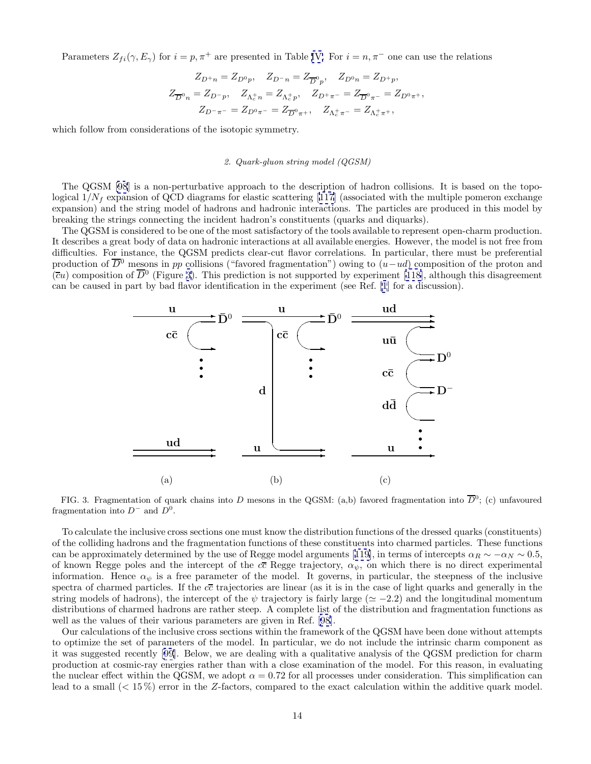Parameters $Z_{fi}(\gamma, E_\gamma)$ for $i = p, \pi^+$ are presented in Table IV. For $i = n, \pi^-$ one can use the relations

$$Z_{D^+n} = Z_{D^0p}, \quad Z_{D^-n} = Z_{\overline{D}^0p}, \quad Z_{D^0n} = Z_{D^+p},$$
$$Z_{\overline{D}^0n} = Z_{D^-p}, \quad Z_{\Lambda_c^+n} = Z_{\Lambda_c^+p}, \quad Z_{D^+\pi^-} = Z_{\overline{D}^0\pi^-} = Z_{D^0\pi^+},$$
$$Z_{D^-\pi^-} = Z_{D^0\pi^-} = Z_{\overline{D}^0\pi^+}, \quad Z_{\Lambda_c^+\pi^-} = Z_{\Lambda_c^+\pi^+},$$

which follow from considerations of the isotopic symmetry.

#### 2. Quark-gluon string model (QGSM)

The QGSM [98] is a non-perturbative approach to the description of hadron collisions. It is based on the topological $1/N_f$ expansion of QCD diagrams for elastic scattering [117] (associated with the multiple pomeron exchange expansion) and the string model of hadrons and hadronic interactions. The particles are produced in this model by breaking the strings connecting the incident hadron's constituents (quarks and diquarks).

The QGSM is considered to be one of the most satisfactory of the tools available to represent open-charm production. It describes a great body of data on hadronic interactions at all available energies. However, the model is not free from difficulties. For instance, the QGSM predicts clear-cut flavor correlations. In particular, there must be preferential production of $\overline{D}^0$ mesons in $pp$ collisions ("favored fragmentation") owing to $(u-ud)$ composition of the proton and $(\overline{c}u)$ composition of $\overline{D}^0$ (Figure 3). This prediction is not supported by experiment [118], although this disagreement can be caused in part by bad flavor identification in the experiment (see Ref. [1] for a discussion).

FIG. 3. Fragmentation of quark chains into $D$ mesons in the QGSM: (a,b) favored fragmentation into $\overline{D}^0$; (c) unfavoured fragmentation into $D^-$ and $D^0$.

To calculate the inclusive cross sections one must know the distribution functions of the dressed quarks (constituents) of the colliding hadrons and the fragmentation functions of these constituents into charmed particles. These functions can be approximately determined by the use of Regge model arguments [119], in terms of intercepts $\alpha_R \sim -\alpha_N \sim 0.5$, of known Regge poles and the intercept of the $c\overline{c}$ Regge trajectory, $\alpha_\psi$, on which there is no direct experimental information. Hence $\alpha_\psi$ is a free parameter of the model. It governs, in particular, the steepness of the inclusive spectra of charmed particles. If the $c\overline{c}$ trajectories are linear (as it is in the case of light quarks and generally in the string models of hadrons), the intercept of the $\psi$ trajectory is fairly large ($\simeq -2.2$) and the longitudinal momentum distributions of charmed hadrons are rather steep. A complete list of the distribution and fragmentation functions as well as the values of their various parameters are given in Ref. [98].

Our calculations of the inclusive cross sections within the framework of the QGSM have been done without attempts to optimize the set of parameters of the model. In particular, we do not include the intrinsic charm component as it was suggested recently [99]. Below, we are dealing with a qualitative analysis of the QGSM prediction for charm production at cosmic-ray energies rather than with a close examination of the model. For this reason, in evaluating the nuclear effect within the QGSM, we adopt $\alpha = 0.72$ for all processes under consideration. This simplification can lead to a small ($< 15\,\%$) error in the $Z$-factors, compared to the exact calculation within the additive quark model.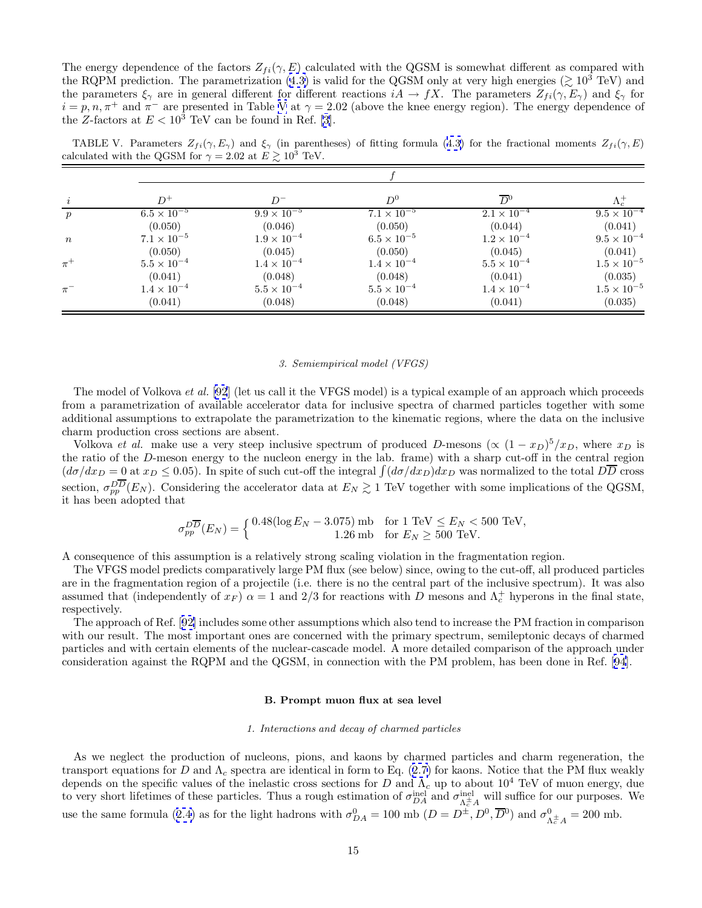The energy dependence of the factors $Z_{fi}(\gamma, E)$ calculated with the QGSM is somewhat different as compared with the RQPM prediction. The parametrization (4.3) is valid for the QGSM only at very high energies ($\gtrsim 10^3$ TeV) and the parameters $\xi_\gamma$ are in general different for different reactions $iA \to fX$. The parameters $Z_{fi}(\gamma, E_\gamma)$ and $\xi_\gamma$ for $i = p, n, \pi^+$ and $\pi^-$ are presented in Table V at $\gamma = 2.02$ (above the knee energy region). The energy dependence of the $Z$-factors at $E < 10^3$ TeV can be found in Ref. [3].

TABLE V. Parameters $Z_{fi}(\gamma, E_\gamma)$ and $\xi_\gamma$ (in parentheses) of fitting formula (4.3) for the fractional moments $Z_{fi}(\gamma, E)$ calculated with the QGSM for $\gamma = 2.02$ at $E \gtrsim 10^3$ TeV.

| | $f$ | | | | |
|---|---|---|---|---|---|
| $i$ | $D^+$ | $D^-$ | $D^0$ | $\overline{D}^0$ | $\Lambda_c^+$ |
| $p$ | $6.5 \times 10^{-5}$ | $9.9 \times 10^{-5}$ | $7.1 \times 10^{-5}$ | $2.1 \times 10^{-4}$ | $9.5 \times 10^{-4}$ |
| | (0.050) | (0.046) | (0.050) | (0.044) | (0.041) |
| $n$ | $7.1 \times 10^{-5}$ | $1.9 \times 10^{-4}$ | $6.5 \times 10^{-5}$ | $1.2 \times 10^{-4}$ | $9.5 \times 10^{-4}$ |
| | (0.050) | (0.045) | (0.050) | (0.045) | (0.041) |
| $\pi^+$ | $5.5 \times 10^{-4}$ | $1.4 \times 10^{-4}$ | $1.4 \times 10^{-4}$ | $5.5 \times 10^{-4}$ | $1.5 \times 10^{-5}$ |
| | (0.041) | (0.048) | (0.048) | (0.041) | (0.035) |
| $\pi^-$ | $1.4 \times 10^{-4}$ | $5.5 \times 10^{-4}$ | $5.5 \times 10^{-4}$ | $1.4 \times 10^{-4}$ | $1.5 \times 10^{-5}$ |
| | (0.041) | (0.048) | (0.048) | (0.041) | (0.035) |

#### 3. Semiempirical model (VFGS)

The model of Volkova *et al.* [92] (let us call it the VFGS model) is a typical example of an approach which proceeds from a parametrization of available accelerator data for inclusive spectra of charmed particles together with some additional assumptions to extrapolate the parametrization to the kinematic regions, where the data on the inclusive charm production cross sections are absent.

Volkova *et al.* make use a very steep inclusive spectrum of produced $D$-mesons ($\propto (1-x_D)^5/x_D$, where $x_D$ is the ratio of the $D$-meson energy to the nucleon energy in the lab. frame) with a sharp cut-off in the central region ($d\sigma/dx_D = 0$ at $x_D \leq 0.05$). In spite of such cut-off the integral $\int (d\sigma/dx_D) dx_D$ was normalized to the total $D\overline{D}$ cross section, $\sigma_{pp}^{D\overline{D}}(E_N)$. Considering the accelerator data at $E_N \gtrsim 1$ TeV together with some implications of the QGSM, it has been adopted that

$$
\sigma_{pp}^{D\overline{D}}(E_N) = \begin{cases} 0.48(\log E_N - 3.075) \text{ mb} & \text{for } 1 \text{ TeV} \leq E_N < 500 \text{ TeV}, \\ 1.26 \text{ mb} & \text{for } E_N \geq 500 \text{ TeV}. \end{cases}
$$

A consequence of this assumption is a relatively strong scaling violation in the fragmentation region.

The VFGS model predicts comparatively large PM flux (see below) since, owing to the cut-off, all produced particles are in the fragmentation region of a projectile (i.e. there is no the central part of the inclusive spectrum). It was also assumed that (independently of $x_F$) $\alpha = 1$ and $2/3$ for reactions with $D$ mesons and $\Lambda_c^+$ hyperons in the final state, respectively.

The approach of Ref. [92] includes some other assumptions which also tend to increase the PM fraction in comparison with our result. The most important ones are concerned with the primary spectrum, semileptonic decays of charmed particles and with certain elements of the nuclear-cascade model. A more detailed comparison of the approach under consideration against the RQPM and the QGSM, in connection with the PM problem, has been done in Ref. [94].

### B. Prompt muon flux at sea level

#### 1. Interactions and decay of charmed particles

As we neglect the production of nucleons, pions, and kaons by charmed particles and charm regeneration, the transport equations for $D$ and $\Lambda_c$ spectra are identical in form to Eq. (2.7) for kaons. Notice that the PM flux weakly depends on the specific values of the inelastic cross sections for $D$ and $\Lambda_c$ up to about $10^4$ TeV of muon energy, due to very short lifetimes of these particles. Thus a rough estimation of $\sigma_{DA}^{\text{inel}}$ and $\sigma_{\Lambda_c^{\pm}A}^{\text{inel}}$ will suffice for our purposes. We use the same formula (2.4) as for the light hadrons with $\sigma_{DA}^0 = 100$ mb ($D = D^{\pm}, D^0, \overline{D}^0$) and $\sigma_{\Lambda_c^{\pm}A}^0 = 200$ mb.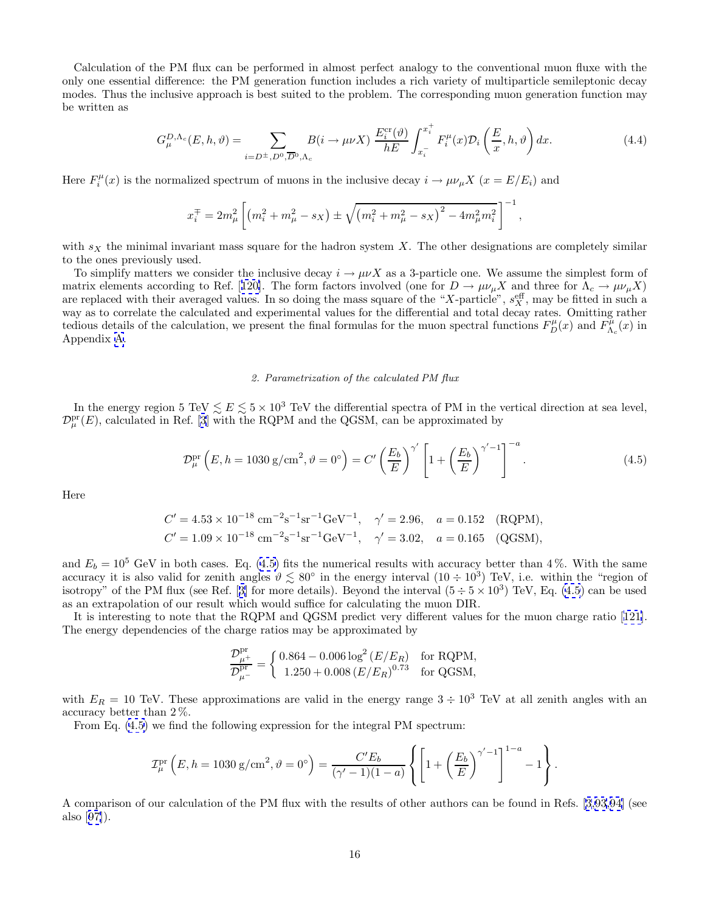Calculation of the PM flux can be performed in almost perfect analogy to the conventional muon fluxe with the only one essential difference: the PM generation function includes a rich variety of multiparticle semileptonic decay modes. Thus the inclusive approach is best suited to the problem. The corresponding muon generation function may be written as

$$G_{\mu}^{D,\Lambda_c}(E,h,\vartheta) = \sum_{i=D^{\pm},D^0,\overline{D}^0,\Lambda_c} B(i \to \mu\nu X)\, \frac{E_i^{\rm cr}(\vartheta)}{hE} \int_{x_i^-}^{x_i^+} F_i^{\mu}(x) \mathcal{D}_i\left(\frac{E}{x},h,\vartheta\right) dx. \tag{4.4}$$

Here $F_i^{\mu}(x)$ is the normalized spectrum of muons in the inclusive decay $i \to \mu\nu_{\mu}X$ ($x = E/E_i$) and

$$x_i^{\mp} = 2m_{\mu}^2 \left[\left(m_i^2 + m_{\mu}^2 - s_X\right) \pm \sqrt{\left(m_i^2 + m_{\mu}^2 - s_X\right)^2 - 4m_{\mu}^2 m_i^2}\,\right]^{-1},$$

with $s_X$ the minimal invariant mass square for the hadron system $X$. The other designations are completely similar to the ones previously used.

To simplify matters we consider the inclusive decay $i \to \mu\nu X$ as a 3-particle one. We assume the simplest form of matrix elements according to Ref. [120]. The form factors involved (one for $D \to \mu\nu_{\mu}X$ and three for $\Lambda_c \to \mu\nu_{\mu}X$) are replaced with their averaged values. In so doing the mass square of the "$X$-particle", $s_X^{\rm eff}$, may be fitted in such a way as to correlate the calculated and experimental values for the differential and total decay rates. Omitting rather tedious details of the calculation, we present the final formulas for the muon spectral functions $F_D^{\mu}(x)$ and $F_{\Lambda_c}^{\mu}(x)$ in Appendix A.

### 2. Parametrization of the calculated PM flux

In the energy region 5 TeV $\lesssim E \lesssim 5 \times 10^3$ TeV the differential spectra of PM in the vertical direction at sea level, $\mathcal{D}_{\mu}^{\rm pr}(E)$, calculated in Ref. [3] with the RQPM and the QGSM, can be approximated by

$$\mathcal{D}_{\mu}^{\rm pr}\left(E, h = 1030\,{\rm g/cm}^2, \vartheta = 0^{\circ}\right) = C'\left(\frac{E_b}{E}\right)^{\gamma'}\left[1 + \left(\frac{E_b}{E}\right)^{\gamma'-1}\right]^{-a}. \tag{4.5}$$

Here

$$C' = 4.53 \times 10^{-18}\ {\rm cm}^{-2}{\rm s}^{-1}{\rm sr}^{-1}{\rm GeV}^{-1}, \quad \gamma' = 2.96, \quad a = 0.152 \quad ({\rm RQPM}),$$
$$C' = 1.09 \times 10^{-18}\ {\rm cm}^{-2}{\rm s}^{-1}{\rm sr}^{-1}{\rm GeV}^{-1}, \quad \gamma' = 3.02, \quad a = 0.165 \quad ({\rm QGSM}),$$

and $E_b = 10^5$ GeV in both cases. Eq. (4.5) fits the numerical results with accuracy better than 4 %. With the same accuracy it is also valid for zenith angles $\vartheta \lesssim 80^{\circ}$ in the energy interval $(10 \div 10^3)$ TeV, i.e. within the "region of isotropy" of the PM flux (see Ref. [3] for more details). Beyond the interval $(5 \div 5 \times 10^3)$ TeV, Eq. (4.5) can be used as an extrapolation of our result which would suffice for calculating the muon DIR.

It is interesting to note that the RQPM and QGSM predict very different values for the muon charge ratio [121]. The energy dependencies of the charge ratios may be approximated by

$$\frac{\mathcal{D}_{\mu^+}^{\rm pr}}{\mathcal{D}_{\mu^-}^{\rm pr}} = \begin{cases} 0.864 - 0.006\log^2\left(E/E_R\right) & \text{for RQPM,} \\ 1.250 + 0.008\left(E/E_R\right)^{0.73} & \text{for QGSM,} \end{cases}$$

with $E_R = 10$ TeV. These approximations are valid in the energy range $3 \div 10^3$ TeV at all zenith angles with an accuracy better than 2 %.

From Eq. (4.5) we find the following expression for the integral PM spectrum:

$$\mathcal{I}_{\mu}^{\rm pr}\left(E, h = 1030\,{\rm g/cm}^2, \vartheta = 0^{\circ}\right) = \frac{C'E_b}{(\gamma'-1)(1-a)}\left\{\left[1 + \left(\frac{E_b}{E}\right)^{\gamma'-1}\right]^{1-a} - 1\right\}.$$

A comparison of our calculation of the PM flux with the results of other authors can be found in Refs. [3,93,94] (see also [97]).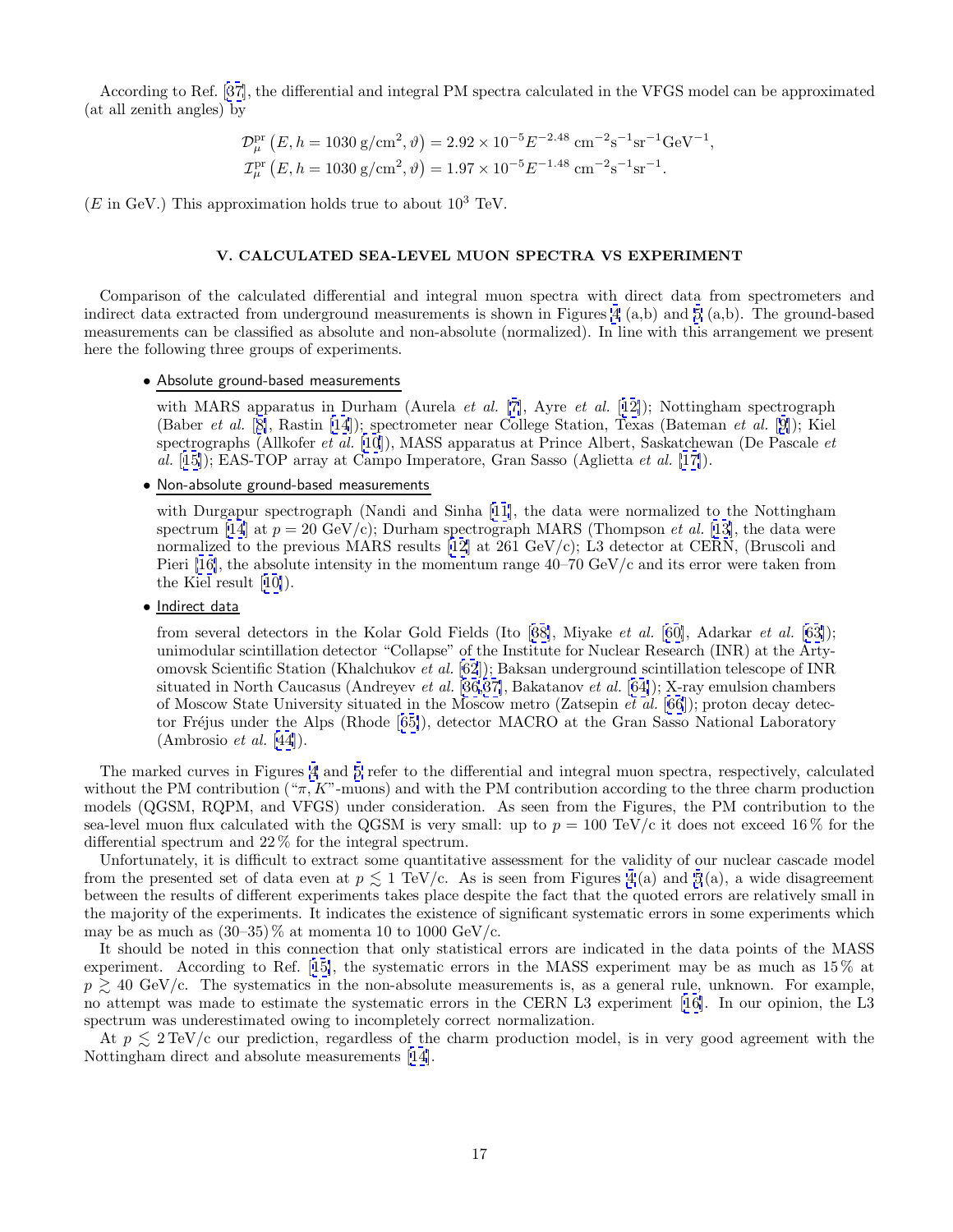According to Ref. [37], the differential and integral PM spectra calculated in the VFGS model can be approximated (at all zenith angles) by

$$\mathcal{D}_\mu^{\rm pr}\left(E, h = 1030\,{\rm g/cm^2}, \vartheta\right) = 2.92 \times 10^{-5} E^{-2.48}\ {\rm cm^{-2}s^{-1}sr^{-1}GeV^{-1}},$$
$$\mathcal{I}_\mu^{\rm pr}\left(E, h = 1030\,{\rm g/cm^2}, \vartheta\right) = 1.97 \times 10^{-5} E^{-1.48}\ {\rm cm^{-2}s^{-1}sr^{-1}}.$$

($E$ in GeV.) This approximation holds true to about $10^3$ TeV.

## V. CALCULATED SEA-LEVEL MUON SPECTRA VS EXPERIMENT

Comparison of the calculated differential and integral muon spectra with direct data from spectrometers and indirect data extracted from underground measurements is shown in Figures 4 (a,b) and 5 (a,b). The ground-based measurements can be classified as absolute and non-absolute (normalized). In line with this arrangement we present here the following three groups of experiments.

- Absolute ground-based measurements

  with MARS apparatus in Durham (Aurela *et al.* [7], Ayre *et al.* [12]); Nottingham spectrograph (Baber *et al.* [8], Rastin [14]); spectrometer near College Station, Texas (Bateman *et al.* [9]); Kiel spectrographs (Allkofer *et al.* [10]), MASS apparatus at Prince Albert, Saskatchewan (De Pascale *et al.* [15]); EAS-TOP array at Campo Imperatore, Gran Sasso (Aglietta *et al.* [17]).

- Non-absolute ground-based measurements

  with Durgapur spectrograph (Nandi and Sinha [11], the data were normalized to the Nottingham spectrum [14] at $p = 20$ GeV/c); Durham spectrograph MARS (Thompson *et al.* [13], the data were normalized to the previous MARS results [12] at 261 GeV/c); L3 detector at CERN, (Bruscoli and Pieri [16], the absolute intensity in the momentum range 40–70 GeV/c and its error were taken from the Kiel result [10]).

- Indirect data

  from several detectors in the Kolar Gold Fields (Ito [38], Miyake *et al.* [60], Adarkar *et al.* [63]); unimodular scintillation detector "Collapse" of the Institute for Nuclear Research (INR) at the Artyomovsk Scientific Station (Khalchukov *et al.* [62]); Baksan underground scintillation telescope of INR situated in North Caucasus (Andreyev *et al.* [36,37], Bakatanov *et al.* [64]); X-ray emulsion chambers of Moscow State University situated in the Moscow metro (Zatsepin *et al.* [66]); proton decay detector Fréjus under the Alps (Rhode [65]), detector MACRO at the Gran Sasso National Laboratory (Ambrosio *et al.* [44]).

The marked curves in Figures 4 and 5 refer to the differential and integral muon spectra, respectively, calculated without the PM contribution ("$\pi, K$"-muons) and with the PM contribution according to the three charm production models (QGSM, RQPM, and VFGS) under consideration. As seen from the Figures, the PM contribution to the sea-level muon flux calculated with the QGSM is very small: up to $p = 100$ TeV/c it does not exceed 16 % for the differential spectrum and 22 % for the integral spectrum.

Unfortunately, it is difficult to extract some quantitative assessment for the validity of our nuclear cascade model from the presented set of data even at $p \lesssim 1$ TeV/c. As is seen from Figures 4(a) and 5(a), a wide disagreement between the results of different experiments takes place despite the fact that the quoted errors are relatively small in the majority of the experiments. It indicates the existence of significant systematic errors in some experiments which may be as much as (30–35) % at momenta 10 to 1000 GeV/c.

It should be noted in this connection that only statistical errors are indicated in the data points of the MASS experiment. According to Ref. [15], the systematic errors in the MASS experiment may be as much as 15 % at $p \gtrsim 40$ GeV/c. The systematics in the non-absolute measurements is, as a general rule, unknown. For example, no attempt was made to estimate the systematic errors in the CERN L3 experiment [16]. In our opinion, the L3 spectrum was underestimated owing to incompletely correct normalization.

At $p \lesssim 2$ TeV/c our prediction, regardless of the charm production model, is in very good agreement with the Nottingham direct and absolute measurements [14].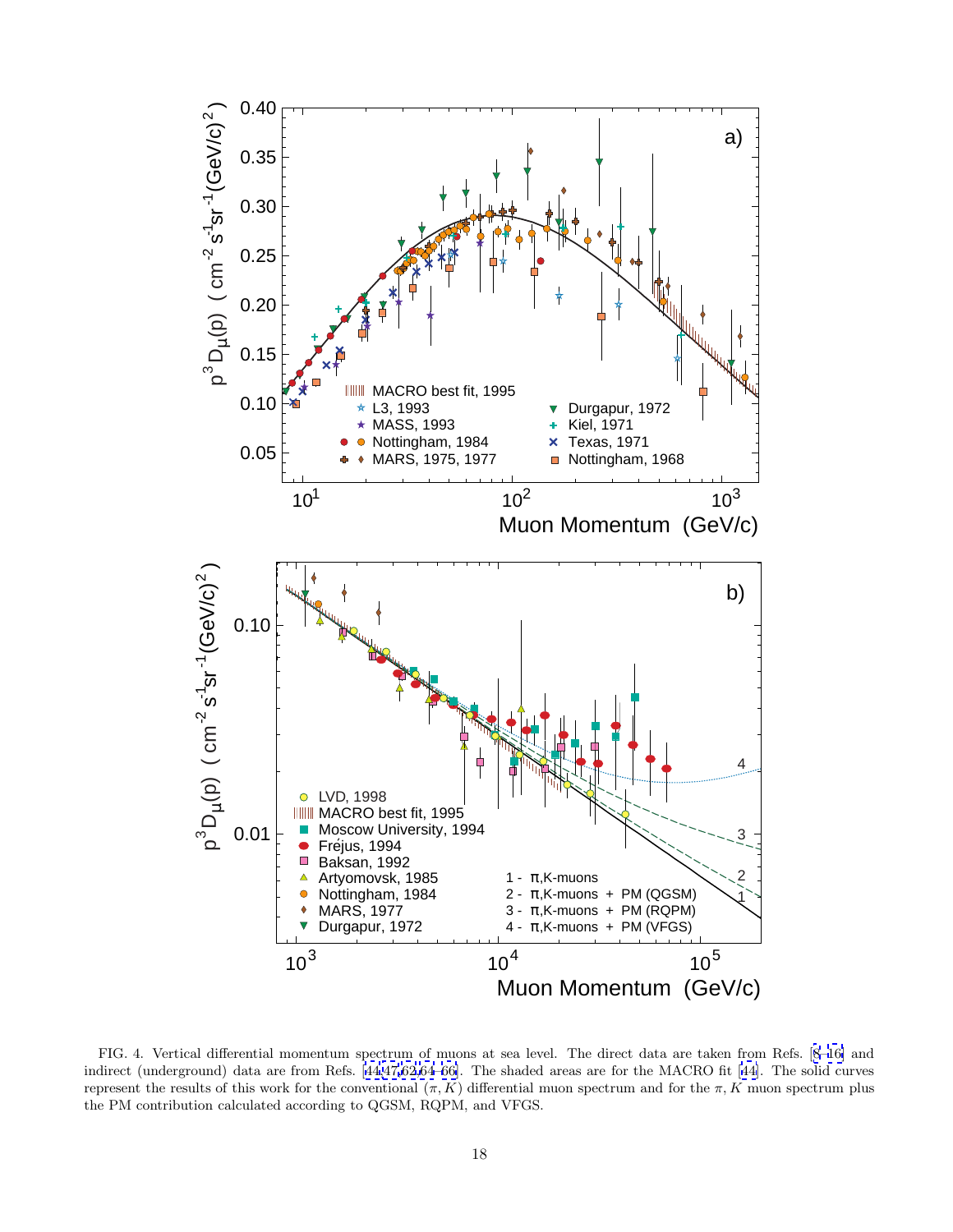FIG. 4. Vertical differential momentum spectrum of muons at sea level. The direct data are taken from Refs. [8–16] and indirect (underground) data are from Refs. [44,47,62,64–66]. The shaded areas are for the MACRO fit [44]. The solid curves represent the results of this work for the conventional $(\pi, K)$ differential muon spectrum and for the $\pi, K$ muon spectrum plus the PM contribution calculated according to QGSM, RQPM, and VFGS.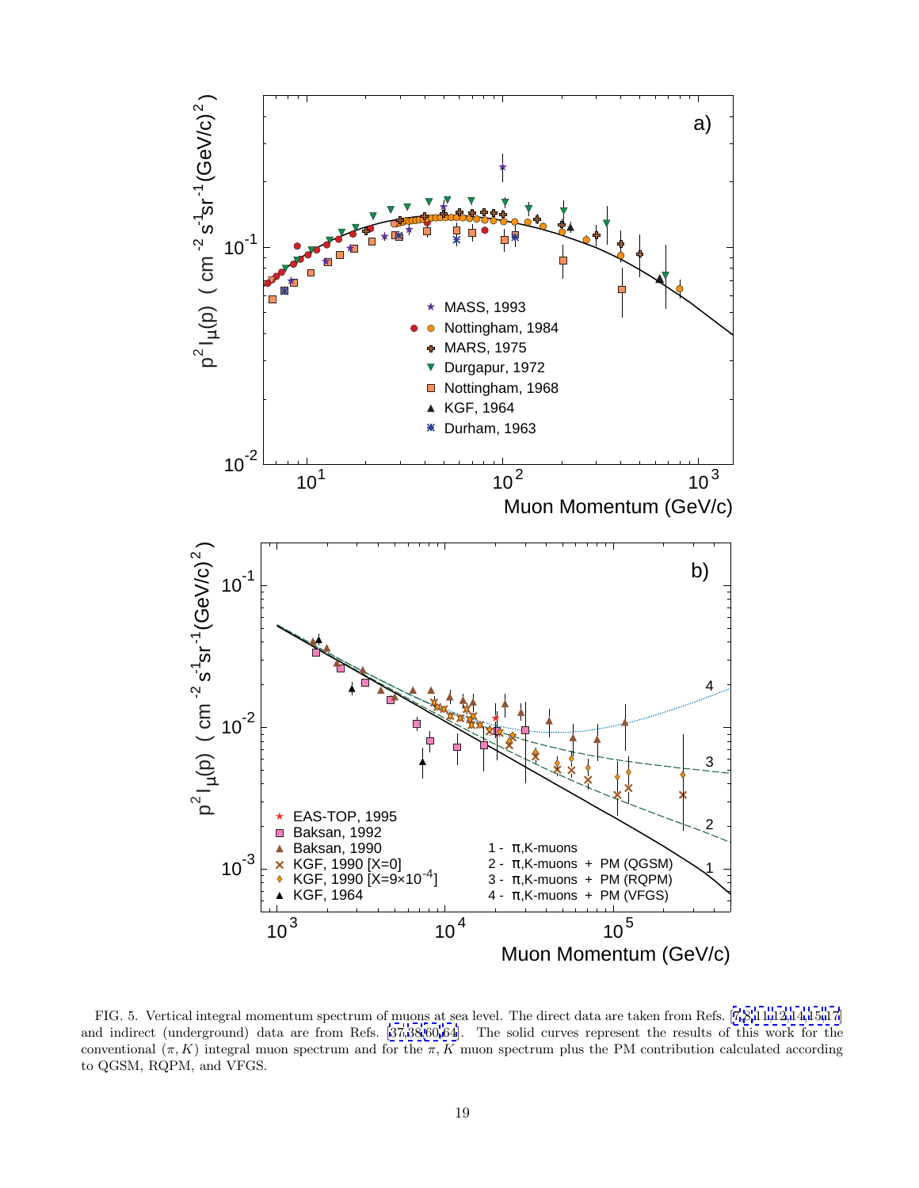FIG. 5. Vertical integral momentum spectrum of muons at sea level. The direct data are taken from Refs. [7,8,11,12,14,15,17] and indirect (underground) data are from Refs. [37,38,60,64]. The solid curves represent the results of this work for the conventional $(\pi, K)$ integral muon spectrum and for the $\pi, K$ muon spectrum plus the PM contribution calculated according to QGSM, RQPM, and VFGS.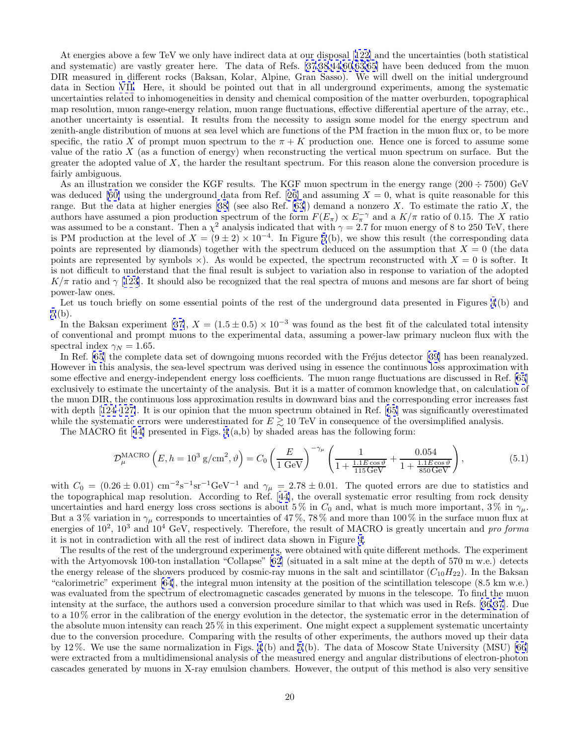At energies above a few TeV we only have indirect data at our disposal [122] and the uncertainties (both statistical and systematic) are vastly greater here. The data of Refs. [37,38,44,60,63,65] have been deduced from the muon DIR measured in different rocks (Baksan, Kolar, Alpine, Gran Sasso). We will dwell on the initial underground data in Section VII. Here, it should be pointed out that in all underground experiments, among the systematic uncertainties related to inhomogeneities in density and chemical composition of the matter overburden, topographical map resolution, muon range-energy relation, muon range fluctuations, effective differential aperture of the array, etc., another uncertainty is essential. It results from the necessity to assign some model for the energy spectrum and zenith-angle distribution of muons at sea level which are functions of the PM fraction in the muon flux or, to be more specific, the ratio $X$ of prompt muon spectrum to the $\pi + K$ production one. Hence one is forced to assume some value of the ratio $X$ (as a function of energy) when reconstructing the vertical muon spectrum on surface. But the greater the adopted value of $X$, the harder the resultant spectrum. For this reason alone the conversion procedure is fairly ambiguous.

As an illustration we consider the KGF results. The KGF muon spectrum in the energy range $(200 \div 7500)$ GeV was deduced [60] using the underground data from Ref. [26] and assuming $X = 0$, what is quite reasonable for this range. But the data at higher energies [38] (see also Ref. [63]) demand a nonzero $X$. To estimate the ratio $X$, the authors have assumed a pion production spectrum of the form $F(E_\pi) \propto E_\pi^{-\gamma}$ and a $K/\pi$ ratio of 0.15. The $X$ ratio was assumed to be a constant. Then a $\chi^2$ analysis indicated that with $\gamma = 2.7$ for muon energy of 8 to 250 TeV, there is PM production at the level of $X = (9 \pm 2) \times 10^{-4}$. In Figure 5(b), we show this result (the corresponding data points are represented by diamonds) together with the spectrum deduced on the assumption that $X = 0$ (the data points are represented by symbols $\times$). As would be expected, the spectrum reconstructed with $X = 0$ is softer. It is not difficult to understand that the final result is subject to variation also in response to variation of the adopted $K/\pi$ ratio and $\gamma$ [123]. It should also be recognized that the real spectra of muons and mesons are far short of being power-law ones.

Let us touch briefly on some essential points of the rest of the underground data presented in Figures 4(b) and 5(b).

In the Baksan experiment [37], $X = (1.5 \pm 0.5) \times 10^{-3}$ was found as the best fit of the calculated total intensity of conventional and prompt muons to the experimental data, assuming a power-law primary nucleon flux with the spectral index $\gamma_N = 1.65$.

In Ref. [65] the complete data set of downgoing muons recorded with the Fréjus detector [39] has been reanalyzed. However in this analysis, the sea-level spectrum was derived using in essence the continuous loss approximation with some effective and energy-independent energy loss coefficients. The muon range fluctuations are discussed in Ref. [65] exclusively to estimate the uncertainty of the analysis. But it is a matter of common knowledge that, on calculation of the muon DIR, the continuous loss approximation results in downward bias and the corresponding error increases fast with depth [124–127]. It is our opinion that the muon spectrum obtained in Ref. [65] was significantly overestimated while the systematic errors were underestimated for $E \gtrsim 10$ TeV in consequence of the oversimplified analysis.

The MACRO fit [44] presented in Figs. 4(a,b) by shaded areas has the following form:

$$\mathcal{D}_\mu^{\mathrm{MACRO}}\left(E, h = 10^3\ \mathrm{g/cm^2}, \vartheta\right) = C_0 \left(\frac{E}{1\ \mathrm{GeV}}\right)^{-\gamma_\mu} \left(\frac{1}{1 + \frac{1.1 E \cos\vartheta}{115\,\mathrm{GeV}}} + \frac{0.054}{1 + \frac{1.1 E \cos\vartheta}{850\,\mathrm{GeV}}}\right), \tag{5.1}$$

with $C_0 = (0.26 \pm 0.01)$ cm$^{-2}$s$^{-1}$sr$^{-1}$GeV$^{-1}$ and $\gamma_\mu = 2.78 \pm 0.01$. The quoted errors are due to statistics and the topographical map resolution. According to Ref. [44], the overall systematic error resulting from rock density uncertainties and hard energy loss cross sections is about 5 % in $C_0$ and, what is much more important, 3 % in $\gamma_\mu$. But a 3 % variation in $\gamma_\mu$ corresponds to uncertainties of 47 %, 78 % and more than 100 % in the surface muon flux at energies of $10^2$, $10^3$ and $10^4$ GeV, respectively. Therefore, the result of MACRO is greatly uncertain and *pro forma* it is not in contradiction with all the rest of indirect data shown in Figure 4.

The results of the rest of the underground experiments, were obtained with quite different methods. The experiment with the Artyomovsk 100-ton installation "Collapse" [62] (situated in a salt mine at the depth of 570 m w.e.) detects the energy release of the showers produced by cosmic-ray muons in the salt and scintillator ($C_{10}H_{22}$). In the Baksan "calorimetric" experiment [64], the integral muon intensity at the position of the scintillation telescope (8.5 km w.e.) was evaluated from the spectrum of electromagnetic cascades generated by muons in the telescope. To find the muon intensity at the surface, the authors used a conversion procedure similar to that which was used in Refs. [36,37]. Due to a 10 % error in the calibration of the energy evolution in the detector, the systematic error in the determination of the absolute muon intensity can reach 25 % in this experiment. One might expect a supplement systematic uncertainty due to the conversion procedure. Comparing with the results of other experiments, the authors moved up their data by 12 %. We use the same normalization in Figs. 4(b) and 5(b). The data of Moscow State University (MSU) [66] were extracted from a multidimensional analysis of the measured energy and angular distributions of electron-photon cascades generated by muons in X-ray emulsion chambers. However, the output of this method is also very sensitive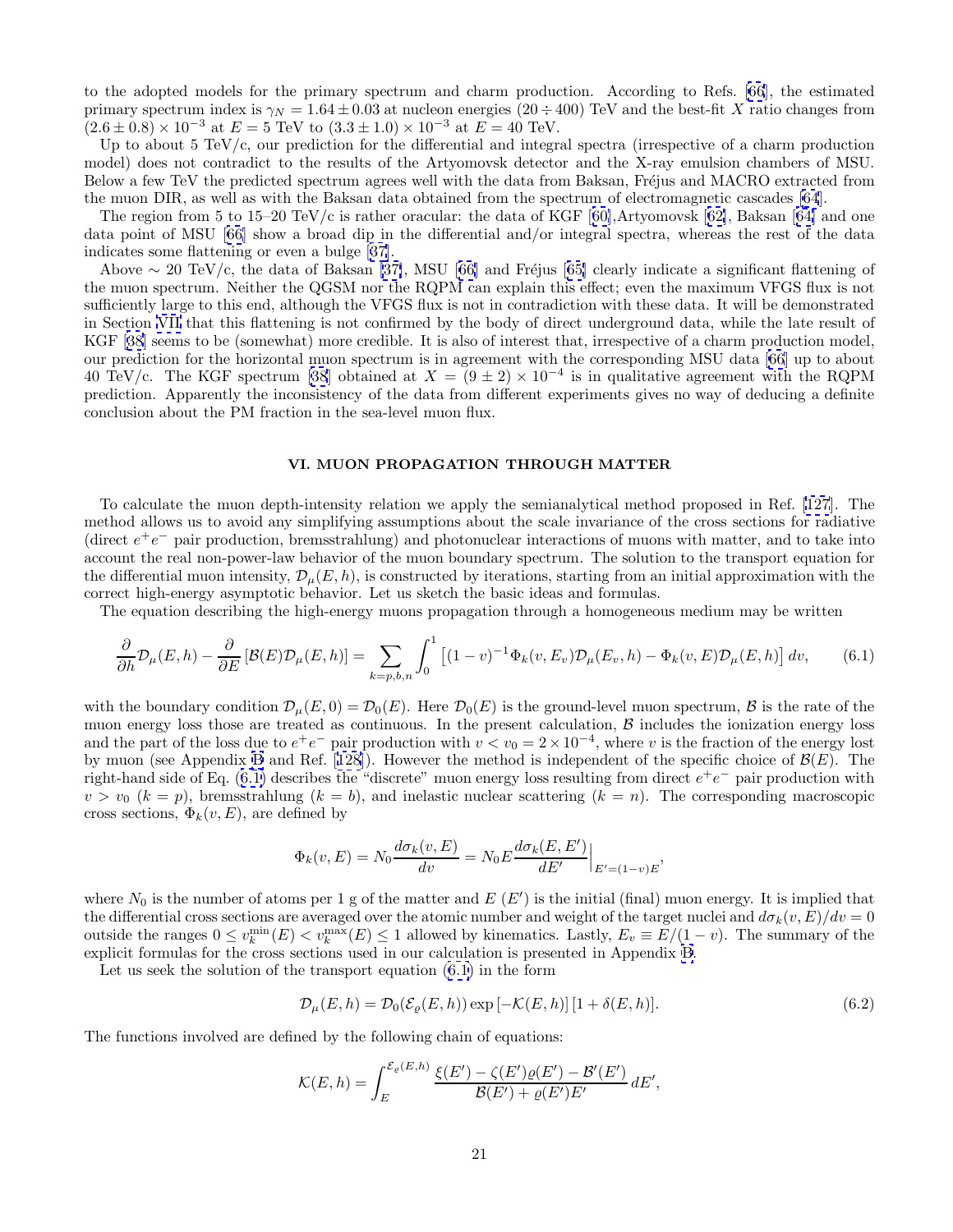to the adopted models for the primary spectrum and charm production. According to Refs. [66], the estimated primary spectrum index is $\gamma_N = 1.64 \pm 0.03$ at nucleon energies $(20 \div 400)$ TeV and the best-fit $X$ ratio changes from $(2.6 \pm 0.8) \times 10^{-3}$ at $E = 5$ TeV to $(3.3 \pm 1.0) \times 10^{-3}$ at $E = 40$ TeV.

Up to about 5 TeV/c, our prediction for the differential and integral spectra (irrespective of a charm production model) does not contradict to the results of the Artyomovsk detector and the X-ray emulsion chambers of MSU. Below a few TeV the predicted spectrum agrees well with the data from Baksan, Fréjus and MACRO extracted from the muon DIR, as well as with the Baksan data obtained from the spectrum of electromagnetic cascades [64].

The region from 5 to 15–20 TeV/c is rather oracular: the data of KGF [60],Artyomovsk [62], Baksan [64] and one data point of MSU [66] show a broad dip in the differential and/or integral spectra, whereas the rest of the data indicates some flattening or even a bulge [37].

Above $\sim 20$ TeV/c, the data of Baksan [37], MSU [66] and Fréjus [65] clearly indicate a significant flattening of the muon spectrum. Neither the QGSM nor the RQPM can explain this effect; even the maximum VFGS flux is not sufficiently large to this end, although the VFGS flux is not in contradiction with these data. It will be demonstrated in Section VII that this flattening is not confirmed by the body of direct underground data, while the late result of KGF [38] seems to be (somewhat) more credible. It is also of interest that, irrespective of a charm production model, our prediction for the horizontal muon spectrum is in agreement with the corresponding MSU data [66] up to about 40 TeV/c. The KGF spectrum [38] obtained at $X = (9 \pm 2) \times 10^{-4}$ is in qualitative agreement with the RQPM prediction. Apparently the inconsistency of the data from different experiments gives no way of deducing a definite conclusion about the PM fraction in the sea-level muon flux.

## VI. MUON PROPAGATION THROUGH MATTER

To calculate the muon depth-intensity relation we apply the semianalytical method proposed in Ref. [127]. The method allows us to avoid any simplifying assumptions about the scale invariance of the cross sections for radiative (direct $e^+e^-$ pair production, bremsstrahlung) and photonuclear interactions of muons with matter, and to take into account the real non-power-law behavior of the muon boundary spectrum. The solution to the transport equation for the differential muon intensity, $\mathcal{D}_\mu(E,h)$, is constructed by iterations, starting from an initial approximation with the correct high-energy asymptotic behavior. Let us sketch the basic ideas and formulas.

The equation describing the high-energy muons propagation through a homogeneous medium may be written

$$\frac{\partial}{\partial h}\mathcal{D}_\mu(E,h) - \frac{\partial}{\partial E}\left[\mathcal{B}(E)\mathcal{D}_\mu(E,h)\right] = \sum_{k=p,b,n}\int_0^1 \left[(1-v)^{-1}\Phi_k(v,E_v)\mathcal{D}_\mu(E_v,h) - \Phi_k(v,E)\mathcal{D}_\mu(E,h)\right]dv, \tag{6.1}$$

with the boundary condition $\mathcal{D}_\mu(E,0) = \mathcal{D}_0(E)$. Here $\mathcal{D}_0(E)$ is the ground-level muon spectrum, $\mathcal{B}$ is the rate of the muon energy loss those are treated as continuous. In the present calculation, $\mathcal{B}$ includes the ionization energy loss and the part of the loss due to $e^+e^-$ pair production with $v < v_0 = 2 \times 10^{-4}$, where $v$ is the fraction of the energy lost by muon (see Appendix B and Ref. [128]). However the method is independent of the specific choice of $\mathcal{B}(E)$. The right-hand side of Eq. (6.1) describes the "discrete" muon energy loss resulting from direct $e^+e^-$ pair production with $v > v_0$ ($k = p$), bremsstrahlung ($k = b$), and inelastic nuclear scattering ($k = n$). The corresponding macroscopic cross sections, $\Phi_k(v,E)$, are defined by

$$\Phi_k(v,E) = N_0\frac{d\sigma_k(v,E)}{dv} = N_0 E\frac{d\sigma_k(E,E')}{dE'}\Big|_{E'=(1-v)E},$$

where $N_0$ is the number of atoms per 1 g of the matter and $E$ ($E'$) is the initial (final) muon energy. It is implied that the differential cross sections are averaged over the atomic number and weight of the target nuclei and $d\sigma_k(v,E)/dv = 0$ outside the ranges $0 \leq v_k^{\min}(E) < v_k^{\max}(E) \leq 1$ allowed by kinematics. Lastly, $E_v \equiv E/(1-v)$. The summary of the explicit formulas for the cross sections used in our calculation is presented in Appendix B.

Let us seek the solution of the transport equation (6.1) in the form

$$\mathcal{D}_\mu(E,h) = \mathcal{D}_0(\mathcal{E}_\varrho(E,h))\exp\left[-\mathcal{K}(E,h)\right]\left[1+\delta(E,h)\right]. \tag{6.2}$$

The functions involved are defined by the following chain of equations:

$$\mathcal{K}(E,h) = \int_E^{\mathcal{E}_\varrho(E,h)} \frac{\xi(E') - \zeta(E')\varrho(E') - \mathcal{B}'(E')}{\mathcal{B}(E') + \varrho(E')E'}\,dE',$$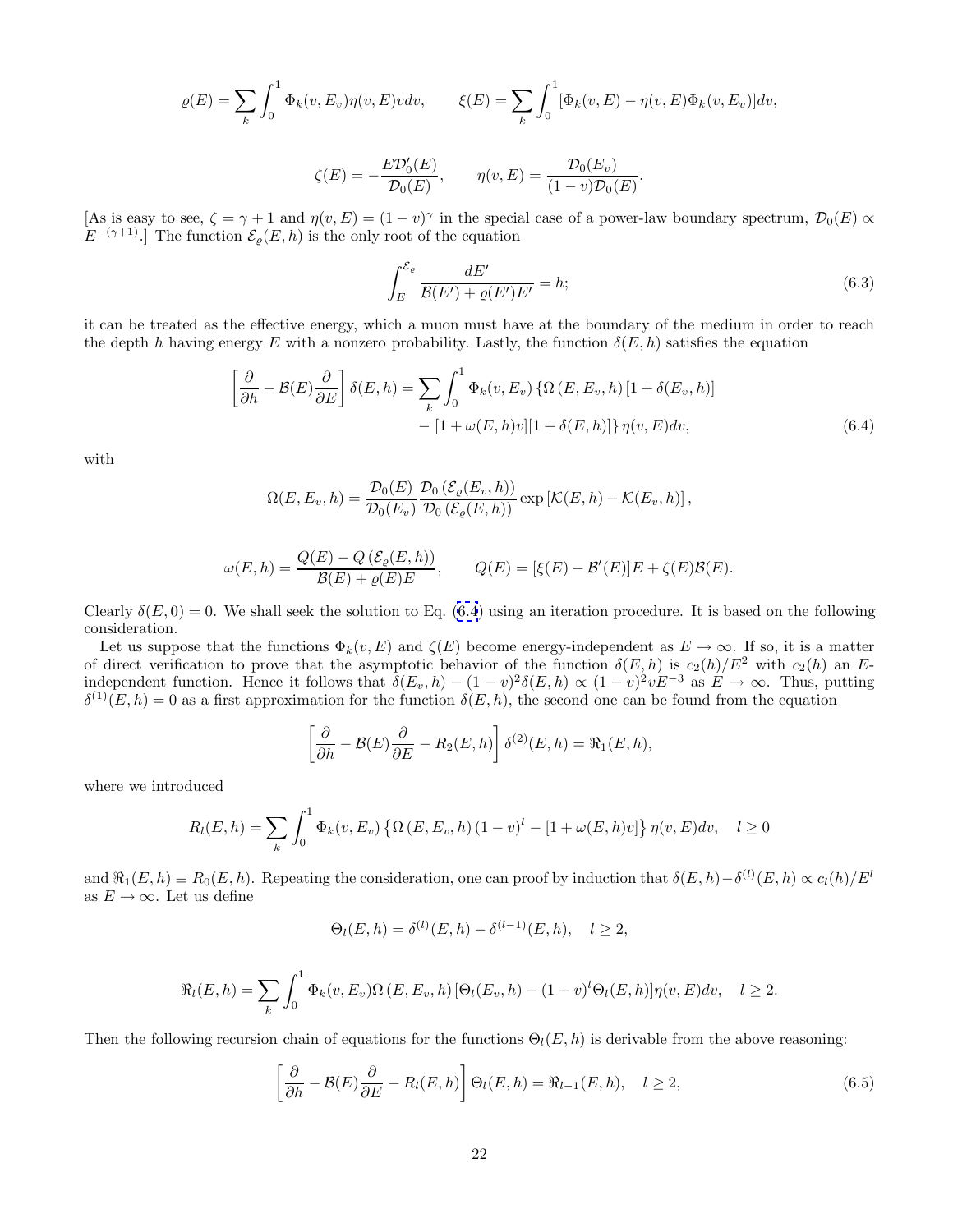$$\varrho(E) = \sum_k \int_0^1 \Phi_k(v, E_v)\eta(v, E)v dv, \qquad \xi(E) = \sum_k \int_0^1 [\Phi_k(v, E) - \eta(v, E)\Phi_k(v, E_v)]dv,$$

$$\zeta(E) = -\frac{E\mathcal{D}_0'(E)}{\mathcal{D}_0(E)}, \qquad \eta(v, E) = \frac{\mathcal{D}_0(E_v)}{(1-v)\mathcal{D}_0(E)}.$$

[As is easy to see, $\zeta = \gamma + 1$ and $\eta(v, E) = (1-v)^\gamma$ in the special case of a power-law boundary spectrum, $\mathcal{D}_0(E) \propto E^{-(\gamma+1)}$.] The function $\mathcal{E}_\varrho(E, h)$ is the only root of the equation

$$\int_E^{\mathcal{E}_\varrho} \frac{dE'}{\mathcal{B}(E') + \varrho(E')E'} = h; \tag{6.3}$$

it can be treated as the effective energy, which a muon must have at the boundary of the medium in order to reach the depth $h$ having energy $E$ with a nonzero probability. Lastly, the function $\delta(E, h)$ satisfies the equation

$$\left[\frac{\partial}{\partial h} - \mathcal{B}(E)\frac{\partial}{\partial E}\right]\delta(E, h) = \sum_k \int_0^1 \Phi_k(v, E_v)\left\{\Omega\left(E, E_v, h\right)[1 + \delta(E_v, h)] - [1 + \omega(E, h)v][1 + \delta(E, h)]\right\}\eta(v, E)dv, \tag{6.4}$$

with

$$\Omega(E, E_v, h) = \frac{\mathcal{D}_0(E)}{\mathcal{D}_0(E_v)}\frac{\mathcal{D}_0\left(\mathcal{E}_\varrho(E_v, h)\right)}{\mathcal{D}_0\left(\mathcal{E}_\varrho(E, h)\right)}\exp\left[\mathcal{K}(E, h) - \mathcal{K}(E_v, h)\right],$$

$$\omega(E, h) = \frac{Q(E) - Q\left(\mathcal{E}_\varrho(E, h)\right)}{\mathcal{B}(E) + \varrho(E)E}, \qquad Q(E) = [\xi(E) - \mathcal{B}'(E)]E + \zeta(E)\mathcal{B}(E).$$

Clearly $\delta(E, 0) = 0$. We shall seek the solution to Eq. (6.4) using an iteration procedure. It is based on the following consideration.

Let us suppose that the functions $\Phi_k(v, E)$ and $\zeta(E)$ become energy-independent as $E \to \infty$. If so, it is a matter of direct verification to prove that the asymptotic behavior of the function $\delta(E, h)$ is $c_2(h)/E^2$ with $c_2(h)$ an $E$-independent function. Hence it follows that $\delta(E_v, h) - (1-v)^2\delta(E, h) \propto (1-v)^2 vE^{-3}$ as $E \to \infty$. Thus, putting $\delta^{(1)}(E, h) = 0$ as a first approximation for the function $\delta(E, h)$, the second one can be found from the equation

$$\left[\frac{\partial}{\partial h} - \mathcal{B}(E)\frac{\partial}{\partial E} - R_2(E, h)\right]\delta^{(2)}(E, h) = \Re_1(E, h),$$

where we introduced

$$R_l(E, h) = \sum_k \int_0^1 \Phi_k(v, E_v)\left\{\Omega\left(E, E_v, h\right)(1-v)^l - [1 + \omega(E, h)v]\right\}\eta(v, E)dv, \quad l \geq 0$$

and $\Re_1(E, h) \equiv R_0(E, h)$. Repeating the consideration, one can proof by induction that $\delta(E, h) - \delta^{(l)}(E, h) \propto c_l(h)/E^l$ as $E \to \infty$. Let us define

$$\Theta_l(E, h) = \delta^{(l)}(E, h) - \delta^{(l-1)}(E, h), \quad l \geq 2,$$

$$\Re_l(E, h) = \sum_k \int_0^1 \Phi_k(v, E_v)\Omega\left(E, E_v, h\right)[\Theta_l(E_v, h) - (1-v)^l\Theta_l(E, h)]\eta(v, E)dv, \quad l \geq 2.$$

Then the following recursion chain of equations for the functions $\Theta_l(E, h)$ is derivable from the above reasoning:

$$\left[\frac{\partial}{\partial h} - \mathcal{B}(E)\frac{\partial}{\partial E} - R_l(E, h)\right]\Theta_l(E, h) = \Re_{l-1}(E, h), \quad l \geq 2, \tag{6.5}$$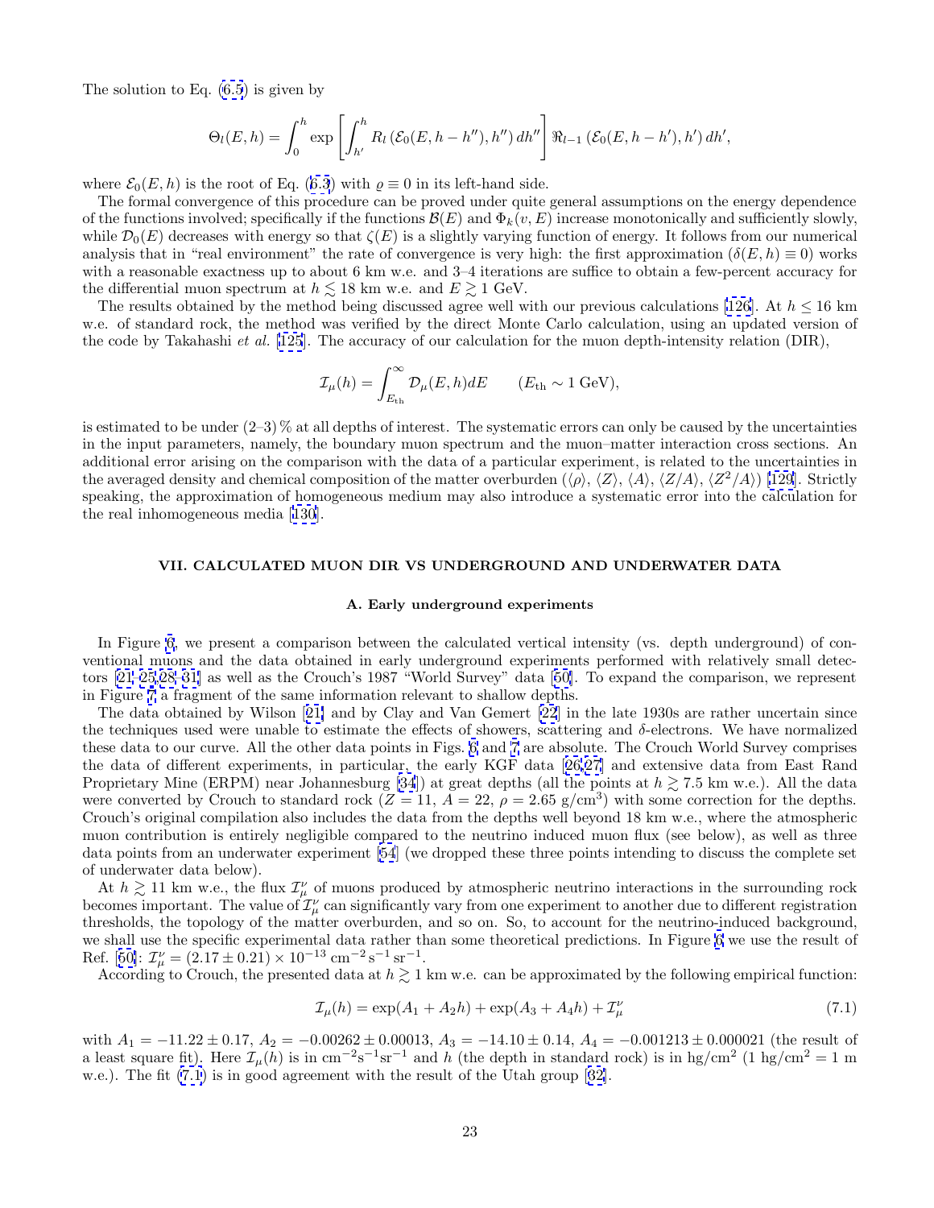The solution to Eq. (6.5) is given by

$$\Theta_l(E,h) = \int_0^h \exp\left[\int_{h'}^h R_l\left(\mathcal{E}_0(E,h-h''),h''\right)dh''\right]\Re_{l-1}\left(\mathcal{E}_0(E,h-h'),h'\right)dh',$$

where $\mathcal{E}_0(E,h)$ is the root of Eq. (6.3) with $\varrho \equiv 0$ in its left-hand side.

The formal convergence of this procedure can be proved under quite general assumptions on the energy dependence of the functions involved; specifically if the functions $\mathcal{B}(E)$ and $\Phi_k(v,E)$ increase monotonically and sufficiently slowly, while $\mathcal{D}_0(E)$ decreases with energy so that $\zeta(E)$ is a slightly varying function of energy. It follows from our numerical analysis that in "real environment" the rate of convergence is very high: the first approximation ($\delta(E,h) \equiv 0$) works with a reasonable exactness up to about 6 km w.e. and 3–4 iterations are suffice to obtain a few-percent accuracy for the differential muon spectrum at $h \lesssim 18$ km w.e. and $E \gtrsim 1$ GeV.

The results obtained by the method being discussed agree well with our previous calculations [126]. At $h \leq 16$ km w.e. of standard rock, the method was verified by the direct Monte Carlo calculation, using an updated version of the code by Takahashi *et al.* [125]. The accuracy of our calculation for the muon depth-intensity relation (DIR),

$$\mathcal{I}_\mu(h) = \int_{E_{\rm th}}^\infty \mathcal{D}_\mu(E,h)dE \qquad (E_{\rm th} \sim 1 \text{ GeV}),$$

is estimated to be under (2–3) % at all depths of interest. The systematic errors can only be caused by the uncertainties in the input parameters, namely, the boundary muon spectrum and the muon–matter interaction cross sections. An additional error arising on the comparison with the data of a particular experiment, is related to the uncertainties in the averaged density and chemical composition of the matter overburden ($\langle\rho\rangle$, $\langle Z\rangle$, $\langle A\rangle$, $\langle Z/A\rangle$, $\langle Z^2/A\rangle$) [129]. Strictly speaking, the approximation of homogeneous medium may also introduce a systematic error into the calculation for the real inhomogeneous media [130].

## VII. CALCULATED MUON DIR VS UNDERGROUND AND UNDERWATER DATA

### A. Early underground experiments

In Figure 6, we present a comparison between the calculated vertical intensity (vs. depth underground) of conventional muons and the data obtained in early underground experiments performed with relatively small detectors [21–25,28–31] as well as the Crouch's 1987 "World Survey" data [50]. To expand the comparison, we represent in Figure 7 a fragment of the same information relevant to shallow depths.

The data obtained by Wilson [21] and by Clay and Van Gemert [22] in the late 1930s are rather uncertain since the techniques used were unable to estimate the effects of showers, scattering and $\delta$-electrons. We have normalized these data to our curve. All the other data points in Figs. 6 and 7 are absolute. The Crouch World Survey comprises the data of different experiments, in particular, the early KGF data [26,27] and extensive data from East Rand Proprietary Mine (ERPM) near Johannesburg [34]) at great depths (all the points at $h \gtrsim 7.5$ km w.e.). All the data were converted by Crouch to standard rock ($Z = 11$, $A = 22$, $\rho = 2.65$ g/cm$^3$) with some correction for the depths. Crouch's original compilation also includes the data from the depths well beyond 18 km w.e., where the atmospheric muon contribution is entirely negligible compared to the neutrino induced muon flux (see below), as well as three data points from an underwater experiment [54] (we dropped these three points intending to discuss the complete set of underwater data below).

At $h \gtrsim 11$ km w.e., the flux $\mathcal{I}_\mu^\nu$ of muons produced by atmospheric neutrino interactions in the surrounding rock becomes important. The value of $\mathcal{I}_\mu^\nu$ can significantly vary from one experiment to another due to different registration thresholds, the topology of the matter overburden, and so on. So, to account for the neutrino-induced background, we shall use the specific experimental data rather than some theoretical predictions. In Figure 6 we use the result of Ref. [50]: $\mathcal{I}_\mu^\nu = (2.17 \pm 0.21) \times 10^{-13}$ cm$^{-2}$ s$^{-1}$ sr$^{-1}$.

According to Crouch, the presented data at $h \gtrsim 1$ km w.e. can be approximated by the following empirical function:

$$\mathcal{I}_\mu(h) = \exp(A_1 + A_2 h) + \exp(A_3 + A_4 h) + \mathcal{I}_\mu^\nu \tag{7.1}$$

with $A_1 = -11.22 \pm 0.17$, $A_2 = -0.00262 \pm 0.00013$, $A_3 = -14.10 \pm 0.14$, $A_4 = -0.001213 \pm 0.000021$ (the result of a least square fit). Here $\mathcal{I}_\mu(h)$ is in cm$^{-2}$s$^{-1}$sr$^{-1}$ and $h$ (the depth in standard rock) is in hg/cm$^2$ (1 hg/cm$^2$ = 1 m w.e.). The fit (7.1) is in good agreement with the result of the Utah group [32].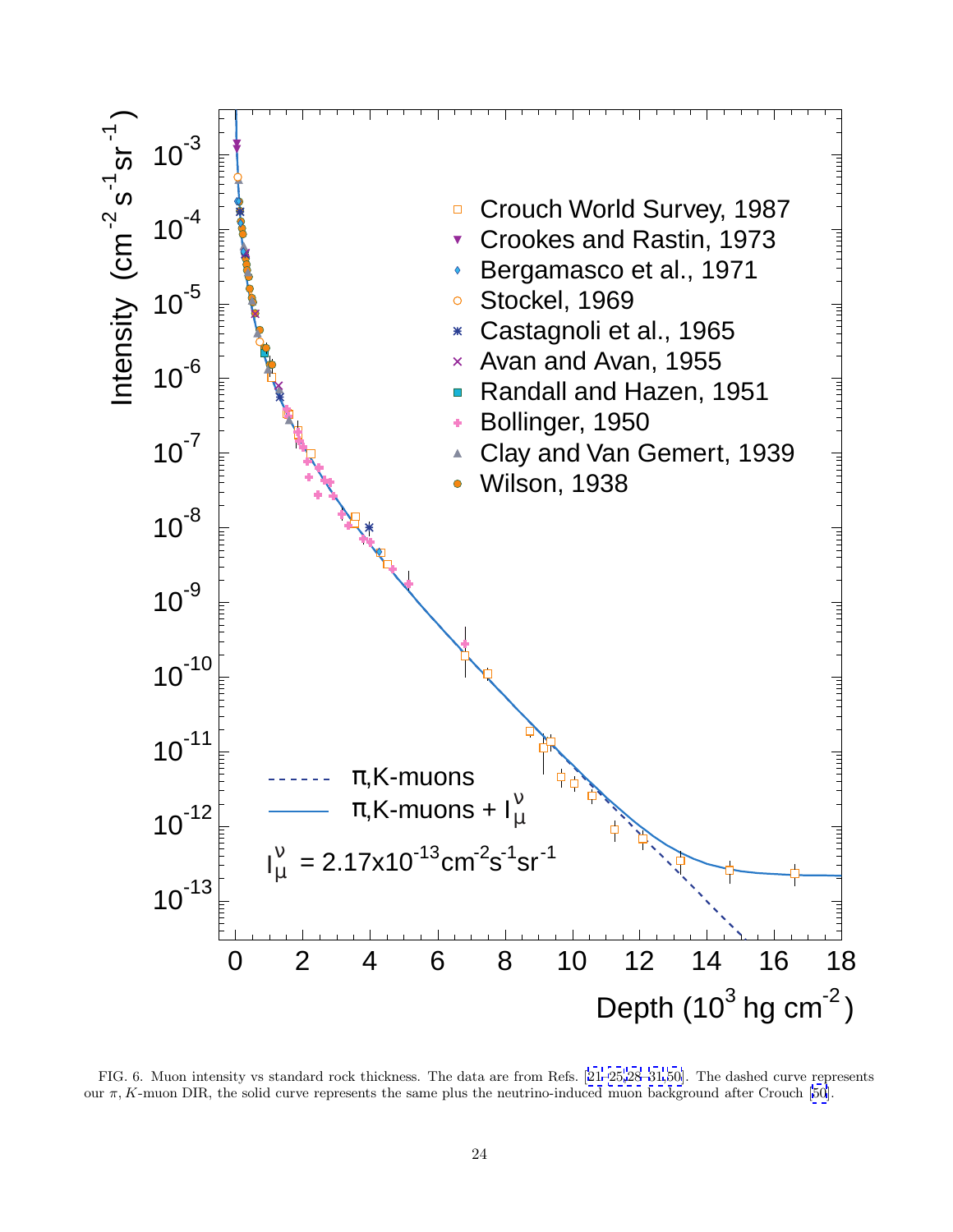FIG. 6. Muon intensity vs standard rock thickness. The data are from Refs. [21–25,28–31,50]. The dashed curve represents our $\pi, K$-muon DIR, the solid curve represents the same plus the neutrino-induced muon background after Crouch [50].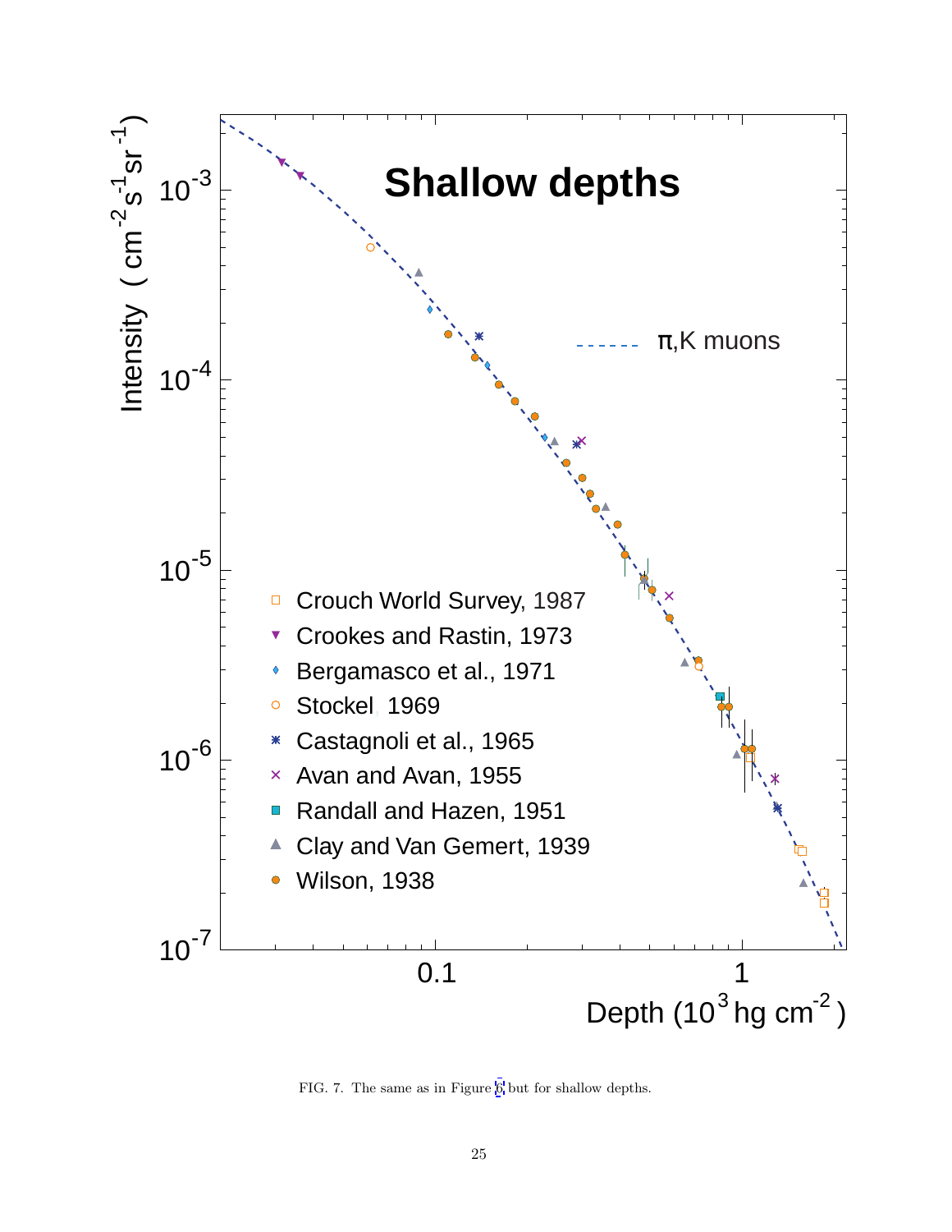FIG. 7. The same as in Figure 6 but for shallow depths.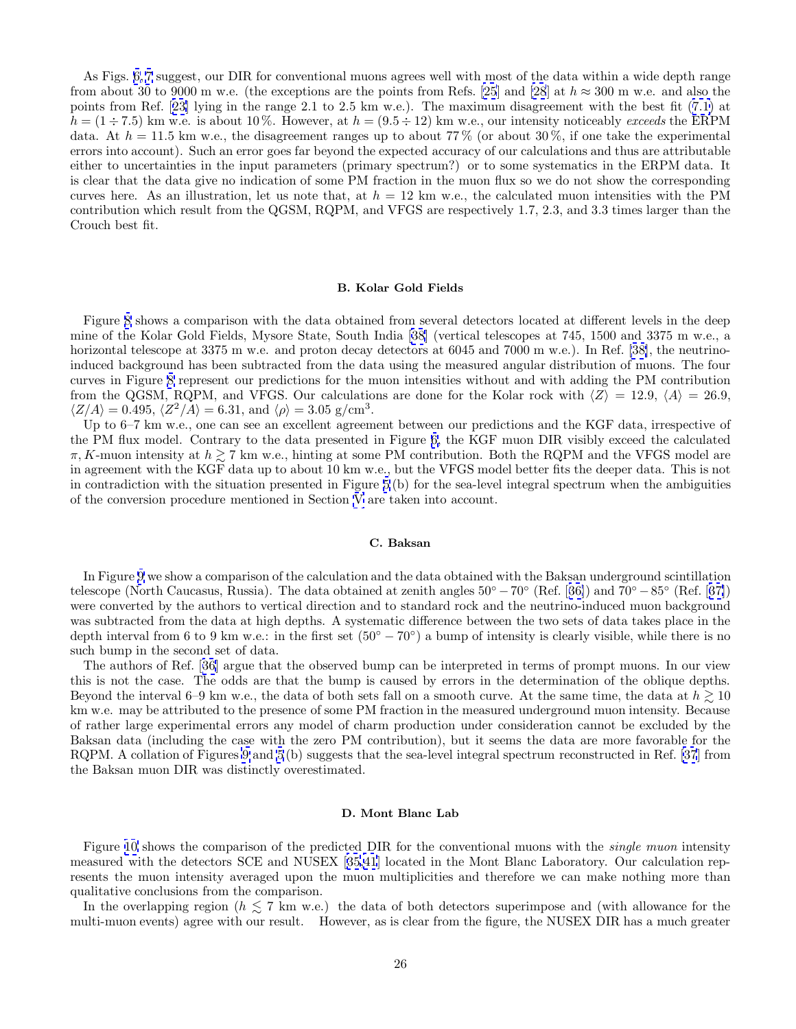As Figs. 6, 7 suggest, our DIR for conventional muons agrees well with most of the data within a wide depth range from about 30 to 9000 m w.e. (the exceptions are the points from Refs. [25] and [28] at $h \approx 300$ m w.e. and also the points from Ref. [23] lying in the range 2.1 to 2.5 km w.e.). The maximum disagreement with the best fit (7.1) at $h = (1 \div 7.5)$ km w.e. is about 10 %. However, at $h = (9.5 \div 12)$ km w.e., our intensity noticeably *exceeds* the ERPM data. At $h = 11.5$ km w.e., the disagreement ranges up to about 77 % (or about 30 %, if one take the experimental errors into account). Such an error goes far beyond the expected accuracy of our calculations and thus are attributable either to uncertainties in the input parameters (primary spectrum?) or to some systematics in the ERPM data. It is clear that the data give no indication of some PM fraction in the muon flux so we do not show the corresponding curves here. As an illustration, let us note that, at $h = 12$ km w.e., the calculated muon intensities with the PM contribution which result from the QGSM, RQPM, and VFGS are respectively 1.7, 2.3, and 3.3 times larger than the Crouch best fit.

### B. Kolar Gold Fields

Figure 8 shows a comparison with the data obtained from several detectors located at different levels in the deep mine of the Kolar Gold Fields, Mysore State, South India [38] (vertical telescopes at 745, 1500 and 3375 m w.e., a horizontal telescope at 3375 m w.e. and proton decay detectors at 6045 and 7000 m w.e.). In Ref. [38], the neutrino-induced background has been subtracted from the data using the measured angular distribution of muons. The four curves in Figure 8 represent our predictions for the muon intensities without and with adding the PM contribution from the QGSM, RQPM, and VFGS. Our calculations are done for the Kolar rock with $\langle Z \rangle = 12.9$, $\langle A \rangle = 26.9$, $\langle Z/A \rangle = 0.495$, $\langle Z^2/A \rangle = 6.31$, and $\langle \rho \rangle = 3.05$ g/cm$^3$.

Up to 6–7 km w.e., one can see an excellent agreement between our predictions and the KGF data, irrespective of the PM flux model. Contrary to the data presented in Figure 6, the KGF muon DIR visibly exceed the calculated $\pi, K$-muon intensity at $h \gtrsim 7$ km w.e., hinting at some PM contribution. Both the RQPM and the VFGS model are in agreement with the KGF data up to about 10 km w.e., but the VFGS model better fits the deeper data. This is not in contradiction with the situation presented in Figure 5(b) for the sea-level integral spectrum when the ambiguities of the conversion procedure mentioned in Section V are taken into account.

### C. Baksan

In Figure 9 we show a comparison of the calculation and the data obtained with the Baksan underground scintillation telescope (North Caucasus, Russia). The data obtained at zenith angles $50^\circ - 70^\circ$ (Ref. [36]) and $70^\circ - 85^\circ$ (Ref. [37]) were converted by the authors to vertical direction and to standard rock and the neutrino-induced muon background was subtracted from the data at high depths. A systematic difference between the two sets of data takes place in the depth interval from 6 to 9 km w.e.: in the first set ($50^\circ - 70^\circ$) a bump of intensity is clearly visible, while there is no such bump in the second set of data.

The authors of Ref. [36] argue that the observed bump can be interpreted in terms of prompt muons. In our view this is not the case. The odds are that the bump is caused by errors in the determination of the oblique depths. Beyond the interval 6–9 km w.e., the data of both sets fall on a smooth curve. At the same time, the data at $h \gtrsim 10$ km w.e. may be attributed to the presence of some PM fraction in the measured underground muon intensity. Because of rather large experimental errors any model of charm production under consideration cannot be excluded by the Baksan data (including the case with the zero PM contribution), but it seems the data are more favorable for the RQPM. A collation of Figures 9 and 5(b) suggests that the sea-level integral spectrum reconstructed in Ref. [37] from the Baksan muon DIR was distinctly overestimated.

### D. Mont Blanc Lab

Figure 10 shows the comparison of the predicted DIR for the conventional muons with the *single muon* intensity measured with the detectors SCE and NUSEX [35,41] located in the Mont Blanc Laboratory. Our calculation represents the muon intensity averaged upon the muon multiplicities and therefore we can make nothing more than qualitative conclusions from the comparison.

In the overlapping region ($h \lesssim 7$ km w.e.) the data of both detectors superimpose and (with allowance for the multi-muon events) agree with our result. However, as is clear from the figure, the NUSEX DIR has a much greater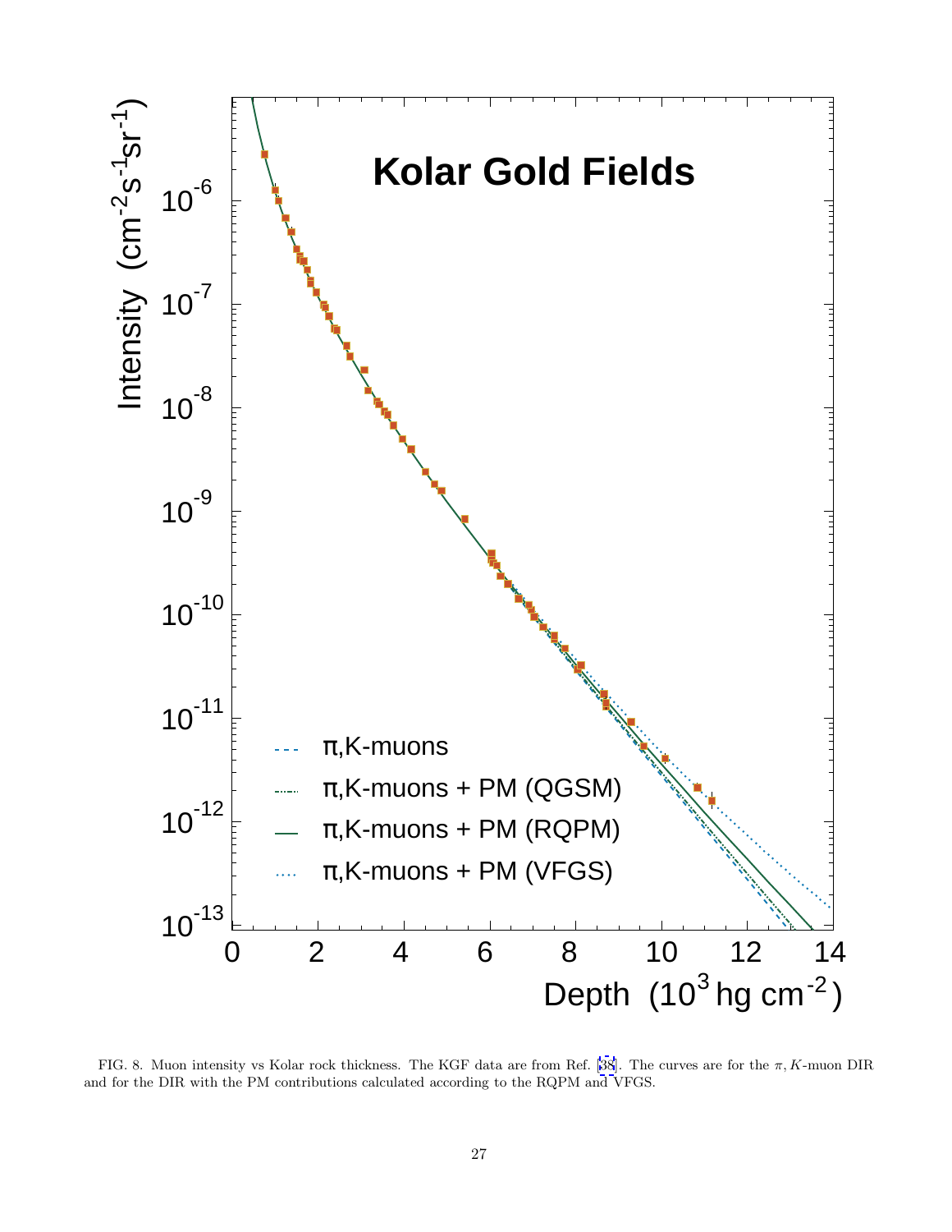FIG. 8. Muon intensity vs Kolar rock thickness. The KGF data are from Ref. [38]. The curves are for the $\pi, K$-muon DIR and for the DIR with the PM contributions calculated according to the RQPM and VFGS.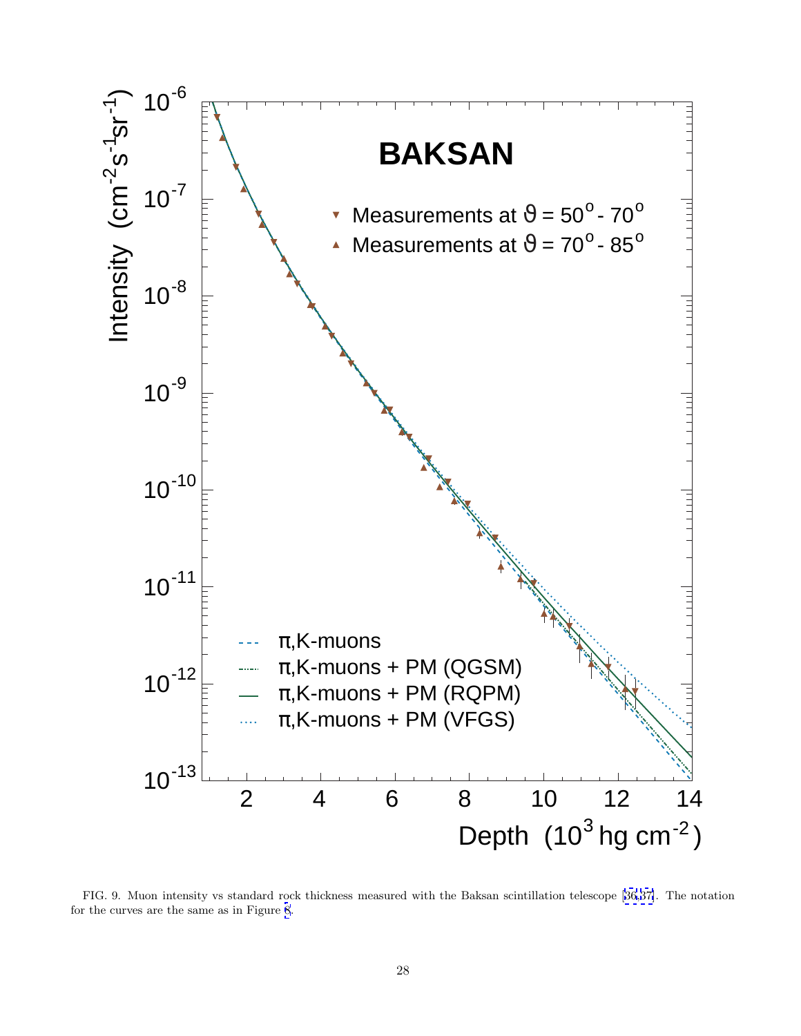FIG. 9. Muon intensity vs standard rock thickness measured with the Baksan scintillation telescope [36,37]. The notation for the curves are the same as in Figure 8.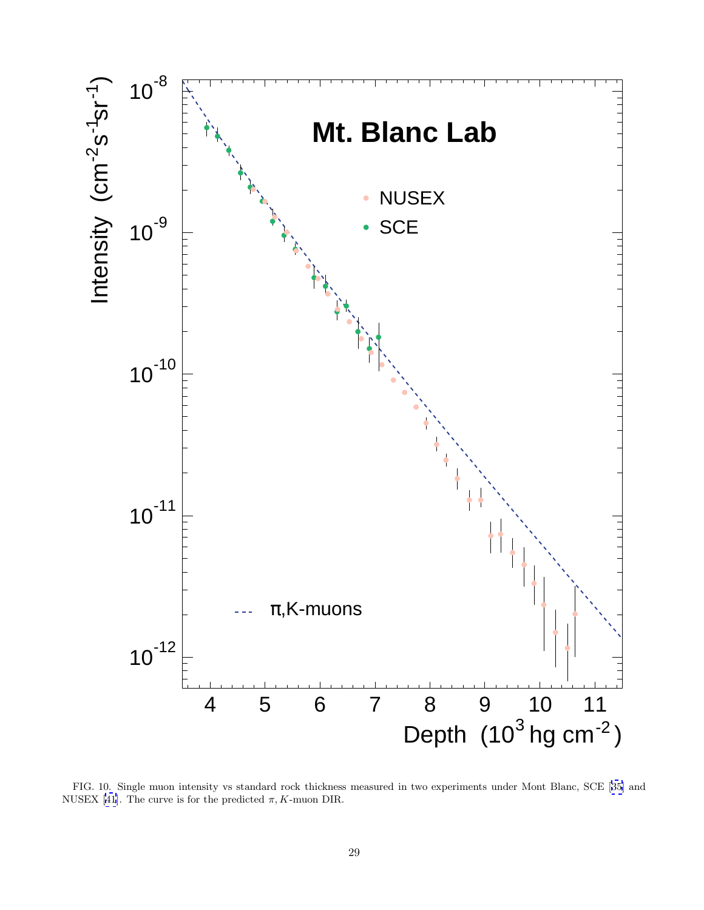FIG. 10. Single muon intensity vs standard rock thickness measured in two experiments under Mont Blanc, SCE [35] and NUSEX [41]. The curve is for the predicted $\pi, K$-muon DIR.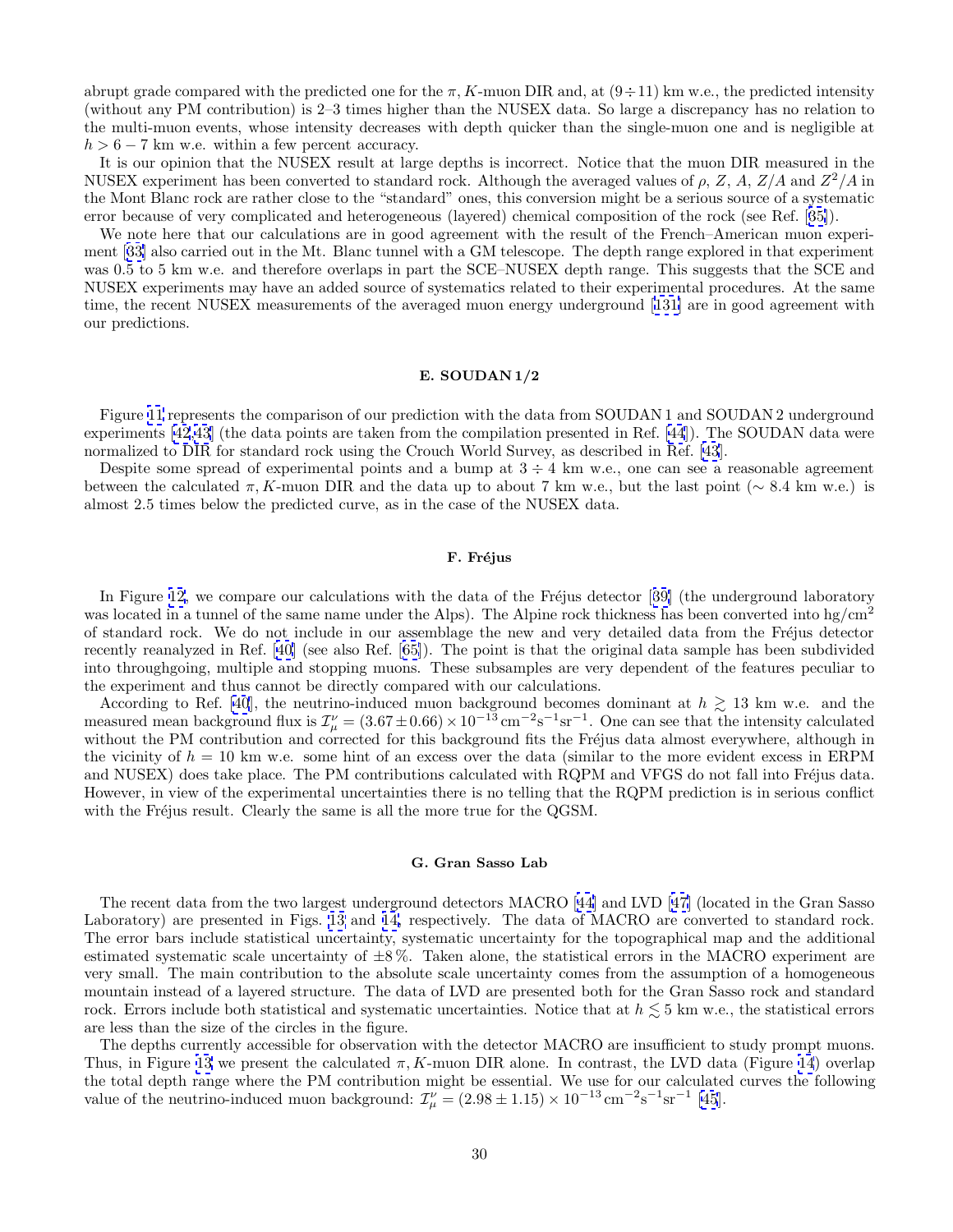abrupt grade compared with the predicted one for the $\pi, K$-muon DIR and, at $(9 \div 11)$ km w.e., the predicted intensity (without any PM contribution) is 2–3 times higher than the NUSEX data. So large a discrepancy has no relation to the multi-muon events, whose intensity decreases with depth quicker than the single-muon one and is negligible at $h > 6 - 7$ km w.e. within a few percent accuracy.

It is our opinion that the NUSEX result at large depths is incorrect. Notice that the muon DIR measured in the NUSEX experiment has been converted to standard rock. Although the averaged values of $\rho$, $Z$, $A$, $Z/A$ and $Z^2/A$ in the Mont Blanc rock are rather close to the "standard" ones, this conversion might be a serious source of a systematic error because of very complicated and heterogeneous (layered) chemical composition of the rock (see Ref. [35]).

We note here that our calculations are in good agreement with the result of the French–American muon experiment [33] also carried out in the Mt. Blanc tunnel with a GM telescope. The depth range explored in that experiment was 0.5 to 5 km w.e. and therefore overlaps in part the SCE–NUSEX depth range. This suggests that the SCE and NUSEX experiments may have an added source of systematics related to their experimental procedures. At the same time, the recent NUSEX measurements of the averaged muon energy underground [131] are in good agreement with our predictions.

### E. SOUDAN 1/2

Figure 11 represents the comparison of our prediction with the data from SOUDAN 1 and SOUDAN 2 underground experiments [42,43] (the data points are taken from the compilation presented in Ref. [44]). The SOUDAN data were normalized to DIR for standard rock using the Crouch World Survey, as described in Ref. [43].

Despite some spread of experimental points and a bump at $3 \div 4$ km w.e., one can see a reasonable agreement between the calculated $\pi, K$-muon DIR and the data up to about 7 km w.e., but the last point ($\sim 8.4$ km w.e.) is almost 2.5 times below the predicted curve, as in the case of the NUSEX data.

### F. Fréjus

In Figure 12, we compare our calculations with the data of the Fréjus detector [39] (the underground laboratory was located in a tunnel of the same name under the Alps). The Alpine rock thickness has been converted into hg/cm$^2$ of standard rock. We do not include in our assemblage the new and very detailed data from the Fréjus detector recently reanalyzed in Ref. [40] (see also Ref. [65]). The point is that the original data sample has been subdivided into throughgoing, multiple and stopping muons. These subsamples are very dependent of the features peculiar to the experiment and thus cannot be directly compared with our calculations.

According to Ref. [40], the neutrino-induced muon background becomes dominant at $h \gtrsim 13$ km w.e. and the measured mean background flux is $\mathcal{I}_\mu^\nu = (3.67 \pm 0.66) \times 10^{-13}\,\text{cm}^{-2}\text{s}^{-1}\text{sr}^{-1}$. One can see that the intensity calculated without the PM contribution and corrected for this background fits the Fréjus data almost everywhere, although in the vicinity of $h = 10$ km w.e. some hint of an excess over the data (similar to the more evident excess in ERPM and NUSEX) does take place. The PM contributions calculated with RQPM and VFGS do not fall into Fréjus data. However, in view of the experimental uncertainties there is no telling that the RQPM prediction is in serious conflict with the Fréjus result. Clearly the same is all the more true for the QGSM.

### G. Gran Sasso Lab

The recent data from the two largest underground detectors MACRO [44] and LVD [47] (located in the Gran Sasso Laboratory) are presented in Figs. 13 and 14, respectively. The data of MACRO are converted to standard rock. The error bars include statistical uncertainty, systematic uncertainty for the topographical map and the additional estimated systematic scale uncertainty of $\pm 8\,\%$. Taken alone, the statistical errors in the MACRO experiment are very small. The main contribution to the absolute scale uncertainty comes from the assumption of a homogeneous mountain instead of a layered structure. The data of LVD are presented both for the Gran Sasso rock and standard rock. Errors include both statistical and systematic uncertainties. Notice that at $h \lesssim 5$ km w.e., the statistical errors are less than the size of the circles in the figure.

The depths currently accessible for observation with the detector MACRO are insufficient to study prompt muons. Thus, in Figure 13 we present the calculated $\pi, K$-muon DIR alone. In contrast, the LVD data (Figure 14) overlap the total depth range where the PM contribution might be essential. We use for our calculated curves the following value of the neutrino-induced muon background: $\mathcal{I}_\mu^\nu = (2.98 \pm 1.15) \times 10^{-13}\,\text{cm}^{-2}\text{s}^{-1}\text{sr}^{-1}$ [45].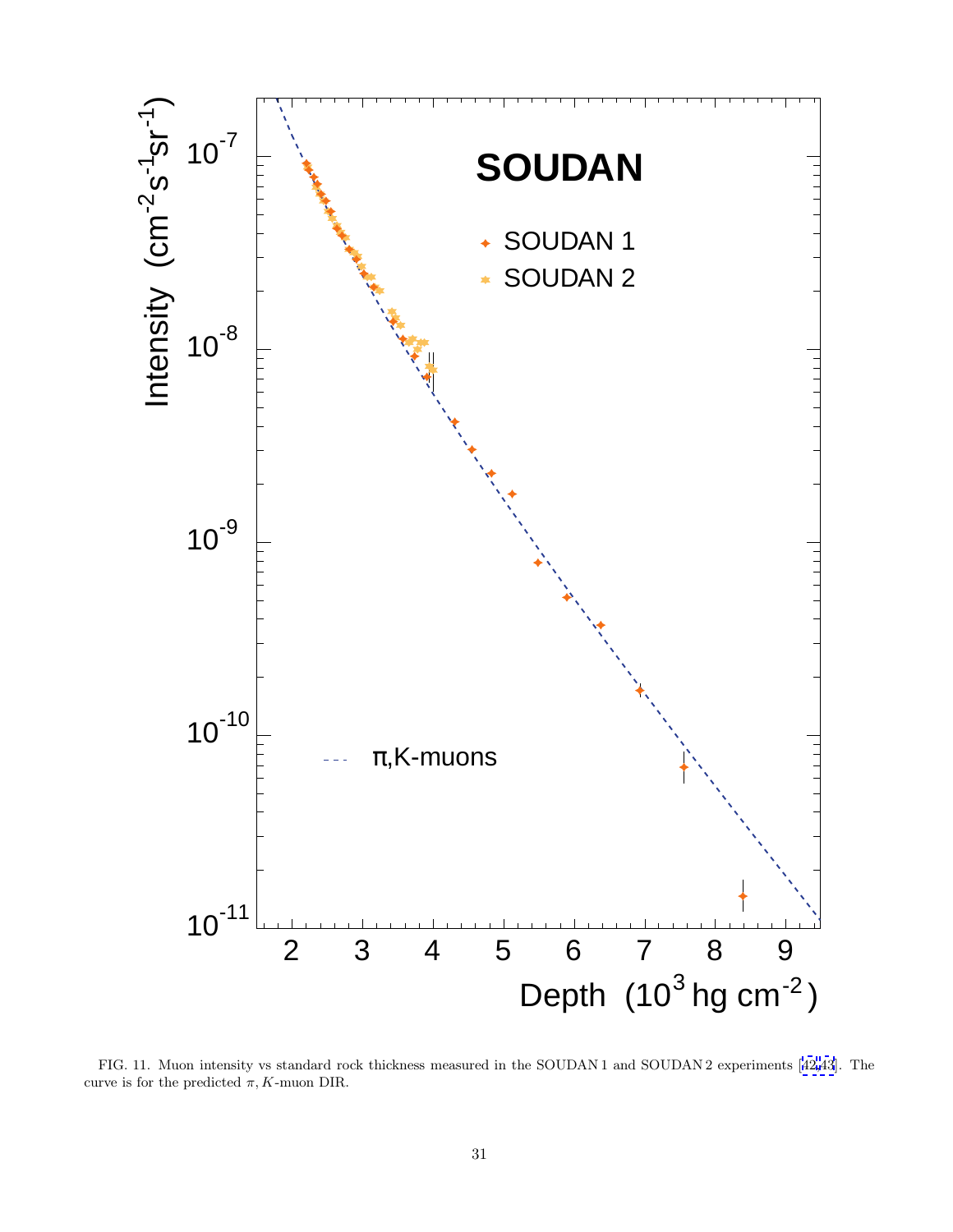FIG. 11. Muon intensity vs standard rock thickness measured in the SOUDAN 1 and SOUDAN 2 experiments [42, 43]. The curve is for the predicted $\pi, K$-muon DIR.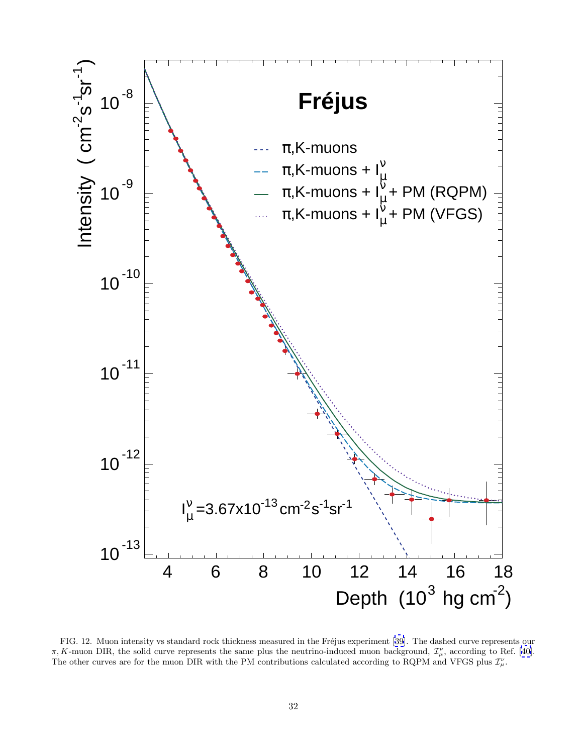FIG. 12. Muon intensity vs standard rock thickness measured in the Fréjus experiment [39]. The dashed curve represents our $\pi, K$-muon DIR, the solid curve represents the same plus the neutrino-induced muon background, $\mathcal{I}_\mu^\nu$, according to Ref. [40]. The other curves are for the muon DIR with the PM contributions calculated according to RQPM and VFGS plus $\mathcal{I}_\mu^\nu$.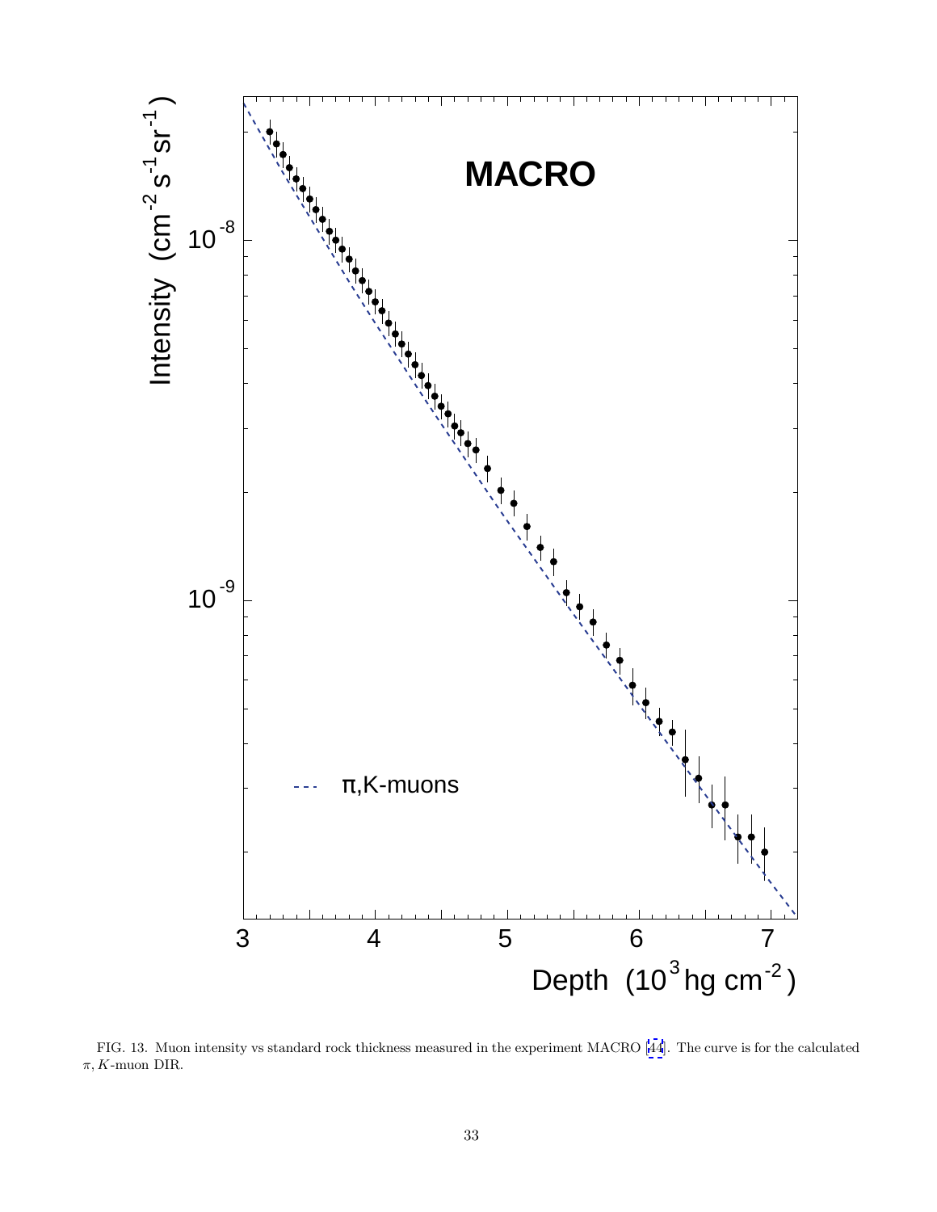FIG. 13. Muon intensity vs standard rock thickness measured in the experiment MACRO [44]. The curve is for the calculated $\pi, K$-muon DIR.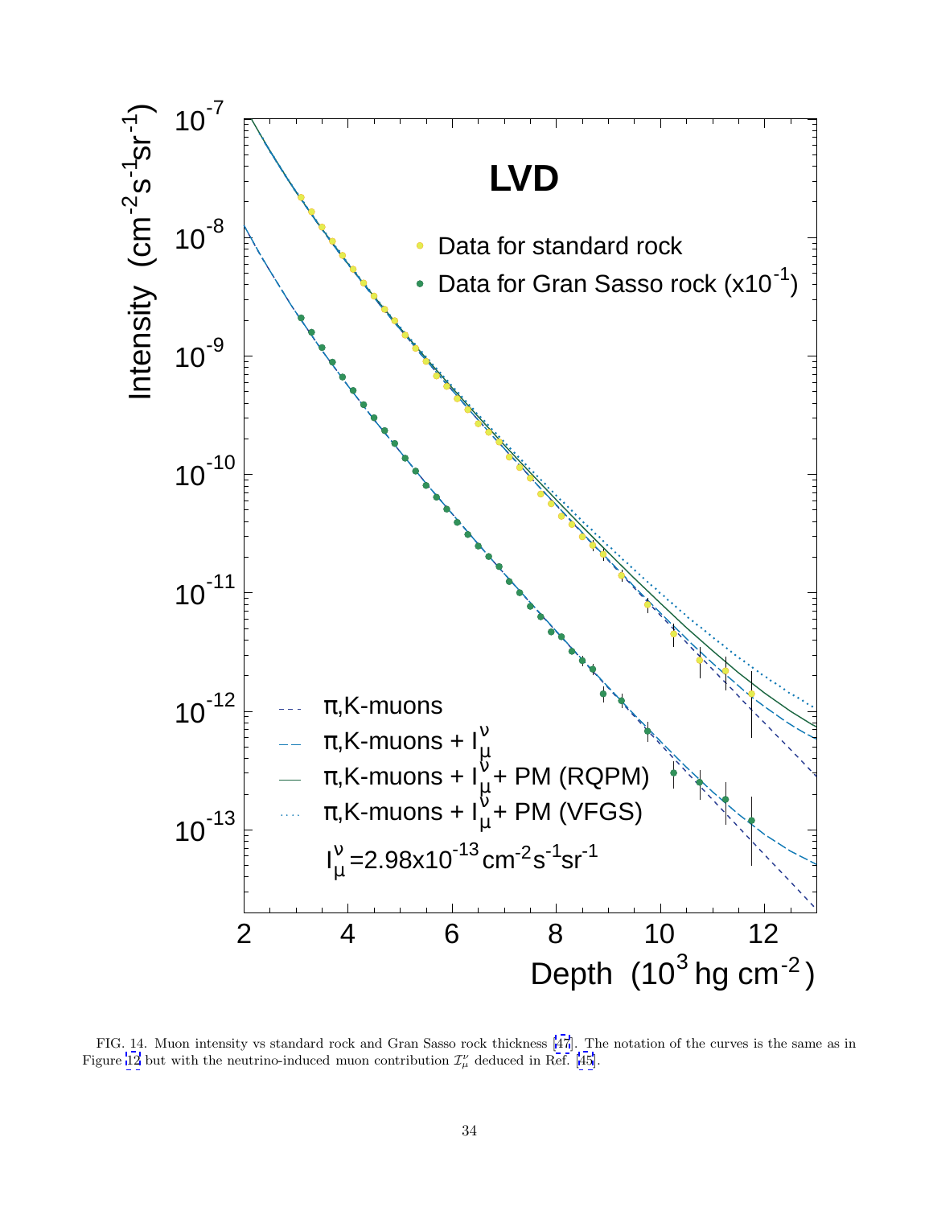FIG. 14. Muon intensity vs standard rock and Gran Sasso rock thickness [47]. The notation of the curves is the same as in Figure 12 but with the neutrino-induced muon contribution $\mathcal{I}_\mu^\nu$ deduced in Ref. [45].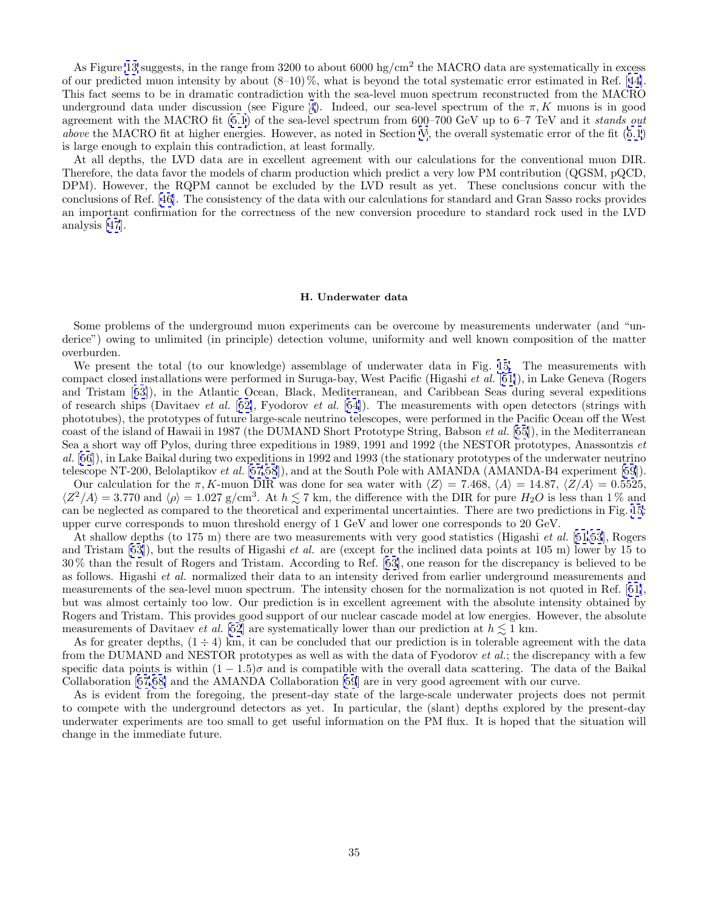As Figure 13 suggests, in the range from 3200 to about 6000 hg/cm$^2$ the MACRO data are systematically in excess of our predicted muon intensity by about (8–10) %, what is beyond the total systematic error estimated in Ref. [44]. This fact seems to be in dramatic contradiction with the sea-level muon spectrum reconstructed from the MACRO underground data under discussion (see Figure 4). Indeed, our sea-level spectrum of the $\pi, K$ muons is in good agreement with the MACRO fit (5.1) of the sea-level spectrum from 600–700 GeV up to 6–7 TeV and it *stands out above* the MACRO fit at higher energies. However, as noted in Section V, the overall systematic error of the fit (5.1) is large enough to explain this contradiction, at least formally.

At all depths, the LVD data are in excellent agreement with our calculations for the conventional muon DIR. Therefore, the data favor the models of charm production which predict a very low PM contribution (QGSM, pQCD, DPM). However, the RQPM cannot be excluded by the LVD result as yet. These conclusions concur with the conclusions of Ref. [46]. The consistency of the data with our calculations for standard and Gran Sasso rocks provides an important confirmation for the correctness of the new conversion procedure to standard rock used in the LVD analysis [47].

### H. Underwater data

Some problems of the underground muon experiments can be overcome by measurements underwater (and "underice") owing to unlimited (in principle) detection volume, uniformity and well known composition of the matter overburden.

We present the total (to our knowledge) assemblage of underwater data in Fig. 15. The measurements with compact closed installations were performed in Suruga-bay, West Pacific (Higashi *et al.* [51]), in Lake Geneva (Rogers and Tristam [53]), in the Atlantic Ocean, Black, Mediterranean, and Caribbean Seas during several expeditions of research ships (Davitaev *et al.* [52], Fyodorov *et al.* [54]). The measurements with open detectors (strings with phototubes), the prototypes of future large-scale neutrino telescopes, were performed in the Pacific Ocean off the West coast of the island of Hawaii in 1987 (the DUMAND Short Prototype String, Babson *et al.* [55]), in the Mediterranean Sea a short way off Pylos, during three expeditions in 1989, 1991 and 1992 (the NESTOR prototypes, Anassontzis *et al.* [56]), in Lake Baikal during two expeditions in 1992 and 1993 (the stationary prototypes of the underwater neutrino telescope NT-200, Belolaptikov *et al.* [57,58]), and at the South Pole with AMANDA (AMANDA-B4 experiment [59]).

Our calculation for the $\pi, K$-muon DIR was done for sea water with $\langle Z\rangle = 7.468$, $\langle A\rangle = 14.87$, $\langle Z/A\rangle = 0.5525$, $\langle Z^2/A\rangle = 3.770$ and $\langle\rho\rangle = 1.027$ g/cm$^3$. At $h \lesssim 7$ km, the difference with the DIR for pure $H_2O$ is less than 1 % and can be neglected as compared to the theoretical and experimental uncertainties. There are two predictions in Fig. 15: upper curve corresponds to muon threshold energy of 1 GeV and lower one corresponds to 20 GeV.

At shallow depths (to 175 m) there are two measurements with very good statistics (Higashi *et al.* [51,53], Rogers and Tristam [53]), but the results of Higashi *et al.* are (except for the inclined data points at 105 m) lower by 15 to 30 % than the result of Rogers and Tristam. According to Ref. [53], one reason for the discrepancy is believed to be as follows. Higashi *et al.* normalized their data to an intensity derived from earlier underground measurements and measurements of the sea-level muon spectrum. The intensity chosen for the normalization is not quoted in Ref. [51], but was almost certainly too low. Our prediction is in excellent agreement with the absolute intensity obtained by Rogers and Tristam. This provides good support of our nuclear cascade model at low energies. However, the absolute measurements of Davitaev *et al.* [52] are systematically lower than our prediction at $h \lesssim 1$ km.

As for greater depths, $(1 \div 4)$ km, it can be concluded that our prediction is in tolerable agreement with the data from the DUMAND and NESTOR prototypes as well as with the data of Fyodorov *et al.*; the discrepancy with a few specific data points is within $(1 - 1.5)\sigma$ and is compatible with the overall data scattering. The data of the Baikal Collaboration [57,58] and the AMANDA Collaboration [59] are in very good agreement with our curve.

As is evident from the foregoing, the present-day state of the large-scale underwater projects does not permit to compete with the underground detectors as yet. In particular, the (slant) depths explored by the present-day underwater experiments are too small to get useful information on the PM flux. It is hoped that the situation will change in the immediate future.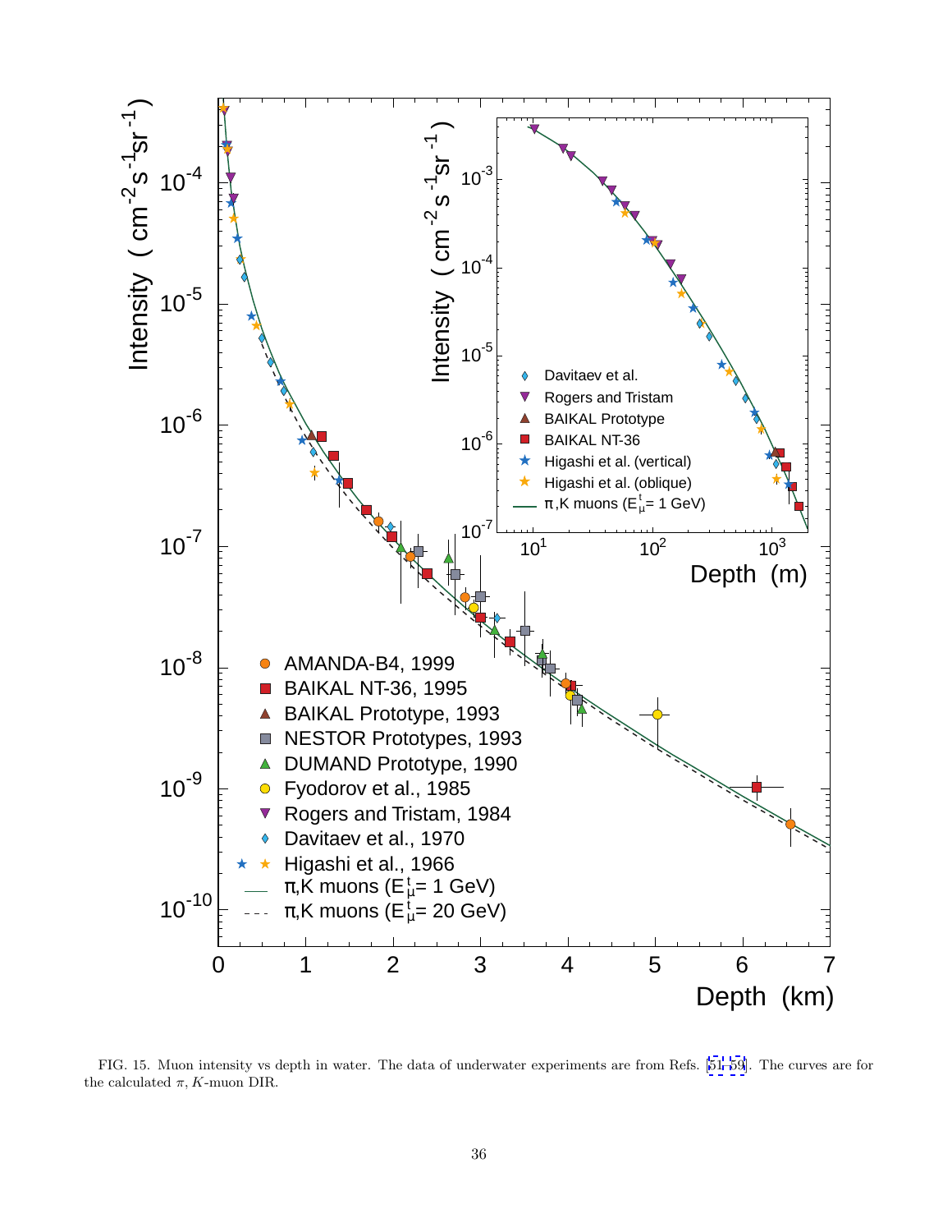FIG. 15. Muon intensity vs depth in water. The data of underwater experiments are from Refs. [51–59]. The curves are for the calculated $\pi, K$-muon DIR.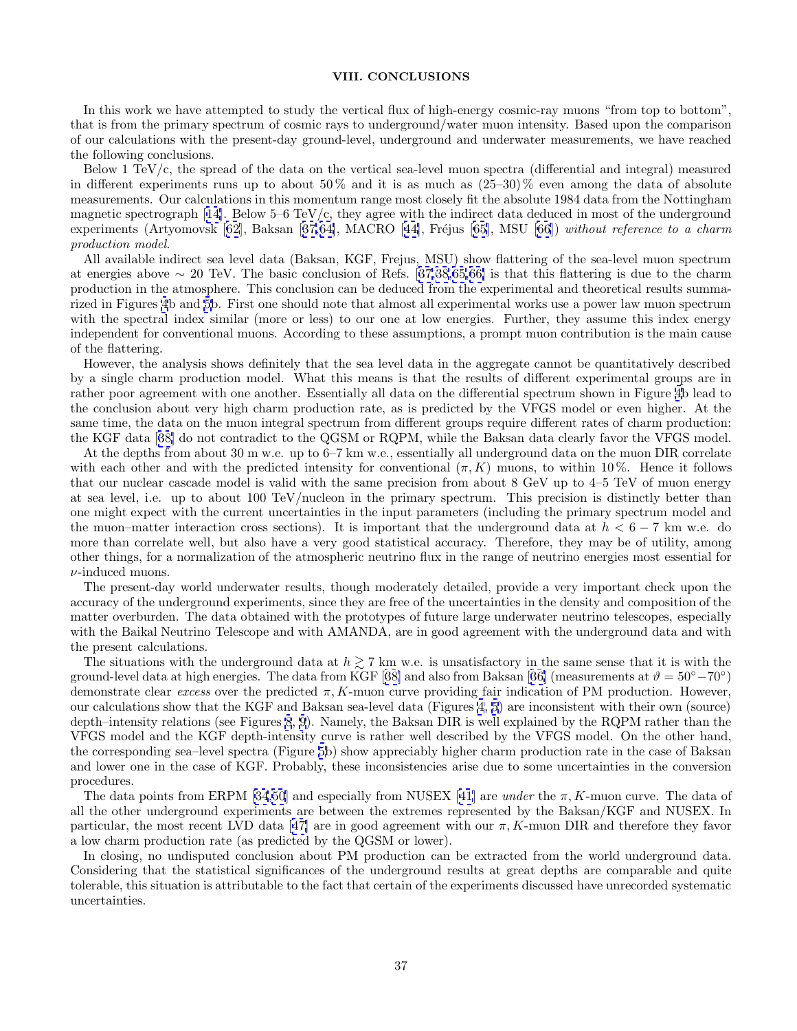## VIII. CONCLUSIONS

In this work we have attempted to study the vertical flux of high-energy cosmic-ray muons "from top to bottom", that is from the primary spectrum of cosmic rays to underground/water muon intensity. Based upon the comparison of our calculations with the present-day ground-level, underground and underwater measurements, we have reached the following conclusions.

Below 1 TeV/c, the spread of the data on the vertical sea-level muon spectra (differential and integral) measured in different experiments runs up to about 50 % and it is as much as (25–30) % even among the data of absolute measurements. Our calculations in this momentum range most closely fit the absolute 1984 data from the Nottingham magnetic spectrograph [14]. Below 5–6 TeV/c, they agree with the indirect data deduced in most of the underground experiments (Artyomovsk [62], Baksan [37,64], MACRO [44], Fréjus [65], MSU [66]) *without reference to a charm production model*.

All available indirect sea level data (Baksan, KGF, Frejus, MSU) show flattering of the sea-level muon spectrum at energies above $\sim$ 20 TeV. The basic conclusion of Refs. [37,38,65,66] is that this flattering is due to the charm production in the atmosphere. This conclusion can be deduced from the experimental and theoretical results summarized in Figures 4b and 5b. First one should note that almost all experimental works use a power law muon spectrum with the spectral index similar (more or less) to our one at low energies. Further, they assume this index energy independent for conventional muons. According to these assumptions, a prompt muon contribution is the main cause of the flattering.

However, the analysis shows definitely that the sea level data in the aggregate cannot be quantitatively described by a single charm production model. What this means is that the results of different experimental groups are in rather poor agreement with one another. Essentially all data on the differential spectrum shown in Figure 4b lead to the conclusion about very high charm production rate, as is predicted by the VFGS model or even higher. At the same time, the data on the muon integral spectrum from different groups require different rates of charm production: the KGF data [38] do not contradict to the QGSM or RQPM, while the Baksan data clearly favor the VFGS model.

At the depths from about 30 m w.e. up to 6–7 km w.e., essentially all underground data on the muon DIR correlate with each other and with the predicted intensity for conventional $(\pi, K)$ muons, to within 10 %. Hence it follows that our nuclear cascade model is valid with the same precision from about 8 GeV up to 4–5 TeV of muon energy at sea level, i.e. up to about 100 TeV/nucleon in the primary spectrum. This precision is distinctly better than one might expect with the current uncertainties in the input parameters (including the primary spectrum model and the muon–matter interaction cross sections). It is important that the underground data at $h < 6-7$ km w.e. do more than correlate well, but also have a very good statistical accuracy. Therefore, they may be of utility, among other things, for a normalization of the atmospheric neutrino flux in the range of neutrino energies most essential for $\nu$-induced muons.

The present-day world underwater results, though moderately detailed, provide a very important check upon the accuracy of the underground experiments, since they are free of the uncertainties in the density and composition of the matter overburden. The data obtained with the prototypes of future large underwater neutrino telescopes, especially with the Baikal Neutrino Telescope and with AMANDA, are in good agreement with the underground data and with the present calculations.

The situations with the underground data at $h \gtrsim 7$ km w.e. is unsatisfactory in the same sense that it is with the ground-level data at high energies. The data from KGF [38] and also from Baksan [36] (measurements at $\vartheta = 50^\circ - 70^\circ$) demonstrate clear *excess* over the predicted $\pi, K$-muon curve providing fair indication of PM production. However, our calculations show that the KGF and Baksan sea-level data (Figures 4, 5) are inconsistent with their own (source) depth–intensity relations (see Figures 8, 9). Namely, the Baksan DIR is well explained by the RQPM rather than the VFGS model and the KGF depth-intensity curve is rather well described by the VFGS model. On the other hand, the corresponding sea–level spectra (Figure 5b) show appreciably higher charm production rate in the case of Baksan and lower one in the case of KGF. Probably, these inconsistencies arise due to some uncertainties in the conversion procedures.

The data points from ERPM [34,50] and especially from NUSEX [41] are *under* the $\pi, K$-muon curve. The data of all the other underground experiments are between the extremes represented by the Baksan/KGF and NUSEX. In particular, the most recent LVD data [47] are in good agreement with our $\pi, K$-muon DIR and therefore they favor a low charm production rate (as predicted by the QGSM or lower).

In closing, no undisputed conclusion about PM production can be extracted from the world underground data. Considering that the statistical significances of the underground results at great depths are comparable and quite tolerable, this situation is attributable to the fact that certain of the experiments discussed have unrecorded systematic uncertainties.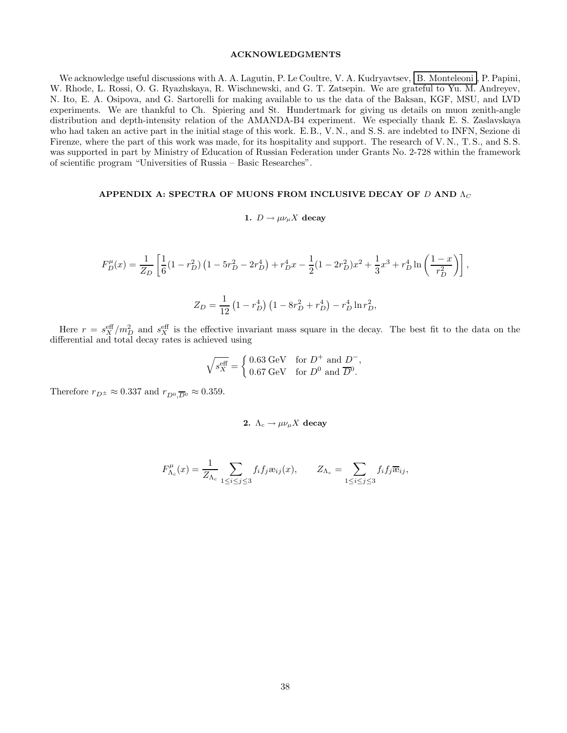## ACKNOWLEDGMENTS

We acknowledge useful discussions with A. A. Lagutin, P. Le Coultre, V. A. Kudryavtsev, B. Monteleoni, P. Papini, W. Rhode, L. Rossi, O. G. Ryazhskaya, R. Wischnewski, and G. T. Zatsepin. We are grateful to Yu. M. Andreyev, N. Ito, E. A. Osipova, and G. Sartorelli for making available to us the data of the Baksan, KGF, MSU, and LVD experiments. We are thankful to Ch. Spiering and St. Hundertmark for giving us details on muon zenith-angle distribution and depth-intensity relation of the AMANDA-B4 experiment. We especially thank E. S. Zaslavskaya who had taken an active part in the initial stage of this work. E. B., V. N., and S. S. are indebted to INFN, Sezione di Firenze, where the part of this work was made, for its hospitality and support. The research of V. N., T. S., and S. S. was supported in part by Ministry of Education of Russian Federation under Grants No. 2-728 within the framework of scientific program "Universities of Russia – Basic Researches".

## APPENDIX A: SPECTRA OF MUONS FROM INCLUSIVE DECAY OF $D$ AND $\Lambda_C$

### 1. $D \to \mu\nu_\mu X$ decay

$$F_D^\mu(x) = \frac{1}{Z_D}\left[\frac{1}{6}(1-r_D^2)\left(1-5r_D^2-2r_D^4\right) + r_D^4 x - \frac{1}{2}(1-2r_D^2)x^2 + \frac{1}{3}x^3 + r_D^4 \ln\left(\frac{1-x}{r_D^2}\right)\right],$$

$$Z_D = \frac{1}{12}\left(1-r_D^4\right)\left(1-8r_D^2+r_D^4\right) - r_D^4 \ln r_D^2,$$

Here $r = s_X^{\rm eff}/m_D^2$ and $s_X^{\rm eff}$ is the effective invariant mass square in the decay. The best fit to the data on the differential and total decay rates is achieved using

$$\sqrt{s_X^{\rm eff}} = \begin{cases} 0.63\,\text{GeV} & \text{for } D^+ \text{ and } D^-, \\ 0.67\,\text{GeV} & \text{for } D^0 \text{ and } \overline{D}^0. \end{cases}$$

Therefore $r_{D^\pm} \approx 0.337$ and $r_{D^0,\overline{D}^0} \approx 0.359$.

### 2. $\Lambda_c \to \mu\nu_\mu X$ decay

$$F_{\Lambda_c}^\mu(x) = \frac{1}{Z_{\Lambda_c}} \sum_{1\le i\le j\le 3} f_i f_j \text{æ}_{ij}(x), \qquad Z_{\Lambda_c} = \sum_{1\le i\le j\le 3} f_i f_j \overline{\text{æ}}_{ij},$$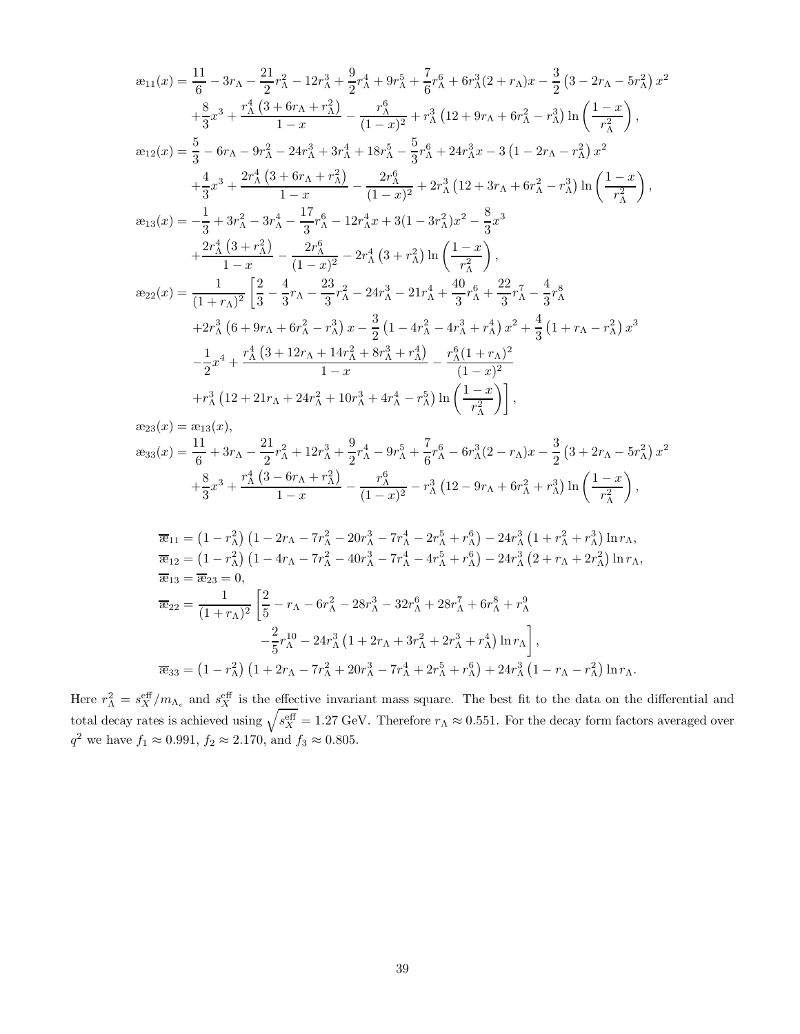$$
\begin{aligned}
æ_{11}(x) &= \frac{11}{6} - 3r_\Lambda - \frac{21}{2}r_\Lambda^2 - 12r_\Lambda^3 + \frac{9}{2}r_\Lambda^4 + 9r_\Lambda^5 + \frac{7}{6}r_\Lambda^6 + 6r_\Lambda^3(2+r_\Lambda)x - \frac{3}{2}\left(3 - 2r_\Lambda - 5r_\Lambda^2\right)x^2 \\
&\quad + \frac{8}{3}x^3 + \frac{r_\Lambda^4\left(3 + 6r_\Lambda + r_\Lambda^2\right)}{1-x} - \frac{r_\Lambda^6}{(1-x)^2} + r_\Lambda^3\left(12 + 9r_\Lambda + 6r_\Lambda^2 - r_\Lambda^3\right)\ln\left(\frac{1-x}{r_\Lambda^2}\right), \\
æ_{12}(x) &= \frac{5}{3} - 6r_\Lambda - 9r_\Lambda^2 - 24r_\Lambda^3 + 3r_\Lambda^4 + 18r_\Lambda^5 - \frac{5}{3}r_\Lambda^6 + 24r_\Lambda^3 x - 3\left(1 - 2r_\Lambda - r_\Lambda^2\right)x^2 \\
&\quad + \frac{4}{3}x^3 + \frac{2r_\Lambda^4\left(3 + 6r_\Lambda + r_\Lambda^2\right)}{1-x} - \frac{2r_\Lambda^6}{(1-x)^2} + 2r_\Lambda^3\left(12 + 3r_\Lambda + 6r_\Lambda^2 - r_\Lambda^3\right)\ln\left(\frac{1-x}{r_\Lambda^2}\right), \\
æ_{13}(x) &= -\frac{1}{3} + 3r_\Lambda^2 - 3r_\Lambda^4 - \frac{17}{3}r_\Lambda^6 - 12r_\Lambda^4 x + 3(1 - 3r_\Lambda^2)x^2 - \frac{8}{3}x^3 \\
&\quad + \frac{2r_\Lambda^4\left(3 + r_\Lambda^2\right)}{1-x} - \frac{2r_\Lambda^6}{(1-x)^2} - 2r_\Lambda^4\left(3 + r_\Lambda^2\right)\ln\left(\frac{1-x}{r_\Lambda^2}\right), \\
æ_{22}(x) &= \frac{1}{(1+r_\Lambda)^2}\left[\frac{2}{3} - \frac{4}{3}r_\Lambda - \frac{23}{3}r_\Lambda^2 - 24r_\Lambda^3 - 21r_\Lambda^4 + \frac{40}{3}r_\Lambda^6 + \frac{22}{3}r_\Lambda^7 - \frac{4}{3}r_\Lambda^8\right. \\
&\quad + 2r_\Lambda^3\left(6 + 9r_\Lambda + 6r_\Lambda^2 - r_\Lambda^3\right)x - \frac{3}{2}\left(1 - 4r_\Lambda^2 - 4r_\Lambda^3 + r_\Lambda^4\right)x^2 + \frac{4}{3}\left(1 + r_\Lambda - r_\Lambda^2\right)x^3 \\
&\quad - \frac{1}{2}x^4 + \frac{r_\Lambda^4\left(3 + 12r_\Lambda + 14r_\Lambda^2 + 8r_\Lambda^3 + r_\Lambda^4\right)}{1-x} - \frac{r_\Lambda^6(1+r_\Lambda)^2}{(1-x)^2} \\
&\quad \left. + r_\Lambda^3\left(12 + 21r_\Lambda + 24r_\Lambda^2 + 10r_\Lambda^3 + 4r_\Lambda^4 - r_\Lambda^5\right)\ln\left(\frac{1-x}{r_\Lambda^2}\right)\right], \\
æ_{23}(x) &= æ_{13}(x), \\
æ_{33}(x) &= \frac{11}{6} + 3r_\Lambda - \frac{21}{2}r_\Lambda^2 + 12r_\Lambda^3 + \frac{9}{2}r_\Lambda^4 - 9r_\Lambda^5 + \frac{7}{6}r_\Lambda^6 - 6r_\Lambda^3(2 - r_\Lambda)x - \frac{3}{2}\left(3 + 2r_\Lambda - 5r_\Lambda^2\right)x^2 \\
&\quad + \frac{8}{3}x^3 + \frac{r_\Lambda^4\left(3 - 6r_\Lambda + r_\Lambda^2\right)}{1-x} - \frac{r_\Lambda^6}{(1-x)^2} - r_\Lambda^3\left(12 - 9r_\Lambda + 6r_\Lambda^2 + r_\Lambda^3\right)\ln\left(\frac{1-x}{r_\Lambda^2}\right),
\end{aligned}
$$

$$
\begin{aligned}
\overline{æ}_{11} &= \left(1 - r_\Lambda^2\right)\left(1 - 2r_\Lambda - 7r_\Lambda^2 - 20r_\Lambda^3 - 7r_\Lambda^4 - 2r_\Lambda^5 + r_\Lambda^6\right) - 24r_\Lambda^3\left(1 + r_\Lambda^2 + r_\Lambda^3\right)\ln r_\Lambda, \\
\overline{æ}_{12} &= \left(1 - r_\Lambda^2\right)\left(1 - 4r_\Lambda - 7r_\Lambda^2 - 40r_\Lambda^3 - 7r_\Lambda^4 - 4r_\Lambda^5 + r_\Lambda^6\right) - 24r_\Lambda^3\left(2 + r_\Lambda + 2r_\Lambda^2\right)\ln r_\Lambda, \\
\overline{æ}_{13} &= \overline{æ}_{23} = 0, \\
\overline{æ}_{22} &= \frac{1}{(1+r_\Lambda)^2}\left[\frac{2}{5} - r_\Lambda - 6r_\Lambda^2 - 28r_\Lambda^3 - 32r_\Lambda^6 + 28r_\Lambda^7 + 6r_\Lambda^8 + r_\Lambda^9\right. \\
&\quad \left. - \frac{2}{5}r_\Lambda^{10} - 24r_\Lambda^3\left(1 + 2r_\Lambda + 3r_\Lambda^2 + 2r_\Lambda^3 + r_\Lambda^4\right)\ln r_\Lambda\right], \\
\overline{æ}_{33} &= \left(1 - r_\Lambda^2\right)\left(1 + 2r_\Lambda - 7r_\Lambda^2 + 20r_\Lambda^3 - 7r_\Lambda^4 + 2r_\Lambda^5 + r_\Lambda^6\right) + 24r_\Lambda^3\left(1 - r_\Lambda - r_\Lambda^2\right)\ln r_\Lambda.
\end{aligned}
$$

Here $r_\Lambda^2 = s_X^{\rm eff}/m_{\Lambda_c}$ and $s_X^{\rm eff}$ is the effective invariant mass square. The best fit to the data on the differential and total decay rates is achieved using $\sqrt{s_X^{\rm eff}} = 1.27\,\text{GeV}$. Therefore $r_\Lambda \approx 0.551$. For the decay form factors averaged over $q^2$ we have $f_1 \approx 0.991$, $f_2 \approx 2.170$, and $f_3 \approx 0.805$.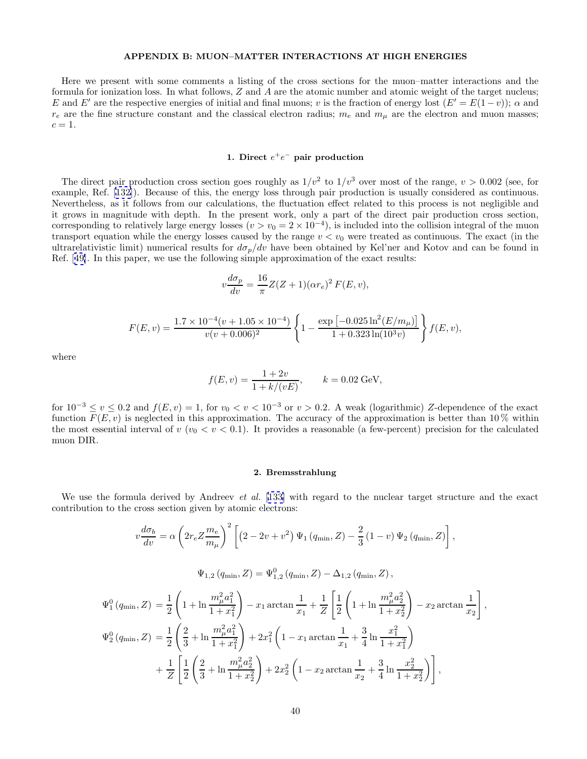## APPENDIX B: MUON–MATTER INTERACTIONS AT HIGH ENERGIES

Here we present with some comments a listing of the cross sections for the muon–matter interactions and the formula for ionization loss. In what follows, $Z$ and $A$ are the atomic number and atomic weight of the target nucleus; $E$ and $E'$ are the respective energies of initial and final muons; $v$ is the fraction of energy lost ($E' = E(1-v)$); $\alpha$ and $r_e$ are the fine structure constant and the classical electron radius; $m_e$ and $m_\mu$ are the electron and muon masses; $c = 1$.

### 1. Direct $e^+e^-$ pair production

The direct pair production cross section goes roughly as $1/v^2$ to $1/v^3$ over most of the range, $v > 0.002$ (see, for example, Ref. [132]). Because of this, the energy loss through pair production is usually considered as continuous. Nevertheless, as it follows from our calculations, the fluctuation effect related to this process is not negligible and it grows in magnitude with depth. In the present work, only a part of the direct pair production cross section, corresponding to relatively large energy losses ($v > v_0 = 2 \times 10^{-4}$), is included into the collision integral of the muon transport equation while the energy losses caused by the range $v < v_0$ were treated as continuous. The exact (in the ultrarelativistic limit) numerical results for $d\sigma_p/dv$ have been obtained by Kel'ner and Kotov and can be found in Ref. [49]. In this paper, we use the following simple approximation of the exact results:

$$v\frac{d\sigma_p}{dv} = \frac{16}{\pi}Z(Z+1)(\alpha r_e)^2\, F(E,v),$$

$$F(E,v) = \frac{1.7\times10^{-4}(v+1.05\times10^{-4})}{v(v+0.006)^2}\left\{1 - \frac{\exp\left[-0.025\ln^2(E/m_\mu)\right]}{1+0.323\ln(10^3 v)}\right\} f(E,v),$$

where

$$f(E,v) = \frac{1+2v}{1+k/(vE)}, \qquad k = 0.02\ \text{GeV},$$

for $10^{-3} \le v \le 0.2$ and $f(E,v) = 1$, for $v_0 < v < 10^{-3}$ or $v > 0.2$. A weak (logarithmic) $Z$-dependence of the exact function $F(E,v)$ is neglected in this approximation. The accuracy of the approximation is better than 10 % within the most essential interval of $v$ ($v_0 < v < 0.1$). It provides a reasonable (a few-percent) precision for the calculated muon DIR.

### 2. Bremsstrahlung

We use the formula derived by Andreev *et al.* [133] with regard to the nuclear target structure and the exact contribution to the cross section given by atomic electrons:

$$v\frac{d\sigma_b}{dv} = \alpha\left(2r_e Z\frac{m_e}{m_\mu}\right)^2\left[\left(2-2v+v^2\right)\Psi_1\left(q_{\min},Z\right) - \frac{2}{3}\left(1-v\right)\Psi_2\left(q_{\min},Z\right)\right],$$

$$\Psi_{1,2}\left(q_{\min},Z\right) = \Psi^0_{1,2}\left(q_{\min},Z\right) - \Delta_{1,2}\left(q_{\min},Z\right),$$

$$\begin{aligned}
\Psi^0_1\left(q_{\min},Z\right) &= \frac{1}{2}\left(1+\ln\frac{m_\mu^2 a_1^2}{1+x_1^2}\right) - x_1\arctan\frac{1}{x_1} + \frac{1}{Z}\left[\frac{1}{2}\left(1+\ln\frac{m_\mu^2 a_2^2}{1+x_2^2}\right) - x_2\arctan\frac{1}{x_2}\right],\\
\Psi^0_2\left(q_{\min},Z\right) &= \frac{1}{2}\left(\frac{2}{3}+\ln\frac{m_\mu^2 a_1^2}{1+x_1^2}\right) + 2x_1^2\left(1 - x_1\arctan\frac{1}{x_1} + \frac{3}{4}\ln\frac{x_1^2}{1+x_1^2}\right)\\
&\quad + \frac{1}{Z}\left[\frac{1}{2}\left(\frac{2}{3}+\ln\frac{m_\mu^2 a_2^2}{1+x_2^2}\right) + 2x_2^2\left(1 - x_2\arctan\frac{1}{x_2} + \frac{3}{4}\ln\frac{x_2^2}{1+x_2^2}\right)\right],
\end{aligned}$$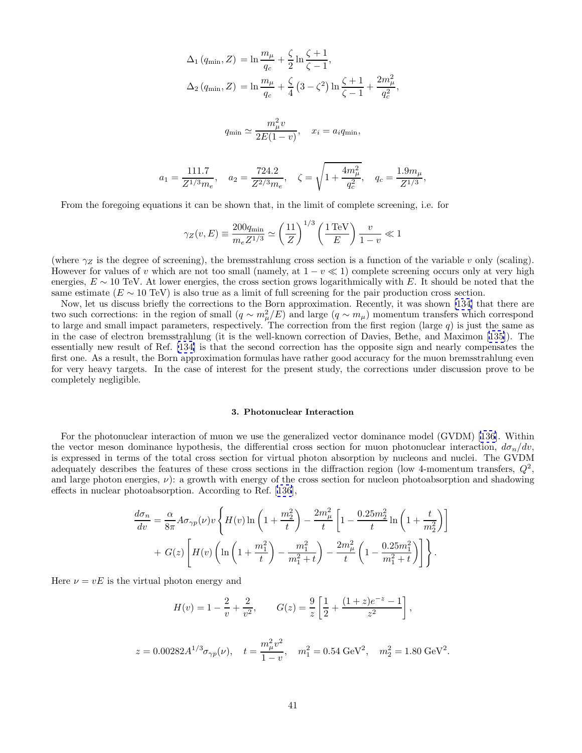$$\Delta_1(q_{\min}, Z) = \ln\frac{m_\mu}{q_c} + \frac{\zeta}{2}\ln\frac{\zeta+1}{\zeta-1},$$

$$\Delta_2(q_{\min}, Z) = \ln\frac{m_\mu}{q_c} + \frac{\zeta}{4}\left(3-\zeta^2\right)\ln\frac{\zeta+1}{\zeta-1} + \frac{2m_\mu^2}{q_c^2},$$

$$q_{\min} \simeq \frac{m_\mu^2 v}{2E(1-v)}, \quad x_i = a_i q_{\min},$$

$$a_1 = \frac{111.7}{Z^{1/3}m_e}, \quad a_2 = \frac{724.2}{Z^{2/3}m_e}, \quad \zeta = \sqrt{1+\frac{4m_\mu^2}{q_c^2}}, \quad q_c = \frac{1.9m_\mu}{Z^{1/3}},$$

From the foregoing equations it can be shown that, in the limit of complete screening, i.e. for

$$\gamma_Z(v,E) \equiv \frac{200q_{\min}}{m_e Z^{1/3}} \simeq \left(\frac{11}{Z}\right)^{1/3}\left(\frac{1\,\text{TeV}}{E}\right)\frac{v}{1-v} \ll 1$$

(where $\gamma_Z$ is the degree of screening), the bremsstrahlung cross section is a function of the variable $v$ only (scaling). However for values of $v$ which are not too small (namely, at $1-v \ll 1$) complete screening occurs only at very high energies, $E \sim 10$ TeV. At lower energies, the cross section grows logarithmically with $E$. It should be noted that the same estimate ($E \sim 10$ TeV) is also true as a limit of full screening for the pair production cross section.

Now, let us discuss briefly the corrections to the Born approximation. Recently, it was shown [134] that there are two such corrections: in the region of small ($q \sim m_\mu^2/E$) and large ($q \sim m_\mu$) momentum transfers which correspond to large and small impact parameters, respectively. The correction from the first region (large $q$) is just the same as in the case of electron bremsstrahlung (it is the well-known correction of Davies, Bethe, and Maximon [135]). The essentially new result of Ref. [134] is that the second correction has the opposite sign and nearly compensates the first one. As a result, the Born approximation formulas have rather good accuracy for the muon bremsstrahlung even for very heavy targets. In the case of interest for the present study, the corrections under discussion prove to be completely negligible.

### 3. Photonuclear Interaction

For the photonuclear interaction of muon we use the generalized vector dominance model (GVDM) [136]. Within the vector meson dominance hypothesis, the differential cross section for muon photonuclear interaction, $d\sigma_n/dv$, is expressed in terms of the total cross section for virtual photon absorption by nucleons and nuclei. The GVDM adequately describes the features of these cross sections in the diffraction region (low 4-momentum transfers, $Q^2$, and large photon energies, $\nu$): a growth with energy of the cross section for nucleon photoabsorption and shadowing effects in nuclear photoabsorption. According to Ref. [136],

$$\frac{d\sigma_n}{dv} = \frac{\alpha}{8\pi}A\sigma_{\gamma p}(\nu)v\left\{H(v)\ln\left(1+\frac{m_2^2}{t}\right) - \frac{2m_\mu^2}{t}\left[1-\frac{0.25m_2^2}{t}\ln\left(1+\frac{t}{m_2^2}\right)\right]\right.$$
$$\left. +\, G(z)\left[H(v)\left(\ln\left(1+\frac{m_1^2}{t}\right) - \frac{m_1^2}{m_1^2+t}\right) - \frac{2m_\mu^2}{t}\left(1-\frac{0.25m_1^2}{m_1^2+t}\right)\right]\right\}.$$

Here $\nu = vE$ is the virtual photon energy and

$$H(v) = 1 - \frac{2}{v} + \frac{2}{v^2}, \qquad G(z) = \frac{9}{z}\left[\frac{1}{2} + \frac{(1+z)e^{-z}-1}{z^2}\right],$$

$$z = 0.00282A^{1/3}\sigma_{\gamma p}(\nu), \quad t = \frac{m_\mu^2 v^2}{1-v}, \quad m_1^2 = 0.54\ \text{GeV}^2, \quad m_2^2 = 1.80\ \text{GeV}^2.$$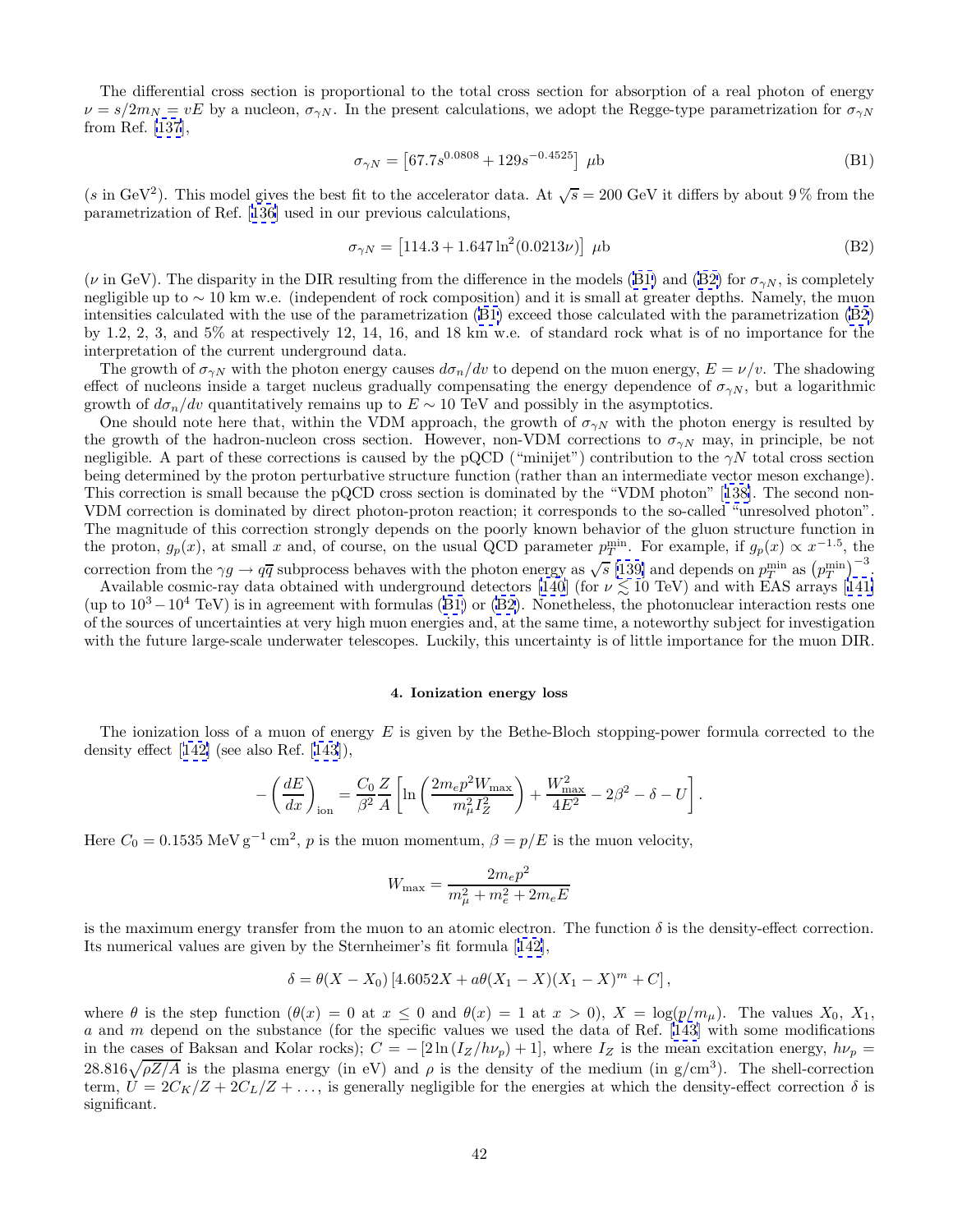The differential cross section is proportional to the total cross section for absorption of a real photon of energy $\nu = s/2m_N = vE$ by a nucleon, $\sigma_{\gamma N}$. In the present calculations, we adopt the Regge-type parametrization for $\sigma_{\gamma N}$ from Ref. [137],

$$\sigma_{\gamma N} = \left[67.7s^{0.0808} + 129s^{-0.4525}\right] \ \mu\text{b} \tag{B1}$$

($s$ in GeV$^2$). This model gives the best fit to the accelerator data. At $\sqrt{s} = 200$ GeV it differs by about 9 % from the parametrization of Ref. [136] used in our previous calculations,

$$\sigma_{\gamma N} = \left[114.3 + 1.647 \ln^2(0.0213\nu)\right] \ \mu\text{b} \tag{B2}$$

($\nu$ in GeV). The disparity in the DIR resulting from the difference in the models (B1) and (B2) for $\sigma_{\gamma N}$, is completely negligible up to $\sim 10$ km w.e. (independent of rock composition) and it is small at greater depths. Namely, the muon intensities calculated with the use of the parametrization (B1) exceed those calculated with the parametrization (B2) by 1.2, 2, 3, and 5% at respectively 12, 14, 16, and 18 km w.e. of standard rock what is of no importance for the interpretation of the current underground data.

The growth of $\sigma_{\gamma N}$ with the photon energy causes $d\sigma_n/dv$ to depend on the muon energy, $E = \nu/v$. The shadowing effect of nucleons inside a target nucleus gradually compensating the energy dependence of $\sigma_{\gamma N}$, but a logarithmic growth of $d\sigma_n/dv$ quantitatively remains up to $E \sim 10$ TeV and possibly in the asymptotics.

One should note here that, within the VDM approach, the growth of $\sigma_{\gamma N}$ with the photon energy is resulted by the growth of the hadron-nucleon cross section. However, non-VDM corrections to $\sigma_{\gamma N}$ may, in principle, be not negligible. A part of these corrections is caused by the pQCD ("minijet") contribution to the $\gamma N$ total cross section being determined by the proton perturbative structure function (rather than an intermediate vector meson exchange). This correction is small because the pQCD cross section is dominated by the "VDM photon" [138]. The second non-VDM correction is dominated by direct photon-proton reaction; it corresponds to the so-called "unresolved photon". The magnitude of this correction strongly depends on the poorly known behavior of the gluon structure function in the proton, $g_p(x)$, at small $x$ and, of course, on the usual QCD parameter $p_T^{\min}$. For example, if $g_p(x) \propto x^{-1.5}$, the correction from the $\gamma g \to q\overline{q}$ subprocess behaves with the photon energy as $\sqrt{s}$ [139] and depends on $p_T^{\min}$ as $\left(p_T^{\min}\right)^{-3}$.

Available cosmic-ray data obtained with underground detectors [140] (for $\nu \lesssim 10$ TeV) and with EAS arrays [141] (up to $10^3 - 10^4$ TeV) is in agreement with formulas (B1) or (B2). Nonetheless, the photonuclear interaction rests one of the sources of uncertainties at very high muon energies and, at the same time, a noteworthy subject for investigation with the future large-scale underwater telescopes. Luckily, this uncertainty is of little importance for the muon DIR.

#### 4. Ionization energy loss

The ionization loss of a muon of energy $E$ is given by the Bethe-Bloch stopping-power formula corrected to the density effect [142] (see also Ref. [143]),

$$-\left(\frac{dE}{dx}\right)_{\text{ion}} = \frac{C_0}{\beta^2}\frac{Z}{A}\left[\ln\left(\frac{2m_e p^2 W_{\max}}{m_\mu^2 I_Z^2}\right) + \frac{W_{\max}^2}{4E^2} - 2\beta^2 - \delta - U\right].$$

Here $C_0 = 0.1535$ MeV g$^{-1}$ cm$^2$, $p$ is the muon momentum, $\beta = p/E$ is the muon velocity,

$$W_{\max} = \frac{2m_e p^2}{m_\mu^2 + m_e^2 + 2m_e E}$$

is the maximum energy transfer from the muon to an atomic electron. The function $\delta$ is the density-effect correction. Its numerical values are given by the Sternheimer's fit formula [142],

$$\delta = \theta(X - X_0)\left[4.6052X + a\theta(X_1 - X)(X_1 - X)^m + C\right],$$

where $\theta$ is the step function ($\theta(x) = 0$ at $x \leq 0$ and $\theta(x) = 1$ at $x > 0$), $X = \log(p/m_\mu)$. The values $X_0$, $X_1$, $a$ and $m$ depend on the substance (for the specific values we used the data of Ref. [143] with some modifications in the cases of Baksan and Kolar rocks); $C = -\left[2\ln\left(I_Z/h\nu_p\right) + 1\right]$, where $I_Z$ is the mean excitation energy, $h\nu_p = 28.816\sqrt{\rho Z/A}$ is the plasma energy (in eV) and $\rho$ is the density of the medium (in g/cm$^3$). The shell-correction term, $U = 2C_K/Z + 2C_L/Z + \ldots$, is generally negligible for the energies at which the density-effect correction $\delta$ is significant.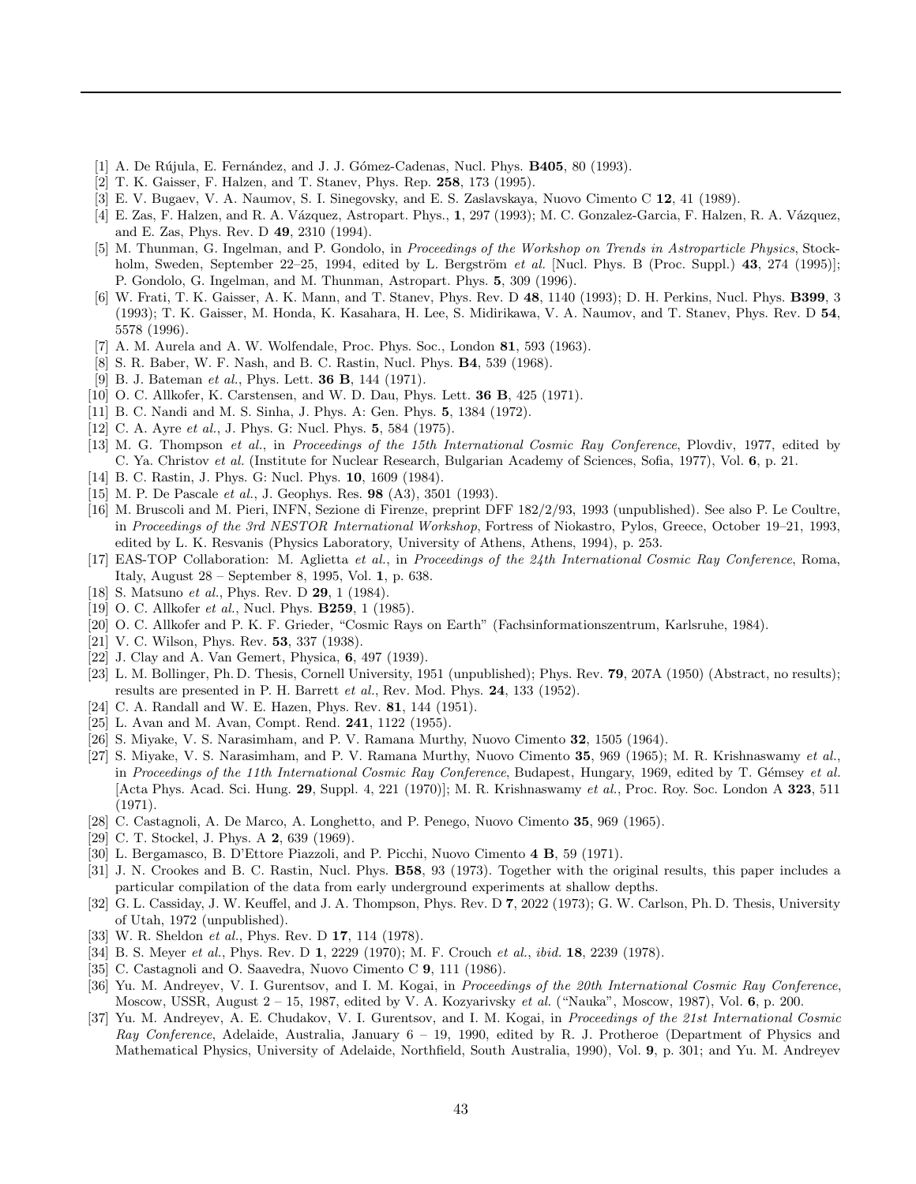[1] A. De Rújula, E. Fernández, and J. J. Gómez-Cadenas, Nucl. Phys. **B405**, 80 (1993).

[2] T. K. Gaisser, F. Halzen, and T. Stanev, Phys. Rep. **258**, 173 (1995).

[3] E. V. Bugaev, V. A. Naumov, S. I. Sinegovsky, and E. S. Zaslavskaya, Nuovo Cimento C **12**, 41 (1989).

[4] E. Zas, F. Halzen, and R. A. Vázquez, Astropart. Phys., **1**, 297 (1993); M. C. Gonzalez-Garcia, F. Halzen, R. A. Vázquez, and E. Zas, Phys. Rev. D **49**, 2310 (1994).

[5] M. Thunman, G. Ingelman, and P. Gondolo, in *Proceedings of the Workshop on Trends in Astroparticle Physics*, Stockholm, Sweden, September 22–25, 1994, edited by L. Bergström *et al.* [Nucl. Phys. B (Proc. Suppl.) **43**, 274 (1995)]; P. Gondolo, G. Ingelman, and M. Thunman, Astropart. Phys. **5**, 309 (1996).

[6] W. Frati, T. K. Gaisser, A. K. Mann, and T. Stanev, Phys. Rev. D **48**, 1140 (1993); D. H. Perkins, Nucl. Phys. **B399**, 3 (1993); T. K. Gaisser, M. Honda, K. Kasahara, H. Lee, S. Midirikawa, V. A. Naumov, and T. Stanev, Phys. Rev. D **54**, 5578 (1996).

[7] A. M. Aurela and A. W. Wolfendale, Proc. Phys. Soc., London **81**, 593 (1963).

[8] S. R. Baber, W. F. Nash, and B. C. Rastin, Nucl. Phys. **B4**, 539 (1968).

[9] B. J. Bateman *et al.*, Phys. Lett. **36 B**, 144 (1971).

[10] O. C. Allkofer, K. Carstensen, and W. D. Dau, Phys. Lett. **36 B**, 425 (1971).

[11] B. C. Nandi and M. S. Sinha, J. Phys. A: Gen. Phys. **5**, 1384 (1972).

[12] C. A. Ayre *et al.*, J. Phys. G: Nucl. Phys. **5**, 584 (1975).

[13] M. G. Thompson *et al.*, in *Proceedings of the 15th International Cosmic Ray Conference*, Plovdiv, 1977, edited by C. Ya. Christov *et al.* (Institute for Nuclear Research, Bulgarian Academy of Sciences, Sofia, 1977), Vol. **6**, p. 21.

[14] B. C. Rastin, J. Phys. G: Nucl. Phys. **10**, 1609 (1984).

[15] M. P. De Pascale *et al.*, J. Geophys. Res. **98** (A3), 3501 (1993).

[16] M. Bruscoli and M. Pieri, INFN, Sezione di Firenze, preprint DFF 182/2/93, 1993 (unpublished). See also P. Le Coultre, in *Proceedings of the 3rd NESTOR International Workshop*, Fortress of Niokastro, Pylos, Greece, October 19–21, 1993, edited by L. K. Resvanis (Physics Laboratory, University of Athens, Athens, 1994), p. 253.

[17] EAS-TOP Collaboration: M. Aglietta *et al.*, in *Proceedings of the 24th International Cosmic Ray Conference*, Roma, Italy, August 28 – September 8, 1995, Vol. **1**, p. 638.

[18] S. Matsuno *et al.*, Phys. Rev. D **29**, 1 (1984).

[19] O. C. Allkofer *et al.*, Nucl. Phys. **B259**, 1 (1985).

[20] O. C. Allkofer and P. K. F. Grieder, "Cosmic Rays on Earth" (Fachsinformationszentrum, Karlsruhe, 1984).

[21] V. C. Wilson, Phys. Rev. **53**, 337 (1938).

[22] J. Clay and A. Van Gemert, Physica, **6**, 497 (1939).

[23] L. M. Bollinger, Ph. D. Thesis, Cornell University, 1951 (unpublished); Phys. Rev. **79**, 207A (1950) (Abstract, no results); results are presented in P. H. Barrett *et al.*, Rev. Mod. Phys. **24**, 133 (1952).

[24] C. A. Randall and W. E. Hazen, Phys. Rev. **81**, 144 (1951).

[25] L. Avan and M. Avan, Compt. Rend. **241**, 1122 (1955).

[26] S. Miyake, V. S. Narasimham, and P. V. Ramana Murthy, Nuovo Cimento **32**, 1505 (1964).

[27] S. Miyake, V. S. Narasimham, and P. V. Ramana Murthy, Nuovo Cimento **35**, 969 (1965); M. R. Krishnaswamy *et al.*, in *Proceedings of the 11th International Cosmic Ray Conference*, Budapest, Hungary, 1969, edited by T. Gémsey *et al.* [Acta Phys. Acad. Sci. Hung. **29**, Suppl. 4, 221 (1970)]; M. R. Krishnaswamy *et al.*, Proc. Roy. Soc. London A **323**, 511 (1971).

[28] C. Castagnoli, A. De Marco, A. Longhetto, and P. Penego, Nuovo Cimento **35**, 969 (1965).

[29] C. T. Stockel, J. Phys. A **2**, 639 (1969).

[30] L. Bergamasco, B. D'Ettore Piazzoli, and P. Picchi, Nuovo Cimento **4 B**, 59 (1971).

[31] J. N. Crookes and B. C. Rastin, Nucl. Phys. **B58**, 93 (1973). Together with the original results, this paper includes a particular compilation of the data from early underground experiments at shallow depths.

[32] G. L. Cassiday, J. W. Keuffel, and J. A. Thompson, Phys. Rev. D **7**, 2022 (1973); G. W. Carlson, Ph. D. Thesis, University of Utah, 1972 (unpublished).

[33] W. R. Sheldon *et al.*, Phys. Rev. D **17**, 114 (1978).

[34] B. S. Meyer *et al.*, Phys. Rev. D **1**, 2229 (1970); M. F. Crouch *et al.*, *ibid.* **18**, 2239 (1978).

[35] C. Castagnoli and O. Saavedra, Nuovo Cimento C **9**, 111 (1986).

[36] Yu. M. Andreyev, V. I. Gurentsov, and I. M. Kogai, in *Proceedings of the 20th International Cosmic Ray Conference*, Moscow, USSR, August 2 – 15, 1987, edited by V. A. Kozyarivsky *et al.* ("Nauka", Moscow, 1987), Vol. **6**, p. 200.

[37] Yu. M. Andreyev, A. E. Chudakov, V. I. Gurentsov, and I. M. Kogai, in *Proceedings of the 21st International Cosmic Ray Conference*, Adelaide, Australia, January 6 – 19, 1990, edited by R. J. Protheroe (Department of Physics and Mathematical Physics, University of Adelaide, Northfield, South Australia, 1990), Vol. **9**, p. 301; and Yu. M. Andreyev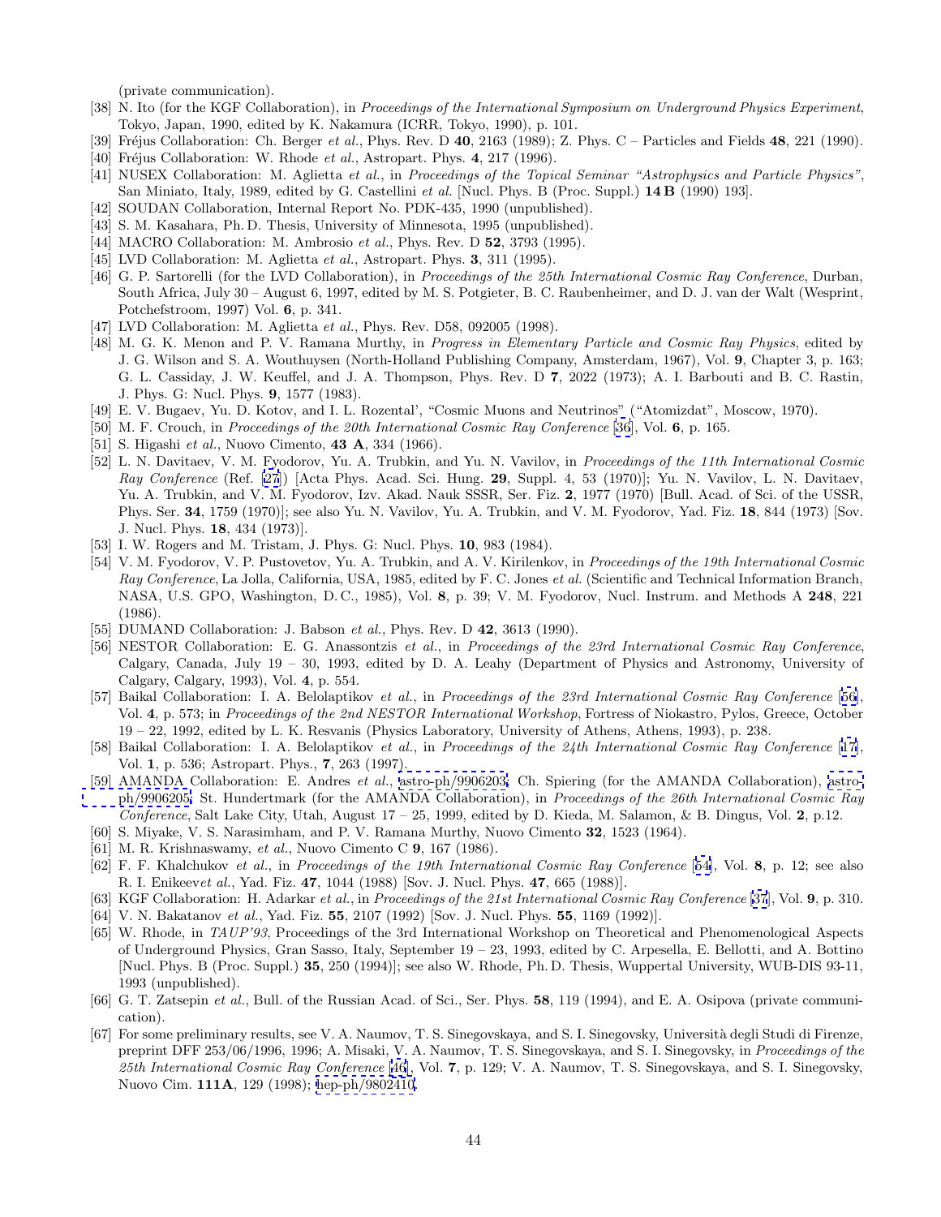(private communication).

[38] N. Ito (for the KGF Collaboration), in *Proceedings of the International Symposium on Underground Physics Experiment*, Tokyo, Japan, 1990, edited by K. Nakamura (ICRR, Tokyo, 1990), p. 101.

[39] Fréjus Collaboration: Ch. Berger *et al.*, Phys. Rev. D **40**, 2163 (1989); Z. Phys. C – Particles and Fields **48**, 221 (1990).

[40] Fréjus Collaboration: W. Rhode *et al.*, Astropart. Phys. **4**, 217 (1996).

[41] NUSEX Collaboration: M. Aglietta *et al.*, in *Proceedings of the Topical Seminar "Astrophysics and Particle Physics"*, San Miniato, Italy, 1989, edited by G. Castellini *et al.* [Nucl. Phys. B (Proc. Suppl.) **14 B** (1990) 193].

[42] SOUDAN Collaboration, Internal Report No. PDK-435, 1990 (unpublished).

[43] S. M. Kasahara, Ph. D. Thesis, University of Minnesota, 1995 (unpublished).

[44] MACRO Collaboration: M. Ambrosio *et al.*, Phys. Rev. D **52**, 3793 (1995).

[45] LVD Collaboration: M. Aglietta *et al.*, Astropart. Phys. **3**, 311 (1995).

[46] G. P. Sartorelli (for the LVD Collaboration), in *Proceedings of the 25th International Cosmic Ray Conference*, Durban, South Africa, July 30 – August 6, 1997, edited by M. S. Potgieter, B. C. Raubenheimer, and D. J. van der Walt (Wesprint, Potchefstroom, 1997) Vol. **6**, p. 341.

[47] LVD Collaboration: M. Aglietta *et al.*, Phys. Rev. D58, 092005 (1998).

[48] M. G. K. Menon and P. V. Ramana Murthy, in *Progress in Elementary Particle and Cosmic Ray Physics*, edited by J. G. Wilson and S. A. Wouthuysen (North-Holland Publishing Company, Amsterdam, 1967), Vol. **9**, Chapter 3, p. 163; G. L. Cassiday, J. W. Keuffel, and J. A. Thompson, Phys. Rev. D **7**, 2022 (1973); A. I. Barbouti and B. C. Rastin, J. Phys. G: Nucl. Phys. **9**, 1577 (1983).

[49] E. V. Bugaev, Yu. D. Kotov, and I. L. Rozental', "Cosmic Muons and Neutrinos" ("Atomizdat", Moscow, 1970).

[50] M. F. Crouch, in *Proceedings of the 20th International Cosmic Ray Conference* [36], Vol. **6**, p. 165.

[51] S. Higashi *et al.*, Nuovo Cimento, **43 A**, 334 (1966).

[52] L. N. Davitaev, V. M. Fyodorov, Yu. A. Trubkin, and Yu. N. Vavilov, in *Proceedings of the 11th International Cosmic Ray Conference* (Ref. [27]) [Acta Phys. Acad. Sci. Hung. **29**, Suppl. 4, 53 (1970)]; Yu. N. Vavilov, L. N. Davitaev, Yu. A. Trubkin, and V. M. Fyodorov, Izv. Akad. Nauk SSSR, Ser. Fiz. **2**, 1977 (1970) [Bull. Acad. of Sci. of the USSR, Phys. Ser. **34**, 1759 (1970)]; see also Yu. N. Vavilov, Yu. A. Trubkin, and V. M. Fyodorov, Yad. Fiz. **18**, 844 (1973) [Sov. J. Nucl. Phys. **18**, 434 (1973)].

[53] I. W. Rogers and M. Tristam, J. Phys. G: Nucl. Phys. **10**, 983 (1984).

[54] V. M. Fyodorov, V. P. Pustovetov, Yu. A. Trubkin, and A. V. Kirilenkov, in *Proceedings of the 19th International Cosmic Ray Conference*, La Jolla, California, USA, 1985, edited by F. C. Jones *et al.* (Scientific and Technical Information Branch, NASA, U.S. GPO, Washington, D. C., 1985), Vol. **8**, p. 39; V. M. Fyodorov, Nucl. Instrum. and Methods A **248**, 221 (1986).

[55] DUMAND Collaboration: J. Babson *et al.*, Phys. Rev. D **42**, 3613 (1990).

[56] NESTOR Collaboration: E. G. Anassontzis *et al.*, in *Proceedings of the 23rd International Cosmic Ray Conference*, Calgary, Canada, July 19 – 30, 1993, edited by D. A. Leahy (Department of Physics and Astronomy, University of Calgary, Calgary, 1993), Vol. **4**, p. 554.

[57] Baikal Collaboration: I. A. Belolaptikov *et al.*, in *Proceedings of the 23rd International Cosmic Ray Conference* [56], Vol. **4**, p. 573; in *Proceedings of the 2nd NESTOR International Workshop*, Fortress of Niokastro, Pylos, Greece, October 19 – 22, 1992, edited by L. K. Resvanis (Physics Laboratory, University of Athens, Athens, 1993), p. 238.

[58] Baikal Collaboration: I. A. Belolaptikov *et al.*, in *Proceedings of the 24th International Cosmic Ray Conference* [17], Vol. **1**, p. 536; Astropart. Phys., **7**, 263 (1997).

[59] AMANDA Collaboration: E. Andres *et al.*, astro-ph/9906203; Ch. Spiering (for the AMANDA Collaboration), astro-ph/9906205; St. Hundertmark (for the AMANDA Collaboration), in *Proceedings of the 26th International Cosmic Ray Conference*, Salt Lake City, Utah, August 17 – 25, 1999, edited by D. Kieda, M. Salamon, & B. Dingus, Vol. **2**, p.12.

[60] S. Miyake, V. S. Narasimham, and P. V. Ramana Murthy, Nuovo Cimento **32**, 1523 (1964).

[61] M. R. Krishnaswamy, *et al.*, Nuovo Cimento C **9**, 167 (1986).

[62] F. F. Khalchukov *et al.*, in *Proceedings of the 19th International Cosmic Ray Conference* [54], Vol. **8**, p. 12; see also R. I. Enikeev*et al.*, Yad. Fiz. **47**, 1044 (1988) [Sov. J. Nucl. Phys. **47**, 665 (1988)].

[63] KGF Collaboration: H. Adarkar *et al.*, in *Proceedings of the 21st International Cosmic Ray Conference* [37], Vol. **9**, p. 310.

[64] V. N. Bakatanov *et al.*, Yad. Fiz. **55**, 2107 (1992) [Sov. J. Nucl. Phys. **55**, 1169 (1992)].

[65] W. Rhode, in *TAUP'93*, Proceedings of the 3rd International Workshop on Theoretical and Phenomenological Aspects of Underground Physics, Gran Sasso, Italy, September 19 – 23, 1993, edited by C. Arpesella, E. Bellotti, and A. Bottino [Nucl. Phys. B (Proc. Suppl.) **35**, 250 (1994)]; see also W. Rhode, Ph. D. Thesis, Wuppertal University, WUB-DIS 93-11, 1993 (unpublished).

[66] G. T. Zatsepin *et al.*, Bull. of the Russian Acad. of Sci., Ser. Phys. **58**, 119 (1994), and E. A. Osipova (private communication).

[67] For some preliminary results, see V. A. Naumov, T. S. Sinegovskaya, and S. I. Sinegovsky, Università degli Studi di Firenze, preprint DFF 253/06/1996, 1996; A. Misaki, V. A. Naumov, T. S. Sinegovskaya, and S. I. Sinegovsky, in *Proceedings of the 25th International Cosmic Ray Conference* [46], Vol. **7**, p. 129; V. A. Naumov, T. S. Sinegovskaya, and S. I. Sinegovsky, Nuovo Cim. **111A**, 129 (1998); hep-ph/9802410.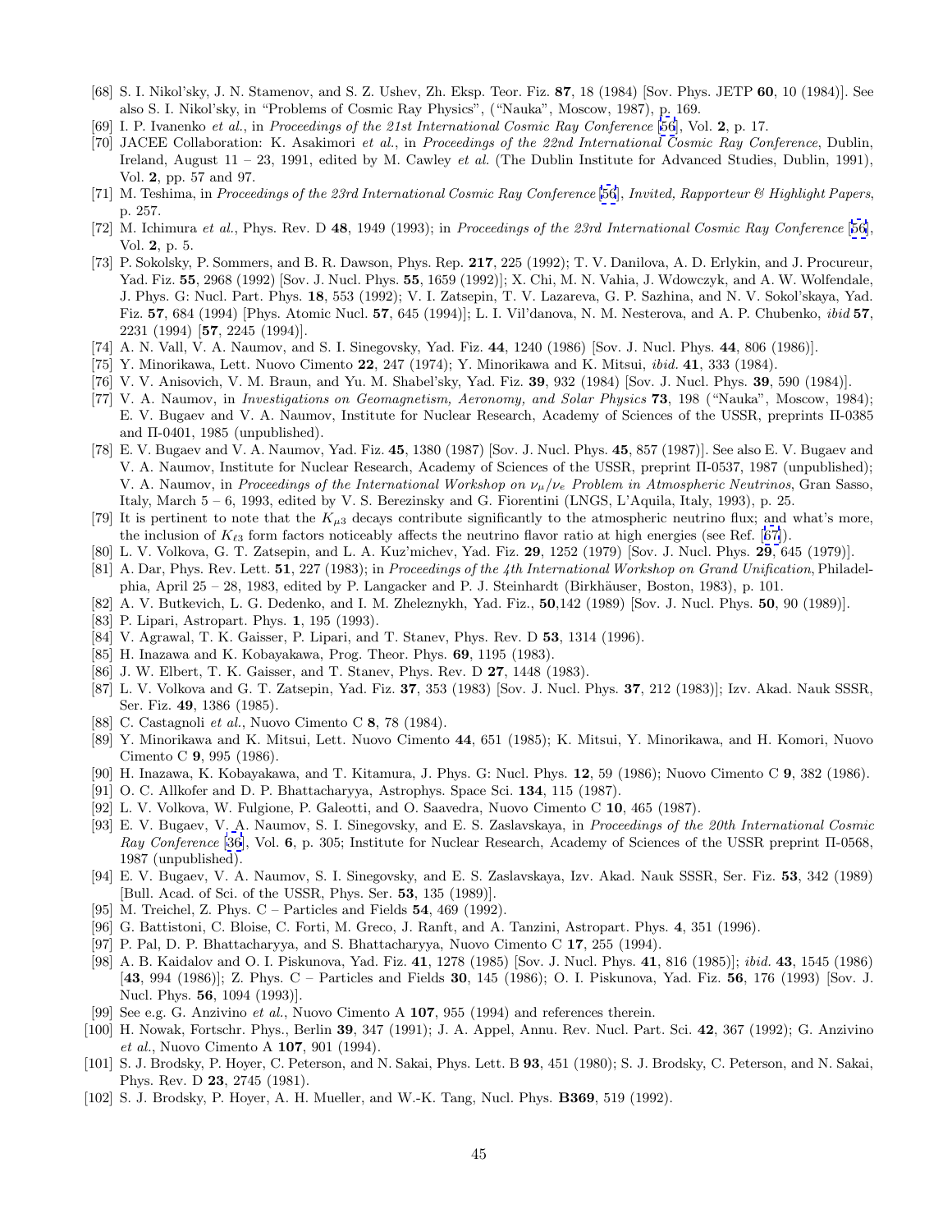[68] S. I. Nikol'sky, J. N. Stamenov, and S. Z. Ushev, Zh. Eksp. Teor. Fiz. **87**, 18 (1984) [Sov. Phys. JETP **60**, 10 (1984)]. See also S. I. Nikol'sky, in "Problems of Cosmic Ray Physics", ("Nauka", Moscow, 1987), p. 169.

[69] I. P. Ivanenko *et al.*, in *Proceedings of the 21st International Cosmic Ray Conference* [56], Vol. **2**, p. 17.

[70] JACEE Collaboration: K. Asakimori *et al.*, in *Proceedings of the 22nd International Cosmic Ray Conference*, Dublin, Ireland, August 11 – 23, 1991, edited by M. Cawley *et al.* (The Dublin Institute for Advanced Studies, Dublin, 1991), Vol. **2**, pp. 57 and 97.

[71] M. Teshima, in *Proceedings of the 23rd International Cosmic Ray Conference* [56], *Invited, Rapporteur & Highlight Papers*, p. 257.

[72] M. Ichimura *et al.*, Phys. Rev. D **48**, 1949 (1993); in *Proceedings of the 23rd International Cosmic Ray Conference* [56], Vol. **2**, p. 5.

[73] P. Sokolsky, P. Sommers, and B. R. Dawson, Phys. Rep. **217**, 225 (1992); T. V. Danilova, A. D. Erlykin, and J. Procureur, Yad. Fiz. **55**, 2968 (1992) [Sov. J. Nucl. Phys. **55**, 1659 (1992)]; X. Chi, M. N. Vahia, J. Wdowczyk, and A. W. Wolfendale, J. Phys. G: Nucl. Part. Phys. **18**, 553 (1992); V. I. Zatsepin, T. V. Lazareva, G. P. Sazhina, and N. V. Sokol'skaya, Yad. Fiz. **57**, 684 (1994) [Phys. Atomic Nucl. **57**, 645 (1994)]; L. I. Vil'danova, N. M. Nesterova, and A. P. Chubenko, *ibid* **57**, 2231 (1994) [**57**, 2245 (1994)].

[74] A. N. Vall, V. A. Naumov, and S. I. Sinegovsky, Yad. Fiz. **44**, 1240 (1986) [Sov. J. Nucl. Phys. **44**, 806 (1986)].

[75] Y. Minorikawa, Lett. Nuovo Cimento **22**, 247 (1974); Y. Minorikawa and K. Mitsui, *ibid.* **41**, 333 (1984).

[76] V. V. Anisovich, V. M. Braun, and Yu. M. Shabel'sky, Yad. Fiz. **39**, 932 (1984) [Sov. J. Nucl. Phys. **39**, 590 (1984)].

[77] V. A. Naumov, in *Investigations on Geomagnetism, Aeronomy, and Solar Physics* **73**, 198 ("Nauka", Moscow, 1984); E. V. Bugaev and V. A. Naumov, Institute for Nuclear Research, Academy of Sciences of the USSR, preprints П-0385 and П-0401, 1985 (unpublished).

[78] E. V. Bugaev and V. A. Naumov, Yad. Fiz. **45**, 1380 (1987) [Sov. J. Nucl. Phys. **45**, 857 (1987)]. See also E. V. Bugaev and V. A. Naumov, Institute for Nuclear Research, Academy of Sciences of the USSR, preprint П-0537, 1987 (unpublished); V. A. Naumov, in *Proceedings of the International Workshop on* $\nu_\mu/\nu_e$ *Problem in Atmospheric Neutrinos*, Gran Sasso, Italy, March 5 – 6, 1993, edited by V. S. Berezinsky and G. Fiorentini (LNGS, L'Aquila, Italy, 1993), p. 25.

[79] It is pertinent to note that the $K_{\mu 3}$ decays contribute significantly to the atmospheric neutrino flux; and what's more, the inclusion of $K_{\ell 3}$ form factors noticeably affects the neutrino flavor ratio at high energies (see Ref. [67]).

[80] L. V. Volkova, G. T. Zatsepin, and L. A. Kuz'michev, Yad. Fiz. **29**, 1252 (1979) [Sov. J. Nucl. Phys. **29**, 645 (1979)].

[81] A. Dar, Phys. Rev. Lett. **51**, 227 (1983); in *Proceedings of the 4th International Workshop on Grand Unification*, Philadelphia, April 25 – 28, 1983, edited by P. Langacker and P. J. Steinhardt (Birkhäuser, Boston, 1983), p. 101.

[82] A. V. Butkevich, L. G. Dedenko, and I. M. Zheleznykh, Yad. Fiz., **50**,142 (1989) [Sov. J. Nucl. Phys. **50**, 90 (1989)].

[83] P. Lipari, Astropart. Phys. **1**, 195 (1993).

[84] V. Agrawal, T. K. Gaisser, P. Lipari, and T. Stanev, Phys. Rev. D **53**, 1314 (1996).

[85] H. Inazawa and K. Kobayakawa, Prog. Theor. Phys. **69**, 1195 (1983).

[86] J. W. Elbert, T. K. Gaisser, and T. Stanev, Phys. Rev. D **27**, 1448 (1983).

[87] L. V. Volkova and G. T. Zatsepin, Yad. Fiz. **37**, 353 (1983) [Sov. J. Nucl. Phys. **37**, 212 (1983)]; Izv. Akad. Nauk SSSR, Ser. Fiz. **49**, 1386 (1985).

[88] C. Castagnoli *et al.*, Nuovo Cimento C **8**, 78 (1984).

[89] Y. Minorikawa and K. Mitsui, Lett. Nuovo Cimento **44**, 651 (1985); K. Mitsui, Y. Minorikawa, and H. Komori, Nuovo Cimento C **9**, 995 (1986).

[90] H. Inazawa, K. Kobayakawa, and T. Kitamura, J. Phys. G: Nucl. Phys. **12**, 59 (1986); Nuovo Cimento C **9**, 382 (1986).

[91] O. C. Allkofer and D. P. Bhattacharyya, Astrophys. Space Sci. **134**, 115 (1987).

[92] L. V. Volkova, W. Fulgione, P. Galeotti, and O. Saavedra, Nuovo Cimento C **10**, 465 (1987).

[93] E. V. Bugaev, V. A. Naumov, S. I. Sinegovsky, and E. S. Zaslavskaya, in *Proceedings of the 20th International Cosmic Ray Conference* [36], Vol. **6**, p. 305; Institute for Nuclear Research, Academy of Sciences of the USSR preprint П-0568, 1987 (unpublished).

[94] E. V. Bugaev, V. A. Naumov, S. I. Sinegovsky, and E. S. Zaslavskaya, Izv. Akad. Nauk SSSR, Ser. Fiz. **53**, 342 (1989) [Bull. Acad. of Sci. of the USSR, Phys. Ser. **53**, 135 (1989)].

[95] M. Treichel, Z. Phys. C – Particles and Fields **54**, 469 (1992).

[96] G. Battistoni, C. Bloise, C. Forti, M. Greco, J. Ranft, and A. Tanzini, Astropart. Phys. **4**, 351 (1996).

[97] P. Pal, D. P. Bhattacharyya, and S. Bhattacharyya, Nuovo Cimento C **17**, 255 (1994).

[98] A. B. Kaidalov and O. I. Piskunova, Yad. Fiz. **41**, 1278 (1985) [Sov. J. Nucl. Phys. **41**, 816 (1985)]; *ibid.* **43**, 1545 (1986) [**43**, 994 (1986)]; Z. Phys. C – Particles and Fields **30**, 145 (1986); O. I. Piskunova, Yad. Fiz. **56**, 176 (1993) [Sov. J. Nucl. Phys. **56**, 1094 (1993)].

[99] See e.g. G. Anzivino *et al.*, Nuovo Cimento A **107**, 955 (1994) and references therein.

[100] H. Nowak, Fortschr. Phys., Berlin **39**, 347 (1991); J. A. Appel, Annu. Rev. Nucl. Part. Sci. **42**, 367 (1992); G. Anzivino *et al.*, Nuovo Cimento A **107**, 901 (1994).

[101] S. J. Brodsky, P. Hoyer, C. Peterson, and N. Sakai, Phys. Lett. B **93**, 451 (1980); S. J. Brodsky, C. Peterson, and N. Sakai, Phys. Rev. D **23**, 2745 (1981).

[102] S. J. Brodsky, P. Hoyer, A. H. Mueller, and W.-K. Tang, Nucl. Phys. **B369**, 519 (1992).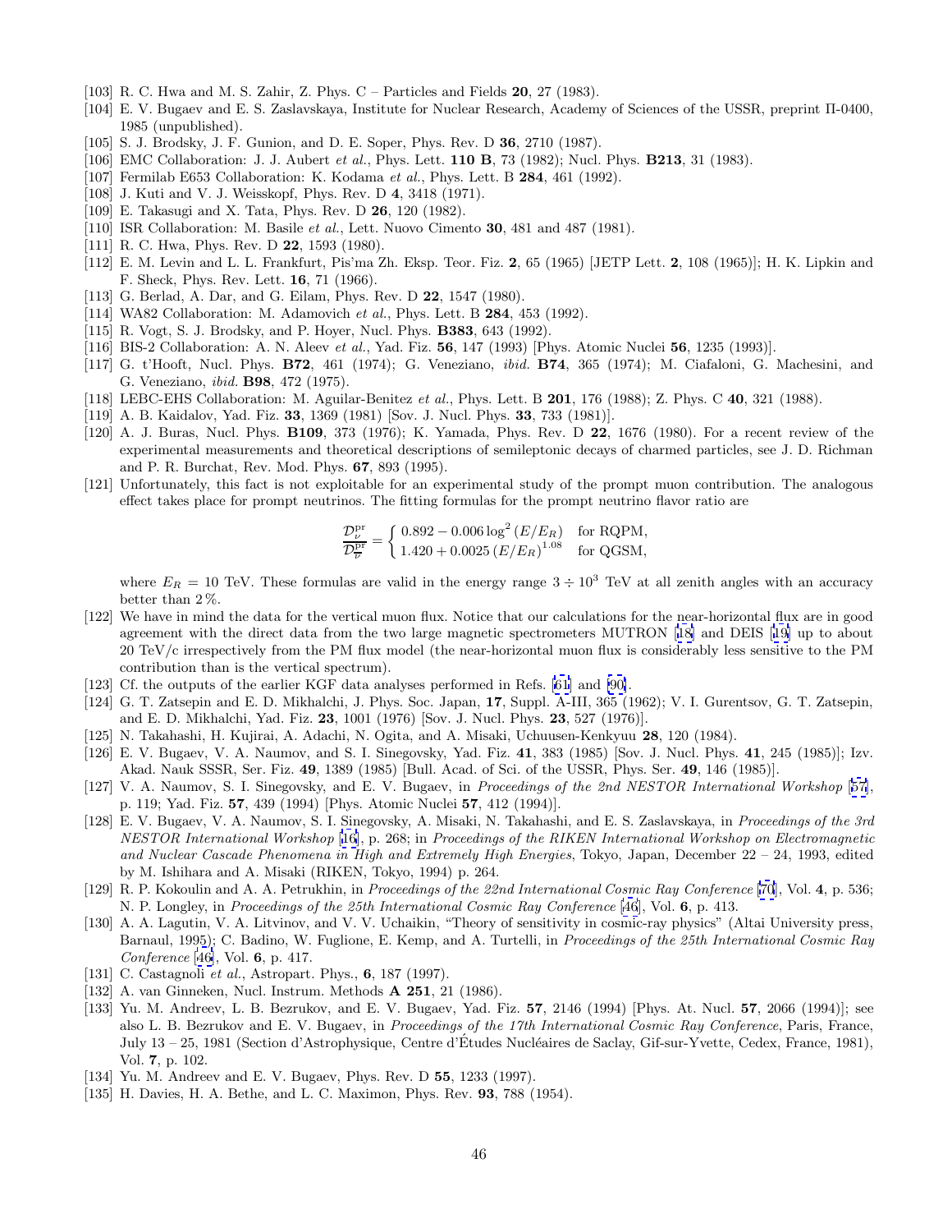[103] R. C. Hwa and M. S. Zahir, Z. Phys. C – Particles and Fields **20**, 27 (1983).

[104] E. V. Bugaev and E. S. Zaslavskaya, Institute for Nuclear Research, Academy of Sciences of the USSR, preprint П-0400, 1985 (unpublished).

[105] S. J. Brodsky, J. F. Gunion, and D. E. Soper, Phys. Rev. D **36**, 2710 (1987).

[106] EMC Collaboration: J. J. Aubert *et al.*, Phys. Lett. **110 B**, 73 (1982); Nucl. Phys. **B213**, 31 (1983).

[107] Fermilab E653 Collaboration: K. Kodama *et al.*, Phys. Lett. B **284**, 461 (1992).

[108] J. Kuti and V. J. Weisskopf, Phys. Rev. D **4**, 3418 (1971).

[109] E. Takasugi and X. Tata, Phys. Rev. D **26**, 120 (1982).

[110] ISR Collaboration: M. Basile *et al.*, Lett. Nuovo Cimento **30**, 481 and 487 (1981).

[111] R. C. Hwa, Phys. Rev. D **22**, 1593 (1980).

[112] E. M. Levin and L. L. Frankfurt, Pis'ma Zh. Eksp. Teor. Fiz. **2**, 65 (1965) [JETP Lett. **2**, 108 (1965)]; H. K. Lipkin and F. Sheck, Phys. Rev. Lett. **16**, 71 (1966).

[113] G. Berlad, A. Dar, and G. Eilam, Phys. Rev. D **22**, 1547 (1980).

[114] WA82 Collaboration: M. Adamovich *et al.*, Phys. Lett. B **284**, 453 (1992).

[115] R. Vogt, S. J. Brodsky, and P. Hoyer, Nucl. Phys. **B383**, 643 (1992).

[116] BIS-2 Collaboration: A. N. Aleev *et al.*, Yad. Fiz. **56**, 147 (1993) [Phys. Atomic Nuclei **56**, 1235 (1993)].

[117] G. t'Hooft, Nucl. Phys. **B72**, 461 (1974); G. Veneziano, *ibid.* **B74**, 365 (1974); M. Ciafaloni, G. Machesini, and G. Veneziano, *ibid.* **B98**, 472 (1975).

[118] LEBC-EHS Collaboration: M. Aguilar-Benitez *et al.*, Phys. Lett. B **201**, 176 (1988); Z. Phys. C **40**, 321 (1988).

[119] A. B. Kaidalov, Yad. Fiz. **33**, 1369 (1981) [Sov. J. Nucl. Phys. **33**, 733 (1981)].

[120] A. J. Buras, Nucl. Phys. **B109**, 373 (1976); K. Yamada, Phys. Rev. D **22**, 1676 (1980). For a recent review of the experimental measurements and theoretical descriptions of semileptonic decays of charmed particles, see J. D. Richman and P. R. Burchat, Rev. Mod. Phys. **67**, 893 (1995).

[121] Unfortunately, this fact is not exploitable for an experimental study of the prompt muon contribution. The analogous effect takes place for prompt neutrinos. The fitting formulas for the prompt neutrino flavor ratio are

$$\frac{\mathcal{D}_{\nu}^{\rm pr}}{\mathcal{D}_{\overline{\nu}}^{\rm pr}} = \begin{cases} 0.892 - 0.006\log^2\left(E/E_R\right) & \text{for RQPM,} \\ 1.420 + 0.0025\left(E/E_R\right)^{1.08} & \text{for QGSM,} \end{cases}$$

where $E_R = 10$ TeV. These formulas are valid in the energy range $3 \div 10^3$ TeV at all zenith angles with an accuracy better than 2 %.

[122] We have in mind the data for the vertical muon flux. Notice that our calculations for the near-horizontal flux are in good agreement with the direct data from the two large magnetic spectrometers MUTRON [18] and DEIS [19] up to about 20 TeV/c irrespectively from the PM flux model (the near-horizontal muon flux is considerably less sensitive to the PM contribution than is the vertical spectrum).

[123] Cf. the outputs of the earlier KGF data analyses performed in Refs. [61] and [90].

[124] G. T. Zatsepin and E. D. Mikhalchi, J. Phys. Soc. Japan, **17**, Suppl. A-III, 365 (1962); V. I. Gurentsov, G. T. Zatsepin, and E. D. Mikhalchi, Yad. Fiz. **23**, 1001 (1976) [Sov. J. Nucl. Phys. **23**, 527 (1976)].

[125] N. Takahashi, H. Kujirai, A. Adachi, N. Ogita, and A. Misaki, Uchuusen-Kenkyuu **28**, 120 (1984).

[126] E. V. Bugaev, V. A. Naumov, and S. I. Sinegovsky, Yad. Fiz. **41**, 383 (1985) [Sov. J. Nucl. Phys. **41**, 245 (1985)]; Izv. Akad. Nauk SSSR, Ser. Fiz. **49**, 1389 (1985) [Bull. Acad. of Sci. of the USSR, Phys. Ser. **49**, 146 (1985)].

[127] V. A. Naumov, S. I. Sinegovsky, and E. V. Bugaev, in *Proceedings of the 2nd NESTOR International Workshop* [57], p. 119; Yad. Fiz. **57**, 439 (1994) [Phys. Atomic Nuclei **57**, 412 (1994)].

[128] E. V. Bugaev, V. A. Naumov, S. I. Sinegovsky, A. Misaki, N. Takahashi, and E. S. Zaslavskaya, in *Proceedings of the 3rd NESTOR International Workshop* [16], p. 268; in *Proceedings of the RIKEN International Workshop on Electromagnetic and Nuclear Cascade Phenomena in High and Extremely High Energies*, Tokyo, Japan, December 22 – 24, 1993, edited by M. Ishihara and A. Misaki (RIKEN, Tokyo, 1994) p. 264.

[129] R. P. Kokoulin and A. A. Petrukhin, in *Proceedings of the 22nd International Cosmic Ray Conference* [70], Vol. **4**, p. 536; N. P. Longley, in *Proceedings of the 25th International Cosmic Ray Conference* [46], Vol. **6**, p. 413.

[130] A. A. Lagutin, V. A. Litvinov, and V. V. Uchaikin, "Theory of sensitivity in cosmic-ray physics" (Altai University press, Barnaul, 1995); C. Badino, W. Fuglione, E. Kemp, and A. Turtelli, in *Proceedings of the 25th International Cosmic Ray Conference* [46], Vol. **6**, p. 417.

[131] C. Castagnoli *et al.*, Astropart. Phys., **6**, 187 (1997).

[132] A. van Ginneken, Nucl. Instrum. Methods **A 251**, 21 (1986).

[133] Yu. M. Andreev, L. B. Bezrukov, and E. V. Bugaev, Yad. Fiz. **57**, 2146 (1994) [Phys. At. Nucl. **57**, 2066 (1994)]; see also L. B. Bezrukov and E. V. Bugaev, in *Proceedings of the 17th International Cosmic Ray Conference*, Paris, France, July 13 – 25, 1981 (Section d'Astrophysique, Centre d'Études Nucléaires de Saclay, Gif-sur-Yvette, Cedex, France, 1981), Vol. **7**, p. 102.

[134] Yu. M. Andreev and E. V. Bugaev, Phys. Rev. D **55**, 1233 (1997).

[135] H. Davies, H. A. Bethe, and L. C. Maximon, Phys. Rev. **93**, 788 (1954).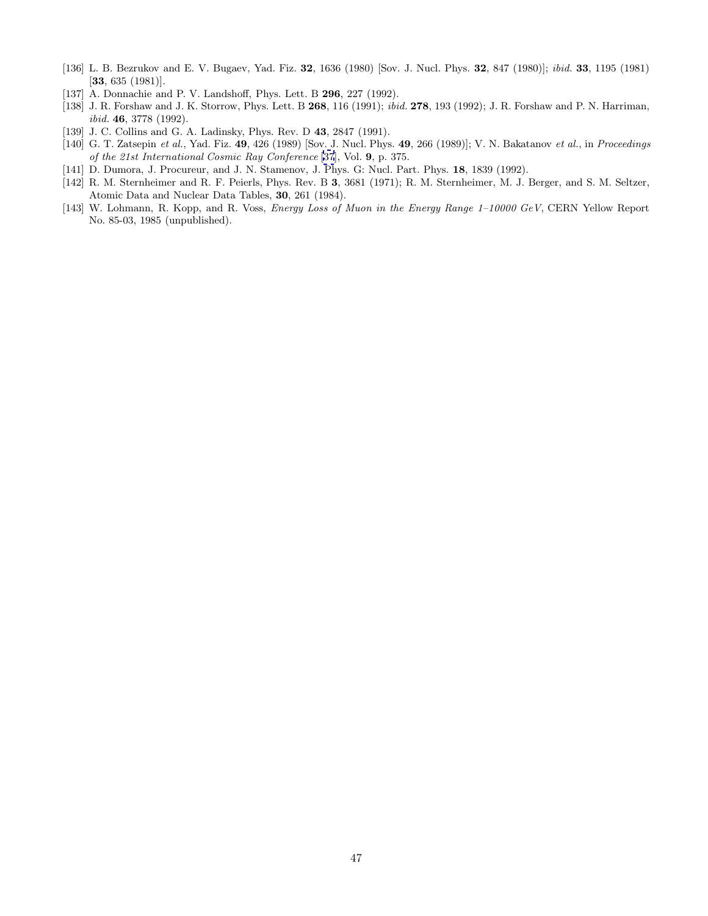[136] L. B. Bezrukov and E. V. Bugaev, Yad. Fiz. **32**, 1636 (1980) [Sov. J. Nucl. Phys. **32**, 847 (1980)]; *ibid.* **33**, 1195 (1981) [**33**, 635 (1981)].

[137] A. Donnachie and P. V. Landshoff, Phys. Lett. B **296**, 227 (1992).

[138] J. R. Forshaw and J. K. Storrow, Phys. Lett. B **268**, 116 (1991); *ibid.* **278**, 193 (1992); J. R. Forshaw and P. N. Harriman, *ibid.* **46**, 3778 (1992).

[139] J. C. Collins and G. A. Ladinsky, Phys. Rev. D **43**, 2847 (1991).

[140] G. T. Zatsepin *et al.*, Yad. Fiz. **49**, 426 (1989) [Sov. J. Nucl. Phys. **49**, 266 (1989)]; V. N. Bakatanov *et al.*, in *Proceedings of the 21st International Cosmic Ray Conference* [37], Vol. **9**, p. 375.

[141] D. Dumora, J. Procureur, and J. N. Stamenov, J. Phys. G: Nucl. Part. Phys. **18**, 1839 (1992).

[142] R. M. Sternheimer and R. F. Peierls, Phys. Rev. B **3**, 3681 (1971); R. M. Sternheimer, M. J. Berger, and S. M. Seltzer, Atomic Data and Nuclear Data Tables, **30**, 261 (1984).

[143] W. Lohmann, R. Kopp, and R. Voss, *Energy Loss of Muon in the Energy Range 1–10000 GeV*, CERN Yellow Report No. 85-03, 1985 (unpublished).